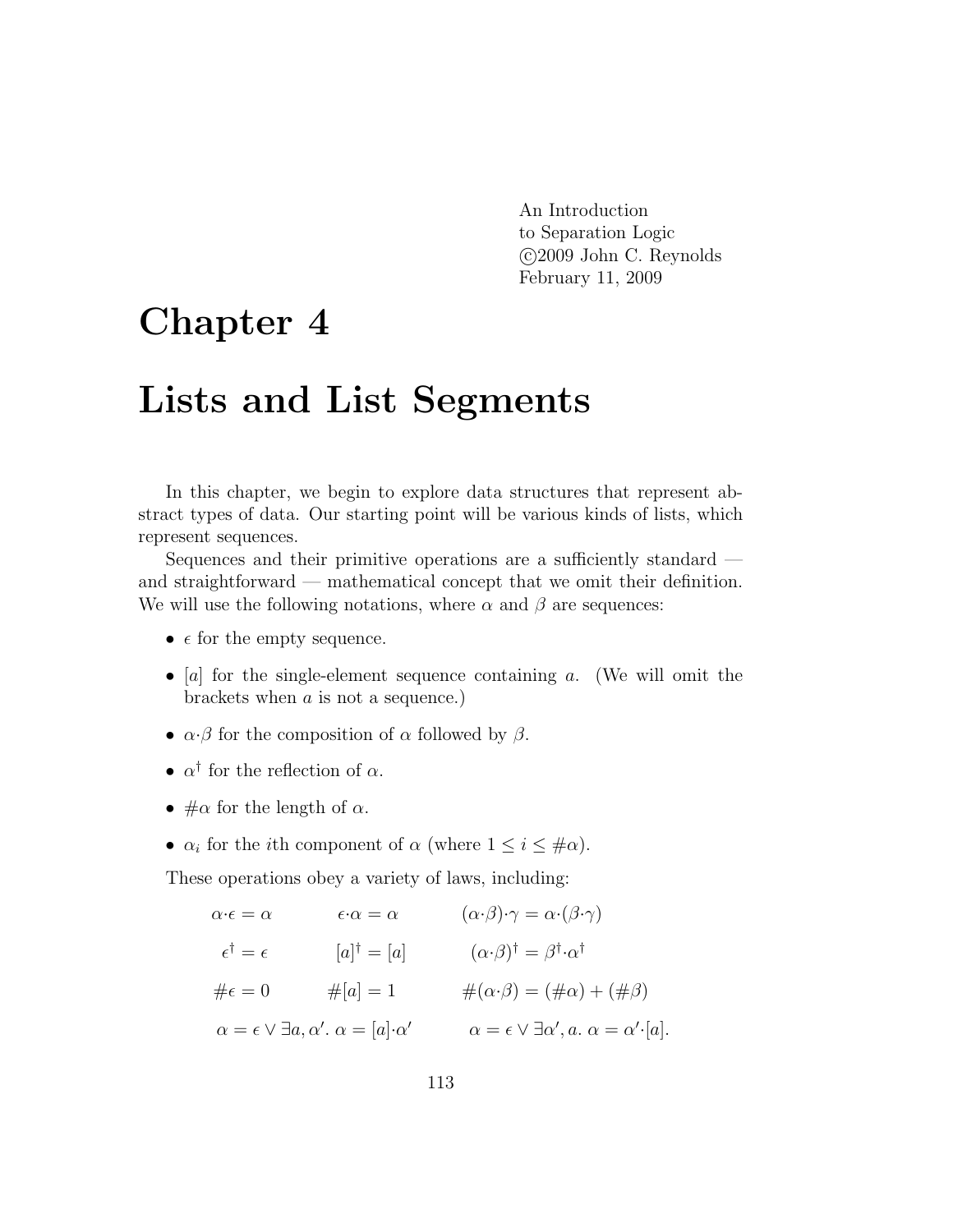An Introduction
to Separation Logic
©2009 John C. Reynolds
February 11, 2009

# Chapter 4

# Lists and List Segments

In this chapter, we begin to explore data structures that represent abstract types of data. Our starting point will be various kinds of lists, which represent sequences.

Sequences and their primitive operations are a sufficiently standard — and straightforward — mathematical concept that we omit their definition. We will use the following notations, where $\alpha$ and $\beta$ are sequences:

- $\epsilon$ for the empty sequence.
- $[a]$ for the single-element sequence containing $a$. (We will omit the brackets when $a$ is not a sequence.)
- $\alpha{\cdot}\beta$ for the composition of $\alpha$ followed by $\beta$.
- $\alpha^\dagger$ for the reflection of $\alpha$.
- $\#\alpha$ for the length of $\alpha$.
- $\alpha_i$ for the $i$th component of $\alpha$ (where $1 \leq i \leq \#\alpha$).

These operations obey a variety of laws, including:

$$\alpha{\cdot}\epsilon = \alpha \qquad \epsilon{\cdot}\alpha = \alpha \qquad (\alpha{\cdot}\beta){\cdot}\gamma = \alpha{\cdot}(\beta{\cdot}\gamma)$$

$$\epsilon^\dagger = \epsilon \qquad [a]^\dagger = [a] \qquad (\alpha{\cdot}\beta)^\dagger = \beta^\dagger{\cdot}\alpha^\dagger$$

$$\#\epsilon = 0 \qquad \#[a] = 1 \qquad \#(\alpha{\cdot}\beta) = (\#\alpha) + (\#\beta)$$

$$\alpha = \epsilon \vee \exists a, \alpha'.\ \alpha = [a]{\cdot}\alpha' \qquad \alpha = \epsilon \vee \exists \alpha', a.\ \alpha = \alpha'{\cdot}[a].$$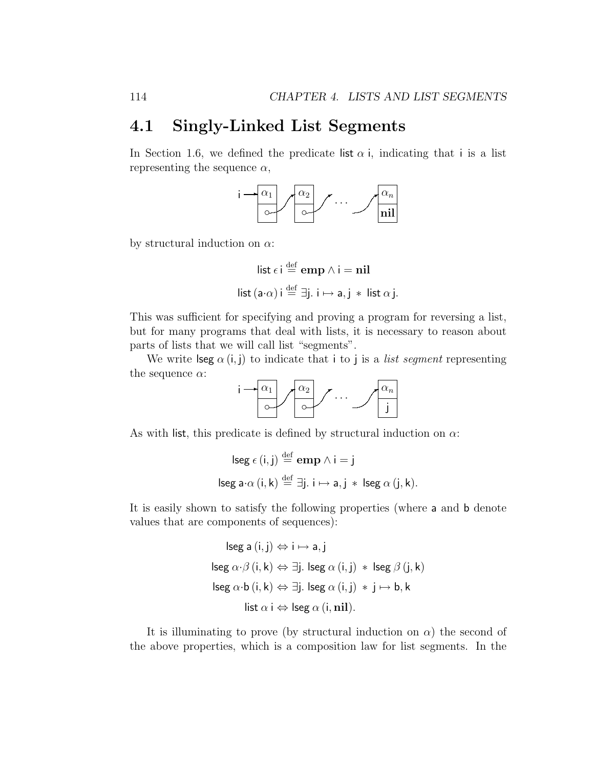## 4.1 Singly-Linked List Segments

In Section 1.6, we defined the predicate $\mathsf{list}\ \alpha\ \mathsf{i}$, indicating that $\mathsf{i}$ is a list representing the sequence $\alpha$,

$$\mathsf{i} \rightarrow \boxed{\alpha_1 \,|\, \circ} \rightarrow \boxed{\alpha_2 \,|\, \circ} \rightarrow \cdots \rightarrow \boxed{\alpha_n \,|\, \mathbf{nil}}$$

by structural induction on $\alpha$:

$$\mathsf{list}\ \epsilon\ \mathsf{i} \stackrel{\mathrm{def}}{=} \mathbf{emp} \land \mathsf{i} = \mathbf{nil}$$

$$\mathsf{list}\ (\mathsf{a}{\cdot}\alpha)\ \mathsf{i} \stackrel{\mathrm{def}}{=} \exists \mathsf{j}.\ \mathsf{i} \mapsto \mathsf{a}, \mathsf{j} \ *\ \mathsf{list}\ \alpha\ \mathsf{j}.$$

This was sufficient for specifying and proving a program for reversing a list, but for many programs that deal with lists, it is necessary to reason about parts of lists that we will call list "segments".

We write $\mathsf{lseg}\ \alpha\ (\mathsf{i}, \mathsf{j})$ to indicate that $\mathsf{i}$ to $\mathsf{j}$ is a *list segment* representing the sequence $\alpha$:

$$\mathsf{i} \rightarrow \boxed{\alpha_1 \,|\, \circ} \rightarrow \boxed{\alpha_2 \,|\, \circ} \rightarrow \cdots \rightarrow \boxed{\alpha_n \,|\, \mathsf{j}}$$

As with $\mathsf{list}$, this predicate is defined by structural induction on $\alpha$:

$$\mathsf{lseg}\ \epsilon\ (\mathsf{i}, \mathsf{j}) \stackrel{\mathrm{def}}{=} \mathbf{emp} \land \mathsf{i} = \mathsf{j}$$

$$\mathsf{lseg}\ \mathsf{a}{\cdot}\alpha\ (\mathsf{i}, \mathsf{k}) \stackrel{\mathrm{def}}{=} \exists \mathsf{j}.\ \mathsf{i} \mapsto \mathsf{a}, \mathsf{j} \ *\ \mathsf{lseg}\ \alpha\ (\mathsf{j}, \mathsf{k}).$$

It is easily shown to satisfy the following properties (where $\mathsf{a}$ and $\mathsf{b}$ denote values that are components of sequences):

$$\mathsf{lseg}\ \mathsf{a}\ (\mathsf{i}, \mathsf{j}) \Leftrightarrow \mathsf{i} \mapsto \mathsf{a}, \mathsf{j}$$

$$\mathsf{lseg}\ \alpha{\cdot}\beta\ (\mathsf{i}, \mathsf{k}) \Leftrightarrow \exists \mathsf{j}.\ \mathsf{lseg}\ \alpha\ (\mathsf{i}, \mathsf{j}) \ *\ \mathsf{lseg}\ \beta\ (\mathsf{j}, \mathsf{k})$$

$$\mathsf{lseg}\ \alpha{\cdot}\mathsf{b}\ (\mathsf{i}, \mathsf{k}) \Leftrightarrow \exists \mathsf{j}.\ \mathsf{lseg}\ \alpha\ (\mathsf{i}, \mathsf{j}) \ *\ \mathsf{j} \mapsto \mathsf{b}, \mathsf{k}$$

$$\mathsf{list}\ \alpha\ \mathsf{i} \Leftrightarrow \mathsf{lseg}\ \alpha\ (\mathsf{i}, \mathbf{nil}).$$

It is illuminating to prove (by structural induction on $\alpha$) the second of the above properties, which is a composition law for list segments. In the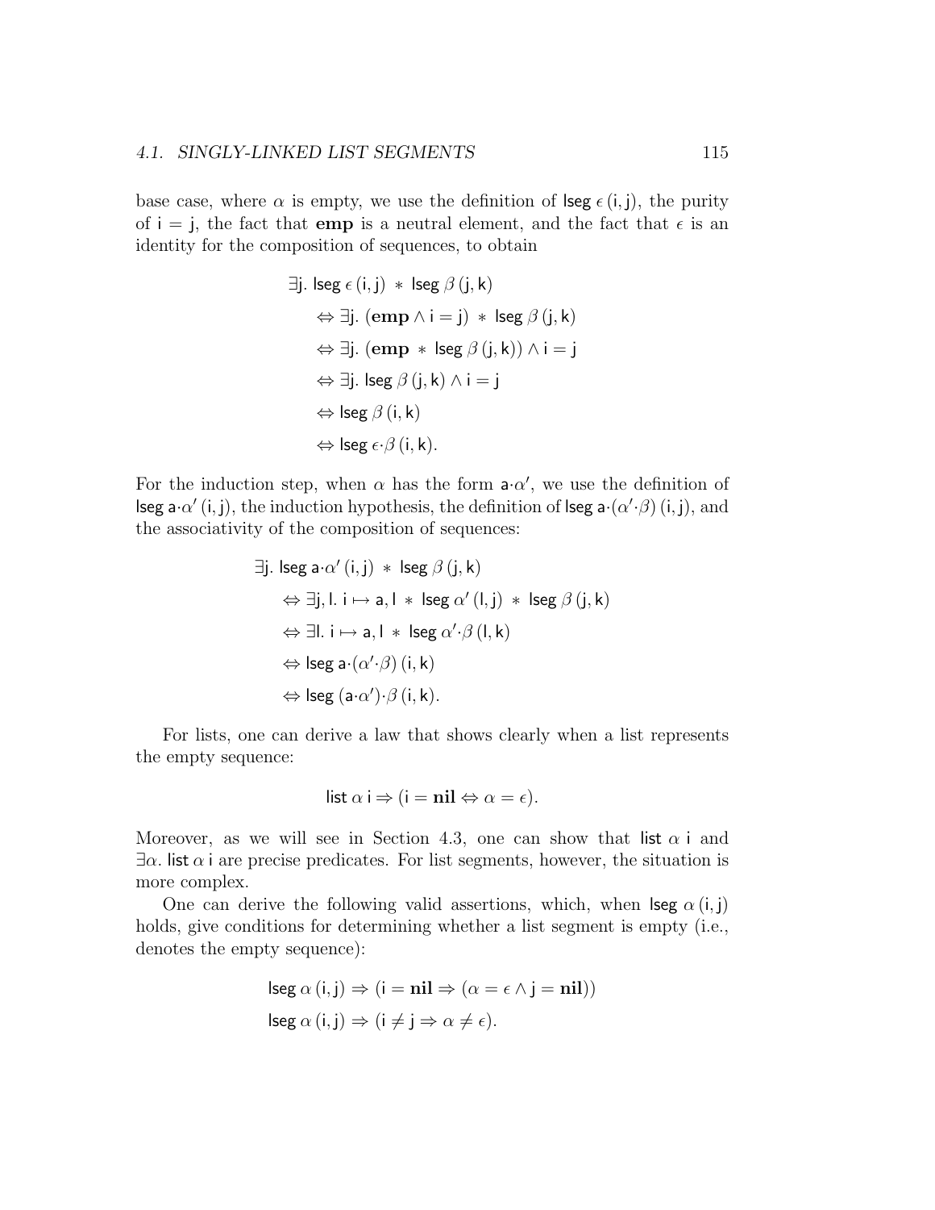base case, where $\alpha$ is empty, we use the definition of $\mathsf{lseg}\ \epsilon\,(\mathsf{i},\mathsf{j})$, the purity of $\mathsf{i} = \mathsf{j}$, the fact that **emp** is a neutral element, and the fact that $\epsilon$ is an identity for the composition of sequences, to obtain

$$
\begin{aligned}
&\exists \mathsf{j}.\ \mathsf{lseg}\ \epsilon\,(\mathsf{i},\mathsf{j}) \ * \ \mathsf{lseg}\ \beta\,(\mathsf{j},\mathsf{k}) \\
&\quad \Leftrightarrow \exists \mathsf{j}.\ (\mathbf{emp} \wedge \mathsf{i} = \mathsf{j}) \ * \ \mathsf{lseg}\ \beta\,(\mathsf{j},\mathsf{k}) \\
&\quad \Leftrightarrow \exists \mathsf{j}.\ (\mathbf{emp} \ * \ \mathsf{lseg}\ \beta\,(\mathsf{j},\mathsf{k})) \wedge \mathsf{i} = \mathsf{j} \\
&\quad \Leftrightarrow \exists \mathsf{j}.\ \mathsf{lseg}\ \beta\,(\mathsf{j},\mathsf{k}) \wedge \mathsf{i} = \mathsf{j} \\
&\quad \Leftrightarrow \mathsf{lseg}\ \beta\,(\mathsf{i},\mathsf{k}) \\
&\quad \Leftrightarrow \mathsf{lseg}\ \epsilon{\cdot}\beta\,(\mathsf{i},\mathsf{k}).
\end{aligned}
$$

For the induction step, when $\alpha$ has the form $\mathsf{a}{\cdot}\alpha'$, we use the definition of $\mathsf{lseg}\ \mathsf{a}{\cdot}\alpha'\,(\mathsf{i},\mathsf{j})$, the induction hypothesis, the definition of $\mathsf{lseg}\ \mathsf{a}{\cdot}(\alpha'{\cdot}\beta)\,(\mathsf{i},\mathsf{j})$, and the associativity of the composition of sequences:

$$
\begin{aligned}
&\exists \mathsf{j}.\ \mathsf{lseg}\ \mathsf{a}{\cdot}\alpha'\,(\mathsf{i},\mathsf{j}) \ * \ \mathsf{lseg}\ \beta\,(\mathsf{j},\mathsf{k}) \\
&\quad \Leftrightarrow \exists \mathsf{j},\mathsf{l}.\ \mathsf{i} \mapsto \mathsf{a},\mathsf{l} \ * \ \mathsf{lseg}\ \alpha'\,(\mathsf{l},\mathsf{j}) \ * \ \mathsf{lseg}\ \beta\,(\mathsf{j},\mathsf{k}) \\
&\quad \Leftrightarrow \exists \mathsf{l}.\ \mathsf{i} \mapsto \mathsf{a},\mathsf{l} \ * \ \mathsf{lseg}\ \alpha'{\cdot}\beta\,(\mathsf{l},\mathsf{k}) \\
&\quad \Leftrightarrow \mathsf{lseg}\ \mathsf{a}{\cdot}(\alpha'{\cdot}\beta)\,(\mathsf{i},\mathsf{k}) \\
&\quad \Leftrightarrow \mathsf{lseg}\ (\mathsf{a}{\cdot}\alpha'){\cdot}\beta\,(\mathsf{i},\mathsf{k}).
\end{aligned}
$$

For lists, one can derive a law that shows clearly when a list represents the empty sequence:

$$
\mathsf{list}\ \alpha\ \mathsf{i} \Rightarrow (\mathsf{i} = \mathbf{nil} \Leftrightarrow \alpha = \epsilon).
$$

Moreover, as we will see in Section 4.3, one can show that $\mathsf{list}\ \alpha\ \mathsf{i}$ and $\exists \alpha.\ \mathsf{list}\ \alpha\ \mathsf{i}$ are precise predicates. For list segments, however, the situation is more complex.

One can derive the following valid assertions, which, when $\mathsf{lseg}\ \alpha\,(\mathsf{i},\mathsf{j})$ holds, give conditions for determining whether a list segment is empty (i.e., denotes the empty sequence):

$$
\begin{aligned}
&\mathsf{lseg}\ \alpha\,(\mathsf{i},\mathsf{j}) \Rightarrow (\mathsf{i} = \mathbf{nil} \Rightarrow (\alpha = \epsilon \wedge \mathsf{j} = \mathbf{nil})) \\
&\mathsf{lseg}\ \alpha\,(\mathsf{i},\mathsf{j}) \Rightarrow (\mathsf{i} \neq \mathsf{j} \Rightarrow \alpha \neq \epsilon).
\end{aligned}
$$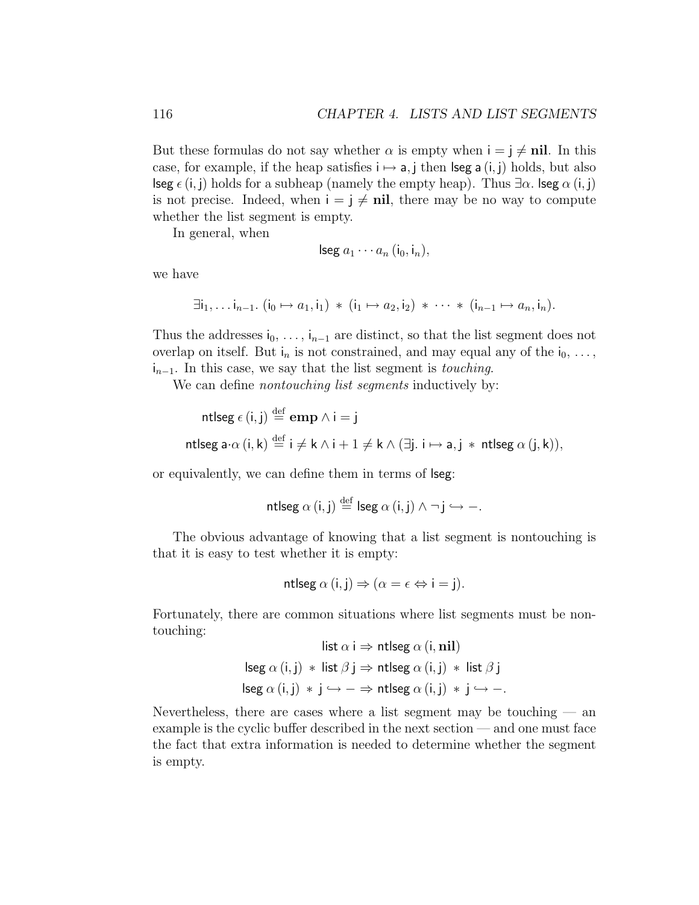But these formulas do not say whether $\alpha$ is empty when $\mathsf{i} = \mathsf{j} \neq \mathbf{nil}$. In this case, for example, if the heap satisfies $\mathsf{i} \mapsto \mathsf{a}, \mathsf{j}$ then $\mathsf{lseg}\ \mathsf{a}\,(\mathsf{i}, \mathsf{j})$ holds, but also $\mathsf{lseg}\ \epsilon\,(\mathsf{i}, \mathsf{j})$ holds for a subheap (namely the empty heap). Thus $\exists\alpha.\ \mathsf{lseg}\ \alpha\,(\mathsf{i}, \mathsf{j})$ is not precise. Indeed, when $\mathsf{i} = \mathsf{j} \neq \mathbf{nil}$, there may be no way to compute whether the list segment is empty.

In general, when

$$\mathsf{lseg}\ a_1 \cdots a_n\,(\mathsf{i}_0, \mathsf{i}_n),$$

we have

$$\exists \mathsf{i}_1, \ldots \mathsf{i}_{n-1}.\ (\mathsf{i}_0 \mapsto a_1, \mathsf{i}_1) \ * \ (\mathsf{i}_1 \mapsto a_2, \mathsf{i}_2) \ * \ \cdots \ * \ (\mathsf{i}_{n-1} \mapsto a_n, \mathsf{i}_n).$$

Thus the addresses $\mathsf{i}_0, \ldots, \mathsf{i}_{n-1}$ are distinct, so that the list segment does not overlap on itself. But $\mathsf{i}_n$ is not constrained, and may equal any of the $\mathsf{i}_0, \ldots, \mathsf{i}_{n-1}$. In this case, we say that the list segment is *touching*.

We can define *nontouching list segments* inductively by:

$$\mathsf{ntlseg}\ \epsilon\,(\mathsf{i}, \mathsf{j}) \stackrel{\text{def}}{=} \mathbf{emp} \wedge \mathsf{i} = \mathsf{j}$$

$$\mathsf{ntlseg}\ \mathsf{a}{\cdot}\alpha\,(\mathsf{i}, \mathsf{k}) \stackrel{\text{def}}{=} \mathsf{i} \neq \mathsf{k} \wedge \mathsf{i} + 1 \neq \mathsf{k} \wedge (\exists \mathsf{j}.\ \mathsf{i} \mapsto \mathsf{a}, \mathsf{j} \ * \ \mathsf{ntlseg}\ \alpha\,(\mathsf{j}, \mathsf{k})),$$

or equivalently, we can define them in terms of $\mathsf{lseg}$:

$$\mathsf{ntlseg}\ \alpha\,(\mathsf{i}, \mathsf{j}) \stackrel{\text{def}}{=} \mathsf{lseg}\ \alpha\,(\mathsf{i}, \mathsf{j}) \wedge \neg\, \mathsf{j} \hookrightarrow -.$$

The obvious advantage of knowing that a list segment is nontouching is that it is easy to test whether it is empty:

$$\mathsf{ntlseg}\ \alpha\,(\mathsf{i}, \mathsf{j}) \Rightarrow (\alpha = \epsilon \Leftrightarrow \mathsf{i} = \mathsf{j}).$$

Fortunately, there are common situations where list segments must be nontouching:

$$\mathsf{list}\ \alpha\ \mathsf{i} \Rightarrow \mathsf{ntlseg}\ \alpha\,(\mathsf{i}, \mathbf{nil})$$

$$\mathsf{lseg}\ \alpha\,(\mathsf{i}, \mathsf{j}) \ * \ \mathsf{list}\ \beta\ \mathsf{j} \Rightarrow \mathsf{ntlseg}\ \alpha\,(\mathsf{i}, \mathsf{j}) \ * \ \mathsf{list}\ \beta\ \mathsf{j}$$

$$\mathsf{lseg}\ \alpha\,(\mathsf{i}, \mathsf{j}) \ * \ \mathsf{j} \hookrightarrow - \Rightarrow \mathsf{ntlseg}\ \alpha\,(\mathsf{i}, \mathsf{j}) \ * \ \mathsf{j} \hookrightarrow -.$$

Nevertheless, there are cases where a list segment may be touching — an example is the cyclic buffer described in the next section — and one must face the fact that extra information is needed to determine whether the segment is empty.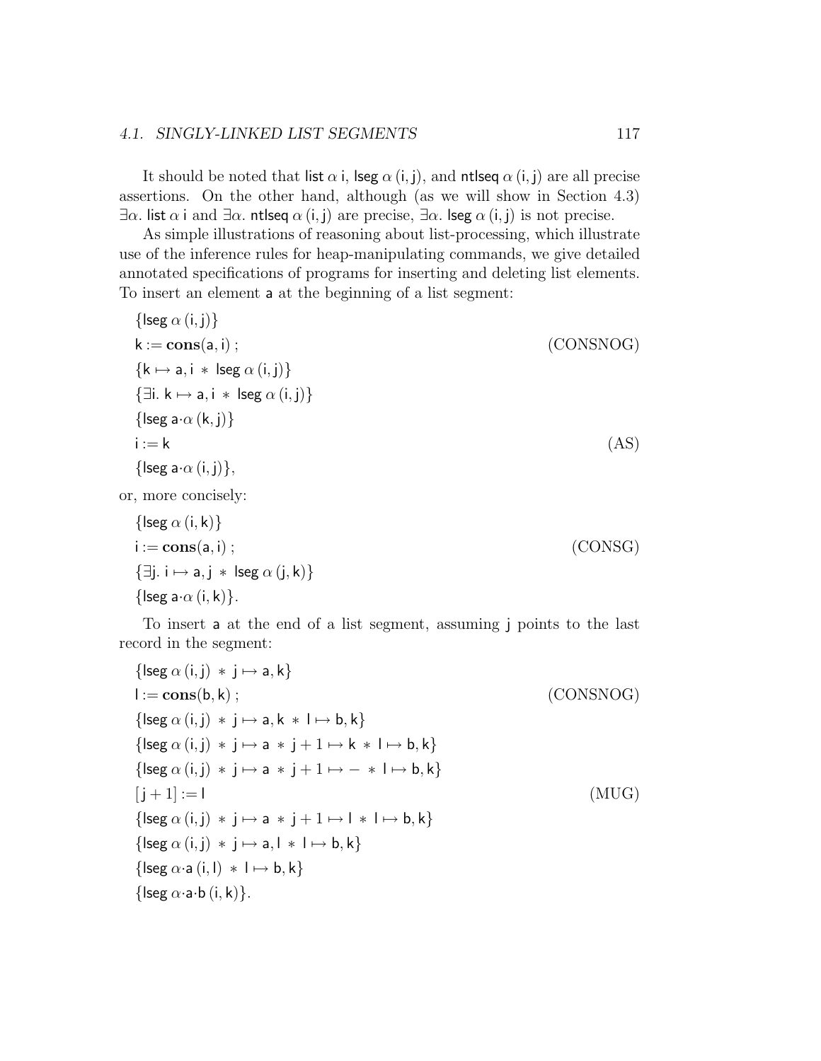It should be noted that $\mathsf{list}\ \alpha\ \mathsf{i}$, $\mathsf{lseg}\ \alpha\,(\mathsf{i},\mathsf{j})$, and $\mathsf{ntlseq}\ \alpha\,(\mathsf{i},\mathsf{j})$ are all precise assertions. On the other hand, although (as we will show in Section 4.3) $\exists\alpha.\ \mathsf{list}\ \alpha\ \mathsf{i}$ and $\exists\alpha.\ \mathsf{ntlseq}\ \alpha\,(\mathsf{i},\mathsf{j})$ are precise, $\exists\alpha.\ \mathsf{lseg}\ \alpha\,(\mathsf{i},\mathsf{j})$ is not precise.

As simple illustrations of reasoning about list-processing, which illustrate use of the inference rules for heap-manipulating commands, we give detailed annotated specifications of programs for inserting and deleting list elements. To insert an element $\mathsf{a}$ at the beginning of a list segment:

$$
\begin{array}{ll}
\{\mathsf{lseg}\ \alpha\,(\mathsf{i},\mathsf{j})\} & \\
\mathsf{k} := \mathbf{cons}(\mathsf{a},\mathsf{i})\ ; & \text{(CONSNOG)} \\
\{\mathsf{k} \mapsto \mathsf{a},\mathsf{i}\ *\ \mathsf{lseg}\ \alpha\,(\mathsf{i},\mathsf{j})\} & \\
\{\exists \mathsf{i}.\ \mathsf{k} \mapsto \mathsf{a},\mathsf{i}\ *\ \mathsf{lseg}\ \alpha\,(\mathsf{i},\mathsf{j})\} & \\
\{\mathsf{lseg}\ \mathsf{a}{\cdot}\alpha\,(\mathsf{k},\mathsf{j})\} & \\
\mathsf{i} := \mathsf{k} & \text{(AS)} \\
\{\mathsf{lseg}\ \mathsf{a}{\cdot}\alpha\,(\mathsf{i},\mathsf{j})\}, &
\end{array}
$$

or, more concisely:

$$
\begin{array}{ll}
\{\mathsf{lseg}\ \alpha\,(\mathsf{i},\mathsf{k})\} & \\
\mathsf{i} := \mathbf{cons}(\mathsf{a},\mathsf{i})\ ; & \text{(CONSG)} \\
\{\exists \mathsf{j}.\ \mathsf{i} \mapsto \mathsf{a},\mathsf{j}\ *\ \mathsf{lseg}\ \alpha\,(\mathsf{j},\mathsf{k})\} & \\
\{\mathsf{lseg}\ \mathsf{a}{\cdot}\alpha\,(\mathsf{i},\mathsf{k})\}. &
\end{array}
$$

To insert $\mathsf{a}$ at the end of a list segment, assuming $\mathsf{j}$ points to the last record in the segment:

$$
\begin{array}{ll}
\{\mathsf{lseg}\ \alpha\,(\mathsf{i},\mathsf{j})\ *\ \mathsf{j} \mapsto \mathsf{a},\mathsf{k}\} & \\
\mathsf{l} := \mathbf{cons}(\mathsf{b},\mathsf{k})\ ; & \text{(CONSNOG)} \\
\{\mathsf{lseg}\ \alpha\,(\mathsf{i},\mathsf{j})\ *\ \mathsf{j} \mapsto \mathsf{a},\mathsf{k}\ *\ \mathsf{l} \mapsto \mathsf{b},\mathsf{k}\} & \\
\{\mathsf{lseg}\ \alpha\,(\mathsf{i},\mathsf{j})\ *\ \mathsf{j} \mapsto \mathsf{a}\ *\ \mathsf{j}+1 \mapsto \mathsf{k}\ *\ \mathsf{l} \mapsto \mathsf{b},\mathsf{k}\} & \\
\{\mathsf{lseg}\ \alpha\,(\mathsf{i},\mathsf{j})\ *\ \mathsf{j} \mapsto \mathsf{a}\ *\ \mathsf{j}+1 \mapsto -\ *\ \mathsf{l} \mapsto \mathsf{b},\mathsf{k}\} & \\
[\mathsf{j}+1] := \mathsf{l} & \text{(MUG)} \\
\{\mathsf{lseg}\ \alpha\,(\mathsf{i},\mathsf{j})\ *\ \mathsf{j} \mapsto \mathsf{a}\ *\ \mathsf{j}+1 \mapsto \mathsf{l}\ *\ \mathsf{l} \mapsto \mathsf{b},\mathsf{k}\} & \\
\{\mathsf{lseg}\ \alpha\,(\mathsf{i},\mathsf{j})\ *\ \mathsf{j} \mapsto \mathsf{a},\mathsf{l}\ *\ \mathsf{l} \mapsto \mathsf{b},\mathsf{k}\} & \\
\{\mathsf{lseg}\ \alpha{\cdot}\mathsf{a}\,(\mathsf{i},\mathsf{l})\ *\ \mathsf{l} \mapsto \mathsf{b},\mathsf{k}\} & \\
\{\mathsf{lseg}\ \alpha{\cdot}\mathsf{a}{\cdot}\mathsf{b}\,(\mathsf{i},\mathsf{k})\}. &
\end{array}
$$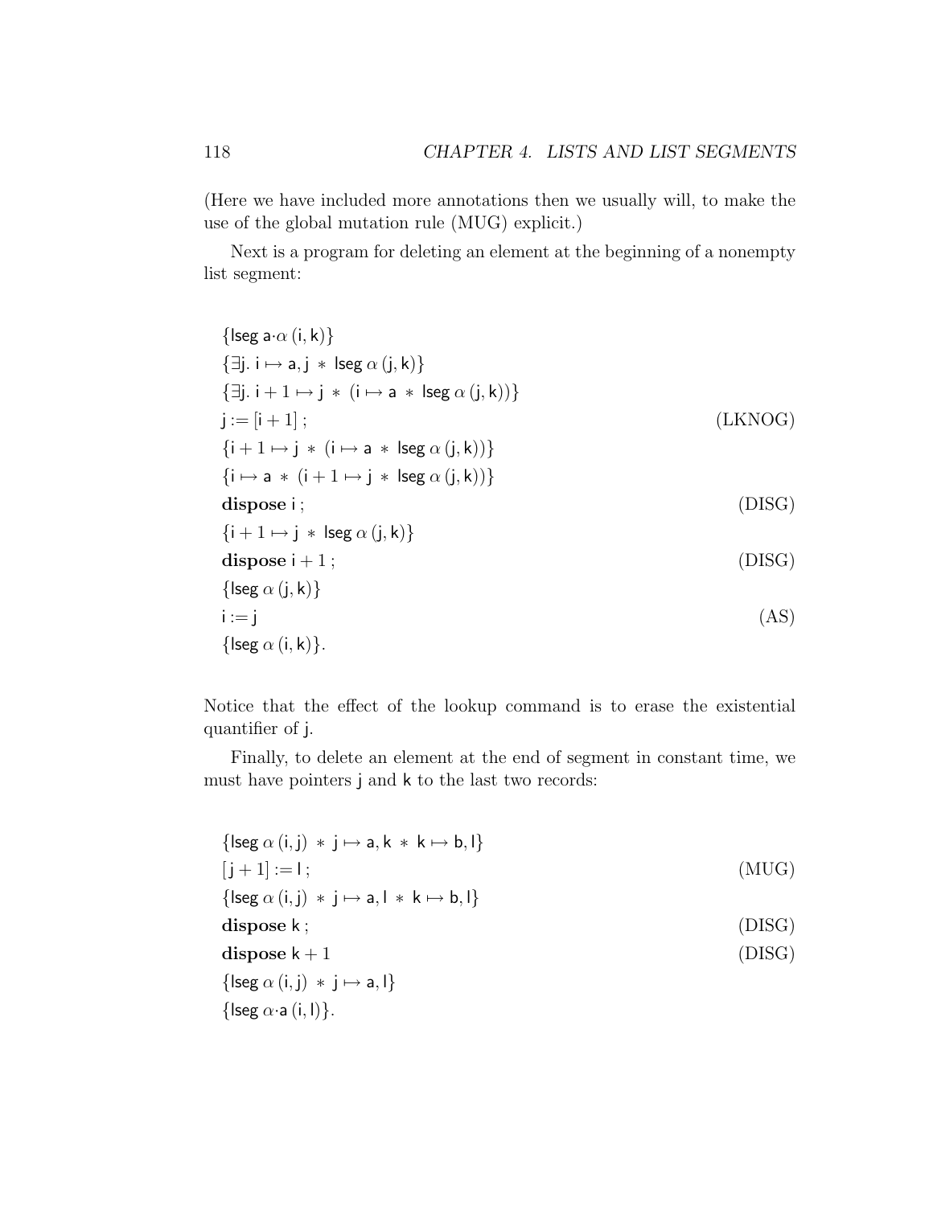(Here we have included more annotations then we usually will, to make the use of the global mutation rule (MUG) explicit.)

Next is a program for deleting an element at the beginning of a nonempty list segment:

$$
\begin{array}{lr}
\{\mathsf{lseg}\ \mathsf{a}{\cdot}\alpha\ (\mathsf{i},\mathsf{k})\} & \\
\{\exists \mathsf{j}.\ \mathsf{i} \mapsto \mathsf{a},\mathsf{j} \ast \mathsf{lseg}\ \alpha\ (\mathsf{j},\mathsf{k})\} & \\
\{\exists \mathsf{j}.\ \mathsf{i}+1 \mapsto \mathsf{j} \ast (\mathsf{i} \mapsto \mathsf{a} \ast \mathsf{lseg}\ \alpha\ (\mathsf{j},\mathsf{k}))\} & \\
\mathsf{j} := [\mathsf{i}+1]\ ; & \text{(LKNOG)} \\
\{\mathsf{i}+1 \mapsto \mathsf{j} \ast (\mathsf{i} \mapsto \mathsf{a} \ast \mathsf{lseg}\ \alpha\ (\mathsf{j},\mathsf{k}))\} & \\
\{\mathsf{i} \mapsto \mathsf{a} \ast (\mathsf{i}+1 \mapsto \mathsf{j} \ast \mathsf{lseg}\ \alpha\ (\mathsf{j},\mathsf{k}))\} & \\
\mathbf{dispose}\ \mathsf{i}\ ; & \text{(DISG)} \\
\{\mathsf{i}+1 \mapsto \mathsf{j} \ast \mathsf{lseg}\ \alpha\ (\mathsf{j},\mathsf{k})\} & \\
\mathbf{dispose}\ \mathsf{i}+1\ ; & \text{(DISG)} \\
\{\mathsf{lseg}\ \alpha\ (\mathsf{j},\mathsf{k})\} & \\
\mathsf{i} := \mathsf{j} & \text{(AS)} \\
\{\mathsf{lseg}\ \alpha\ (\mathsf{i},\mathsf{k})\}. &
\end{array}
$$

Notice that the effect of the lookup command is to erase the existential quantifier of j.

Finally, to delete an element at the end of segment in constant time, we must have pointers j and k to the last two records:

$$
\begin{array}{lr}
\{\mathsf{lseg}\ \alpha\ (\mathsf{i},\mathsf{j}) \ast \mathsf{j} \mapsto \mathsf{a},\mathsf{k} \ast \mathsf{k} \mapsto \mathsf{b},\mathsf{l}\} & \\
[\mathsf{j}+1] := \mathsf{l}\ ; & \text{(MUG)} \\
\{\mathsf{lseg}\ \alpha\ (\mathsf{i},\mathsf{j}) \ast \mathsf{j} \mapsto \mathsf{a},\mathsf{l} \ast \mathsf{k} \mapsto \mathsf{b},\mathsf{l}\} & \\
\mathbf{dispose}\ \mathsf{k}\ ; & \text{(DISG)} \\
\mathbf{dispose}\ \mathsf{k}+1 & \text{(DISG)} \\
\{\mathsf{lseg}\ \alpha\ (\mathsf{i},\mathsf{j}) \ast \mathsf{j} \mapsto \mathsf{a},\mathsf{l}\} & \\
\{\mathsf{lseg}\ \alpha{\cdot}\mathsf{a}\ (\mathsf{i},\mathsf{l})\}. &
\end{array}
$$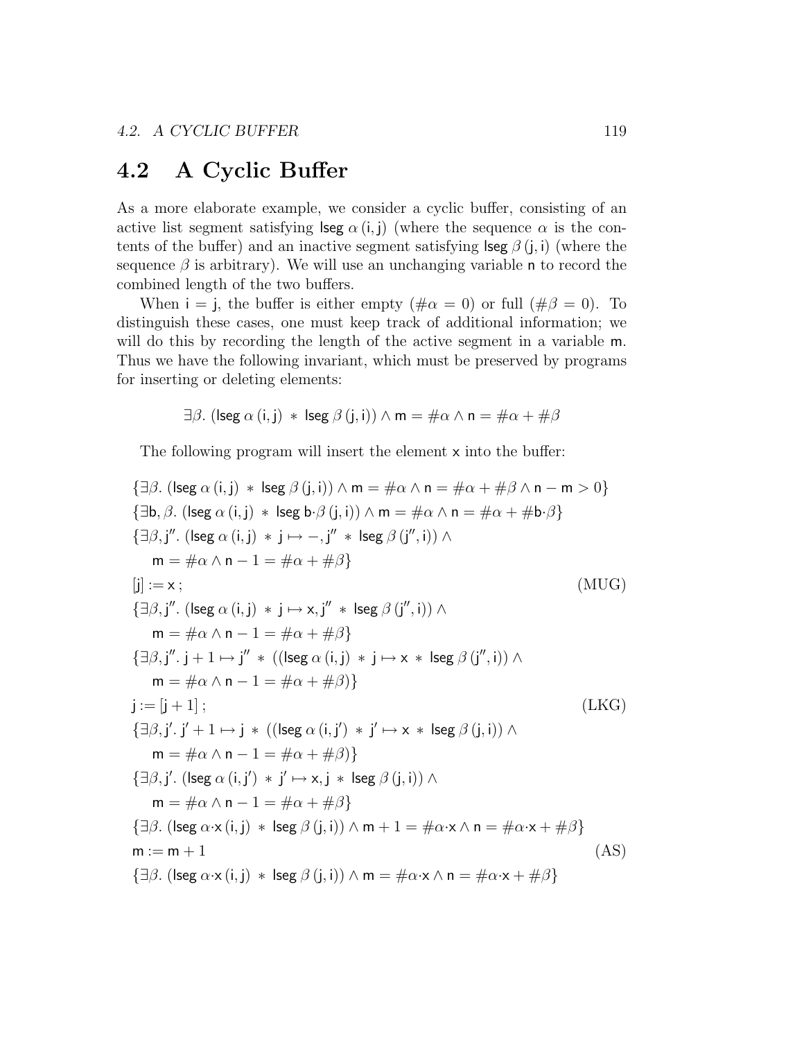## 4.2 A Cyclic Buffer

As a more elaborate example, we consider a cyclic buffer, consisting of an active list segment satisfying $\mathsf{lseg}\ \alpha\,(\mathsf{i},\mathsf{j})$ (where the sequence $\alpha$ is the contents of the buffer) and an inactive segment satisfying $\mathsf{lseg}\ \beta\,(\mathsf{j},\mathsf{i})$ (where the sequence $\beta$ is arbitrary). We will use an unchanging variable $\mathsf{n}$ to record the combined length of the two buffers.

When $\mathsf{i} = \mathsf{j}$, the buffer is either empty ($\#\alpha = 0$) or full ($\#\beta = 0$). To distinguish these cases, one must keep track of additional information; we will do this by recording the length of the active segment in a variable $\mathsf{m}$. Thus we have the following invariant, which must be preserved by programs for inserting or deleting elements:

$$\exists\beta.\ (\mathsf{lseg}\ \alpha\,(\mathsf{i},\mathsf{j}) \ast \mathsf{lseg}\ \beta\,(\mathsf{j},\mathsf{i})) \wedge \mathsf{m} = \#\alpha \wedge \mathsf{n} = \#\alpha + \#\beta$$

The following program will insert the element $\mathsf{x}$ into the buffer:

$$\{\exists\beta.\ (\mathsf{lseg}\ \alpha\,(\mathsf{i},\mathsf{j}) \ast \mathsf{lseg}\ \beta\,(\mathsf{j},\mathsf{i})) \wedge \mathsf{m} = \#\alpha \wedge \mathsf{n} = \#\alpha + \#\beta \wedge \mathsf{n} - \mathsf{m} > 0\}$$
$$\{\exists\mathsf{b},\beta.\ (\mathsf{lseg}\ \alpha\,(\mathsf{i},\mathsf{j}) \ast \mathsf{lseg}\ \mathsf{b}{\cdot}\beta\,(\mathsf{j},\mathsf{i})) \wedge \mathsf{m} = \#\alpha \wedge \mathsf{n} = \#\alpha + \#\mathsf{b}{\cdot}\beta\}$$
$$\{\exists\beta,\mathsf{j}''.\ (\mathsf{lseg}\ \alpha\,(\mathsf{i},\mathsf{j}) \ast \mathsf{j} \mapsto -,\mathsf{j}'' \ast \mathsf{lseg}\ \beta\,(\mathsf{j}'',\mathsf{i})) \wedge \mathsf{m} = \#\alpha \wedge \mathsf{n} - 1 = \#\alpha + \#\beta\}$$
$$[\mathsf{j}] := \mathsf{x}\ ; \qquad \text{(MUG)}$$
$$\{\exists\beta,\mathsf{j}''.\ (\mathsf{lseg}\ \alpha\,(\mathsf{i},\mathsf{j}) \ast \mathsf{j} \mapsto \mathsf{x},\mathsf{j}'' \ast \mathsf{lseg}\ \beta\,(\mathsf{j}'',\mathsf{i})) \wedge \mathsf{m} = \#\alpha \wedge \mathsf{n} - 1 = \#\alpha + \#\beta\}$$
$$\{\exists\beta,\mathsf{j}''.\ \mathsf{j}+1 \mapsto \mathsf{j}'' \ast ((\mathsf{lseg}\ \alpha\,(\mathsf{i},\mathsf{j}) \ast \mathsf{j} \mapsto \mathsf{x} \ast \mathsf{lseg}\ \beta\,(\mathsf{j}'',\mathsf{i})) \wedge \mathsf{m} = \#\alpha \wedge \mathsf{n} - 1 = \#\alpha + \#\beta)\}$$
$$\mathsf{j} := [\mathsf{j}+1]\ ; \qquad \text{(LKG)}$$
$$\{\exists\beta,\mathsf{j}'.\ \mathsf{j}'+1 \mapsto \mathsf{j} \ast ((\mathsf{lseg}\ \alpha\,(\mathsf{i},\mathsf{j}') \ast \mathsf{j}' \mapsto \mathsf{x} \ast \mathsf{lseg}\ \beta\,(\mathsf{j},\mathsf{i})) \wedge \mathsf{m} = \#\alpha \wedge \mathsf{n} - 1 = \#\alpha + \#\beta)\}$$
$$\{\exists\beta,\mathsf{j}'.\ (\mathsf{lseg}\ \alpha\,(\mathsf{i},\mathsf{j}') \ast \mathsf{j}' \mapsto \mathsf{x},\mathsf{j} \ast \mathsf{lseg}\ \beta\,(\mathsf{j},\mathsf{i})) \wedge \mathsf{m} = \#\alpha \wedge \mathsf{n} - 1 = \#\alpha + \#\beta\}$$
$$\{\exists\beta.\ (\mathsf{lseg}\ \alpha{\cdot}\mathsf{x}\,(\mathsf{i},\mathsf{j}) \ast \mathsf{lseg}\ \beta\,(\mathsf{j},\mathsf{i})) \wedge \mathsf{m} + 1 = \#\alpha{\cdot}\mathsf{x} \wedge \mathsf{n} = \#\alpha{\cdot}\mathsf{x} + \#\beta\}$$
$$\mathsf{m} := \mathsf{m} + 1 \qquad \text{(AS)}$$
$$\{\exists\beta.\ (\mathsf{lseg}\ \alpha{\cdot}\mathsf{x}\,(\mathsf{i},\mathsf{j}) \ast \mathsf{lseg}\ \beta\,(\mathsf{j},\mathsf{i})) \wedge \mathsf{m} = \#\alpha{\cdot}\mathsf{x} \wedge \mathsf{n} = \#\alpha{\cdot}\mathsf{x} + \#\beta\}$$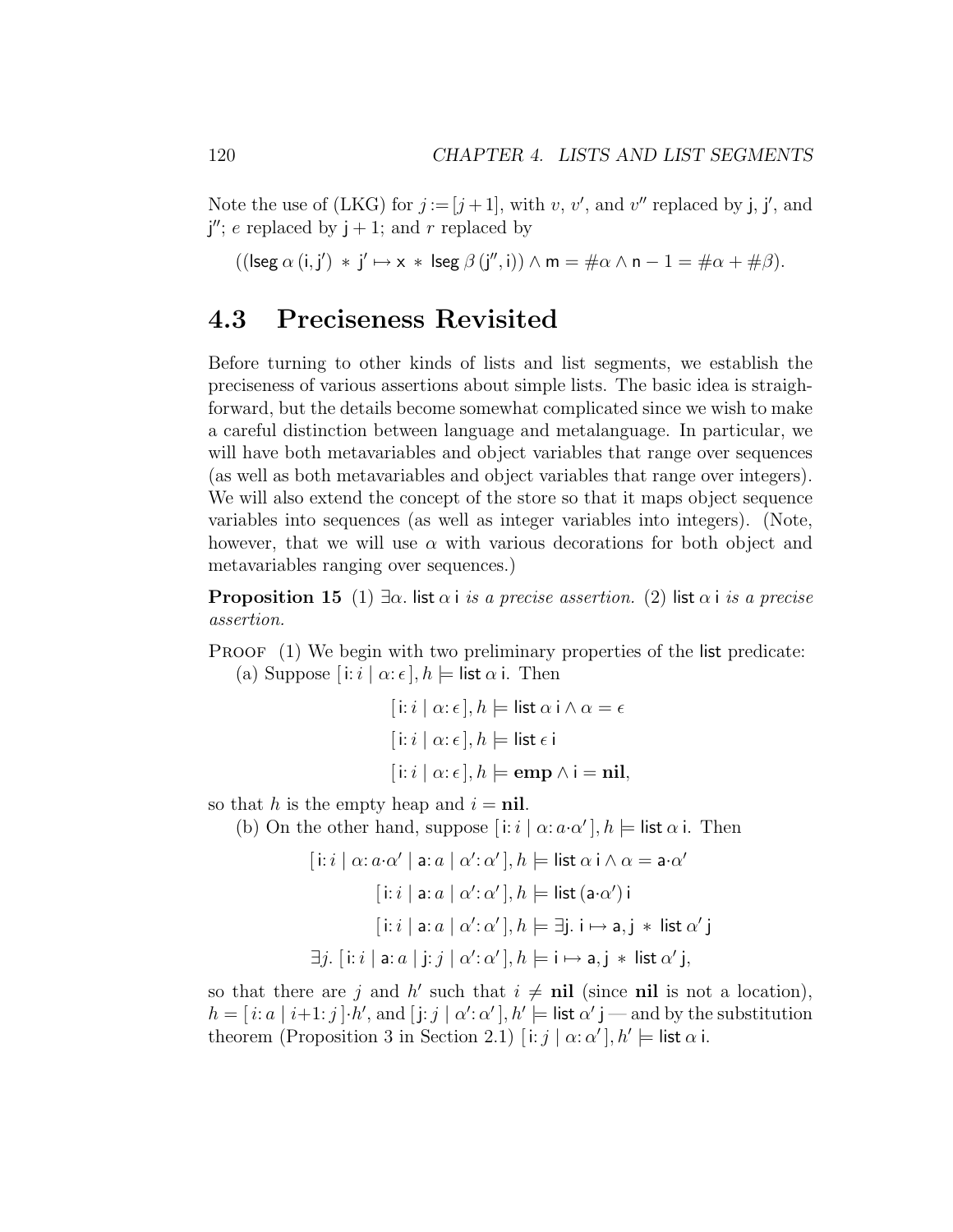Note the use of (LKG) for $j := [j+1]$, with $v$, $v'$, and $v''$ replaced by $\mathsf{j}$, $\mathsf{j'}$, and $\mathsf{j''}$; $e$ replaced by $\mathsf{j}+1$; and $r$ replaced by

$$((\mathsf{lseg}\,\alpha\,(\mathsf{i},\mathsf{j'}) \;*\; \mathsf{j'} \mapsto \mathsf{x} \;*\; \mathsf{lseg}\,\beta\,(\mathsf{j''},\mathsf{i})) \wedge \mathsf{m} = \#\alpha \wedge \mathsf{n} - 1 = \#\alpha + \#\beta).$$

## 4.3 Preciseness Revisited

Before turning to other kinds of lists and list segments, we establish the preciseness of various assertions about simple lists. The basic idea is straighforward, but the details become somewhat complicated since we wish to make a careful distinction between language and metalanguage. In particular, we will have both metavariables and object variables that range over sequences (as well as both metavariables and object variables that range over integers). We will also extend the concept of the store so that it maps object sequence variables into sequences (as well as integer variables into integers). (Note, however, that we will use $\alpha$ with various decorations for both object and metavariables ranging over sequences.)

**Proposition 15** (1) $\exists\alpha.\ \mathsf{list}\,\alpha\,\mathsf{i}$ *is a precise assertion.* (2) $\mathsf{list}\,\alpha\,\mathsf{i}$ *is a precise assertion.*

PROOF (1) We begin with two preliminary properties of the $\mathsf{list}$ predicate:

(a) Suppose $[\,\mathsf{i}{:}\,i \mid \alpha{:}\,\epsilon\,], h \models \mathsf{list}\,\alpha\,\mathsf{i}$. Then

$$[\,\mathsf{i}{:}\,i \mid \alpha{:}\,\epsilon\,], h \models \mathsf{list}\,\alpha\,\mathsf{i} \wedge \alpha = \epsilon$$
$$[\,\mathsf{i}{:}\,i \mid \alpha{:}\,\epsilon\,], h \models \mathsf{list}\,\epsilon\,\mathsf{i}$$
$$[\,\mathsf{i}{:}\,i \mid \alpha{:}\,\epsilon\,], h \models \mathbf{emp} \wedge \mathsf{i} = \mathbf{nil},$$

so that $h$ is the empty heap and $i = \mathbf{nil}$.

(b) On the other hand, suppose $[\,\mathsf{i}{:}\,i \mid \alpha{:}\,a{\cdot}\alpha'\,], h \models \mathsf{list}\,\alpha\,\mathsf{i}$. Then

$$[\,\mathsf{i}{:}\,i \mid \alpha{:}\,a{\cdot}\alpha' \mid \mathsf{a}{:}\,a \mid \alpha'{:}\,\alpha'\,], h \models \mathsf{list}\,\alpha\,\mathsf{i} \wedge \alpha = \mathsf{a}{\cdot}\alpha'$$
$$[\,\mathsf{i}{:}\,i \mid \mathsf{a}{:}\,a \mid \alpha'{:}\,\alpha'\,], h \models \mathsf{list}\,(\mathsf{a}{\cdot}\alpha')\,\mathsf{i}$$
$$[\,\mathsf{i}{:}\,i \mid \mathsf{a}{:}\,a \mid \alpha'{:}\,\alpha'\,], h \models \exists \mathsf{j}.\ \mathsf{i} \mapsto \mathsf{a}, \mathsf{j} \;*\; \mathsf{list}\,\alpha'\,\mathsf{j}$$
$$\exists j.\ [\,\mathsf{i}{:}\,i \mid \mathsf{a}{:}\,a \mid \mathsf{j}{:}\,j \mid \alpha'{:}\,\alpha'\,], h \models \mathsf{i} \mapsto \mathsf{a}, \mathsf{j} \;*\; \mathsf{list}\,\alpha'\,\mathsf{j},$$

so that there are $j$ and $h'$ such that $i \neq \mathbf{nil}$ (since $\mathbf{nil}$ is not a location), $h = [\,i{:}\,a \mid i{+}1{:}\,j\,]{\cdot}h'$, and $[\,\mathsf{j}{:}\,j \mid \alpha'{:}\,\alpha'\,], h' \models \mathsf{list}\,\alpha'\,\mathsf{j}$ — and by the substitution theorem (Proposition 3 in Section 2.1) $[\,\mathsf{i}{:}\,j \mid \alpha{:}\,\alpha'\,], h' \models \mathsf{list}\,\alpha\,\mathsf{i}$.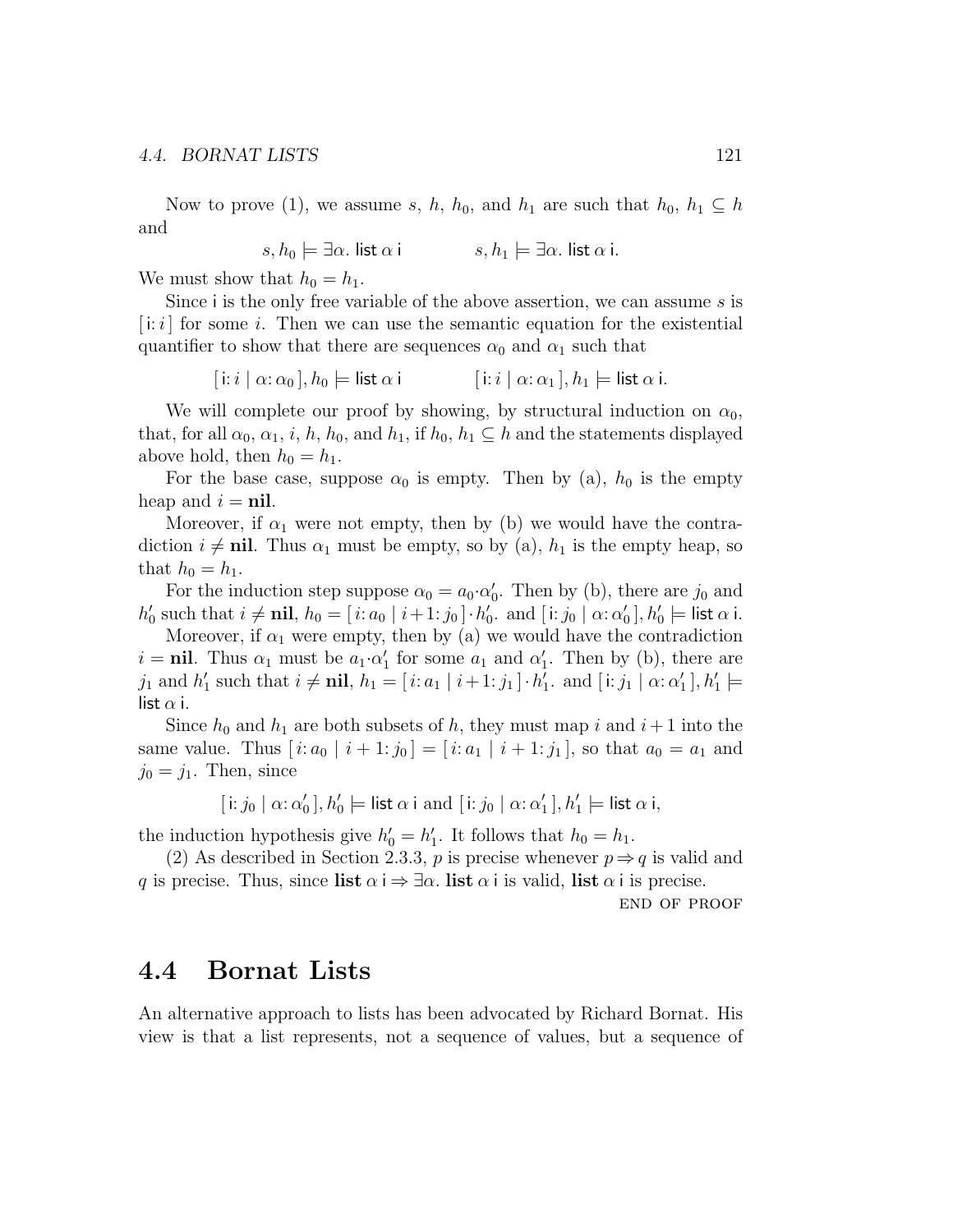Now to prove (1), we assume $s$, $h$, $h_0$, and $h_1$ are such that $h_0, h_1 \subseteq h$ and

$$s, h_0 \models \exists\alpha.\ \mathsf{list}\ \alpha\ \mathsf{i} \qquad\qquad s, h_1 \models \exists\alpha.\ \mathsf{list}\ \alpha\ \mathsf{i}.$$

We must show that $h_0 = h_1$.

Since $\mathsf{i}$ is the only free variable of the above assertion, we can assume $s$ is $[\,\mathsf{i}\colon i\,]$ for some $i$. Then we can use the semantic equation for the existential quantifier to show that there are sequences $\alpha_0$ and $\alpha_1$ such that

$$[\,\mathsf{i}\colon i \mid \alpha\colon \alpha_0\,], h_0 \models \mathsf{list}\ \alpha\ \mathsf{i} \qquad\qquad [\,\mathsf{i}\colon i \mid \alpha\colon \alpha_1\,], h_1 \models \mathsf{list}\ \alpha\ \mathsf{i}.$$

We will complete our proof by showing, by structural induction on $\alpha_0$, that, for all $\alpha_0$, $\alpha_1$, $i$, $h$, $h_0$, and $h_1$, if $h_0, h_1 \subseteq h$ and the statements displayed above hold, then $h_0 = h_1$.

For the base case, suppose $\alpha_0$ is empty. Then by (a), $h_0$ is the empty heap and $i = \mathbf{nil}$.

Moreover, if $\alpha_1$ were not empty, then by (b) we would have the contradiction $i \neq \mathbf{nil}$. Thus $\alpha_1$ must be empty, so by (a), $h_1$ is the empty heap, so that $h_0 = h_1$.

For the induction step suppose $\alpha_0 = a_0{\cdot}\alpha_0'$. Then by (b), there are $j_0$ and $h_0'$ such that $i \neq \mathbf{nil}$, $h_0 = [\,i\colon a_0 \mid i+1\colon j_0\,]\cdot h_0'$. and $[\,\mathsf{i}\colon j_0 \mid \alpha\colon \alpha_0'\,], h_0' \models \mathsf{list}\ \alpha\ \mathsf{i}$.

Moreover, if $\alpha_1$ were empty, then by (a) we would have the contradiction $i = \mathbf{nil}$. Thus $\alpha_1$ must be $a_1{\cdot}\alpha_1'$ for some $a_1$ and $\alpha_1'$. Then by (b), there are $j_1$ and $h_1'$ such that $i \neq \mathbf{nil}$, $h_1 = [\,i\colon a_1 \mid i+1\colon j_1\,]\cdot h_1'$. and $[\,\mathsf{i}\colon j_1 \mid \alpha\colon \alpha_1'\,], h_1' \models \mathsf{list}\ \alpha\ \mathsf{i}$.

Since $h_0$ and $h_1$ are both subsets of $h$, they must map $i$ and $i+1$ into the same value. Thus $[\,i\colon a_0 \mid i+1\colon j_0\,] = [\,i\colon a_1 \mid i+1\colon j_1\,]$, so that $a_0 = a_1$ and $j_0 = j_1$. Then, since

$$[\,\mathsf{i}\colon j_0 \mid \alpha\colon \alpha_0'\,], h_0' \models \mathsf{list}\ \alpha\ \mathsf{i} \text{ and } [\,\mathsf{i}\colon j_0 \mid \alpha\colon \alpha_1'\,], h_1' \models \mathsf{list}\ \alpha\ \mathsf{i},$$

the induction hypothesis give $h_0' = h_1'$. It follows that $h_0 = h_1$.

(2) As described in Section 2.3.3, $p$ is precise whenever $p \Rightarrow q$ is valid and $q$ is precise. Thus, since $\mathbf{list}\ \alpha\ \mathsf{i} \Rightarrow \exists\alpha.\ \mathbf{list}\ \alpha\ \mathsf{i}$ is valid, $\mathbf{list}\ \alpha\ \mathsf{i}$ is precise.

END OF PROOF

## 4.4 Bornat Lists

An alternative approach to lists has been advocated by Richard Bornat. His view is that a list represents, not a sequence of values, but a sequence of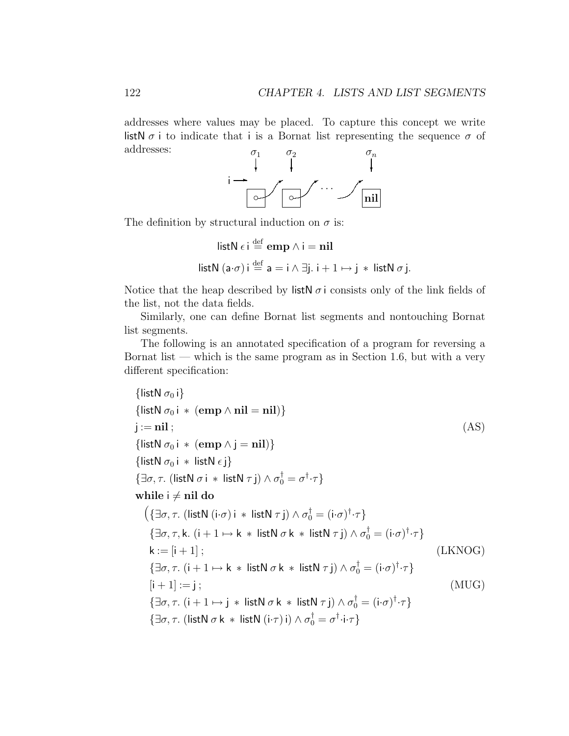addresses where values may be placed. To capture this concept we write listN $\sigma$ i to indicate that i is a Bornat list representing the sequence $\sigma$ of addresses:

The definition by structural induction on $\sigma$ is:

$$\mathsf{listN}\;\epsilon\;\mathsf{i} \stackrel{\text{def}}{=} \mathbf{emp} \wedge \mathsf{i} = \mathbf{nil}$$

$$\mathsf{listN}\;(\mathsf{a}{\cdot}\sigma)\;\mathsf{i} \stackrel{\text{def}}{=} \mathsf{a} = \mathsf{i} \wedge \exists \mathsf{j}.\; \mathsf{i}+1 \mapsto \mathsf{j} \;*\; \mathsf{listN}\;\sigma\;\mathsf{j}.$$

Notice that the heap described by listN $\sigma$ i consists only of the link fields of the list, not the data fields.

Similarly, one can define Bornat list segments and nontouching Bornat list segments.

The following is an annotated specification of a program for reversing a Bornat list — which is the same program as in Section 1.6, but with a very different specification:

$\{\mathsf{listN}\;\sigma_0\;\mathsf{i}\}$

$\{\mathsf{listN}\;\sigma_0\;\mathsf{i} \;*\; (\mathbf{emp} \wedge \mathbf{nil} = \mathbf{nil})\}$

$\mathsf{j} := \mathbf{nil}\,;$ (AS)

$\{\mathsf{listN}\;\sigma_0\;\mathsf{i} \;*\; (\mathbf{emp} \wedge \mathsf{j} = \mathbf{nil})\}$

$\{\mathsf{listN}\;\sigma_0\;\mathsf{i} \;*\; \mathsf{listN}\;\epsilon\;\mathsf{j}\}$

$\{\exists \sigma, \tau.\; (\mathsf{listN}\;\sigma\;\mathsf{i} \;*\; \mathsf{listN}\;\tau\;\mathsf{j}) \wedge \sigma_0^\dagger = \sigma^\dagger{\cdot}\tau\}$

**while** $\mathsf{i} \neq \mathbf{nil}$ **do**

$\quad\big(\{\exists \sigma, \tau.\; (\mathsf{listN}\;(\mathsf{i}{\cdot}\sigma)\;\mathsf{i} \;*\; \mathsf{listN}\;\tau\;\mathsf{j}) \wedge \sigma_0^\dagger = (\mathsf{i}{\cdot}\sigma)^\dagger{\cdot}\tau\}$

$\quad\{\exists \sigma, \tau, \mathsf{k}.\; (\mathsf{i}+1 \mapsto \mathsf{k} \;*\; \mathsf{listN}\;\sigma\;\mathsf{k} \;*\; \mathsf{listN}\;\tau\;\mathsf{j}) \wedge \sigma_0^\dagger = (\mathsf{i}{\cdot}\sigma)^\dagger{\cdot}\tau\}$

$\quad\mathsf{k} := [\mathsf{i}+1]\,;$ (LKNOG)

$\quad\{\exists \sigma, \tau.\; (\mathsf{i}+1 \mapsto \mathsf{k} \;*\; \mathsf{listN}\;\sigma\;\mathsf{k} \;*\; \mathsf{listN}\;\tau\;\mathsf{j}) \wedge \sigma_0^\dagger = (\mathsf{i}{\cdot}\sigma)^\dagger{\cdot}\tau\}$

$\quad[\mathsf{i}+1] := \mathsf{j}\,;$ (MUG)

$\quad\{\exists \sigma, \tau.\; (\mathsf{i}+1 \mapsto \mathsf{j} \;*\; \mathsf{listN}\;\sigma\;\mathsf{k} \;*\; \mathsf{listN}\;\tau\;\mathsf{j}) \wedge \sigma_0^\dagger = (\mathsf{i}{\cdot}\sigma)^\dagger{\cdot}\tau\}$

$\quad\{\exists \sigma, \tau.\; (\mathsf{listN}\;\sigma\;\mathsf{k} \;*\; \mathsf{listN}\;(\mathsf{i}{\cdot}\tau)\;\mathsf{i}) \wedge \sigma_0^\dagger = \sigma^\dagger{\cdot}\mathsf{i}{\cdot}\tau\}$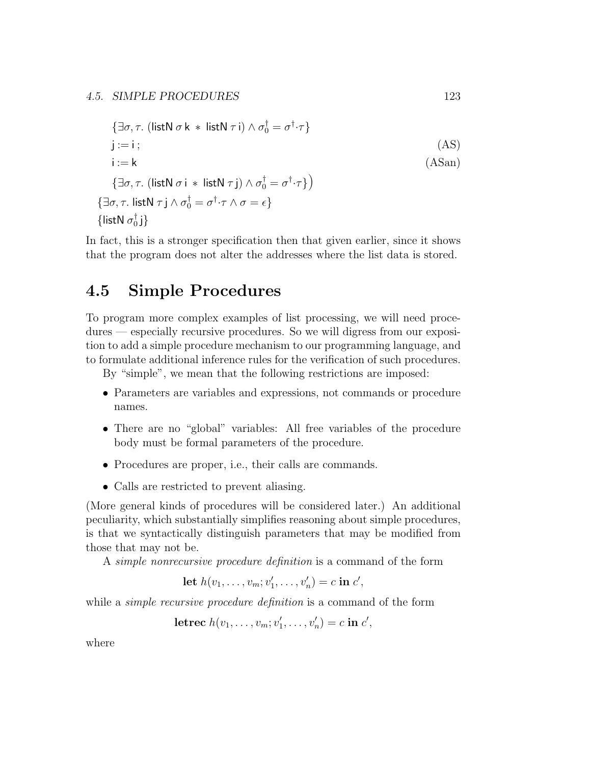$\{\exists \sigma, \tau.\ (\mathsf{listN}\ \sigma\ \mathsf{k}\ *\ \mathsf{listN}\ \tau\ \mathsf{i}) \wedge \sigma_0^\dagger = \sigma^\dagger{\cdot}\tau\}$

$\mathsf{j} := \mathsf{i}\ ;$ (AS)

$\mathsf{i} := \mathsf{k}$ (ASan)

$\{\exists \sigma, \tau.\ (\mathsf{listN}\ \sigma\ \mathsf{i}\ *\ \mathsf{listN}\ \tau\ \mathsf{j}) \wedge \sigma_0^\dagger = \sigma^\dagger{\cdot}\tau\}\big)$

$\{\exists \sigma, \tau.\ \mathsf{listN}\ \tau\ \mathsf{j} \wedge \sigma_0^\dagger = \sigma^\dagger{\cdot}\tau \wedge \sigma = \epsilon\}$

$\{\mathsf{listN}\ \sigma_0^\dagger\,\mathsf{j}\}$

In fact, this is a stronger specification then that given earlier, since it shows that the program does not alter the addresses where the list data is stored.

## 4.5 Simple Procedures

To program more complex examples of list processing, we will need procedures — especially recursive procedures. So we will digress from our exposition to add a simple procedure mechanism to our programming language, and to formulate additional inference rules for the verification of such procedures.

By "simple", we mean that the following restrictions are imposed:

- Parameters are variables and expressions, not commands or procedure names.
- There are no "global" variables: All free variables of the procedure body must be formal parameters of the procedure.
- Procedures are proper, i.e., their calls are commands.
- Calls are restricted to prevent aliasing.

(More general kinds of procedures will be considered later.) An additional peculiarity, which substantially simplifies reasoning about simple procedures, is that we syntactically distinguish parameters that may be modified from those that may not be.

A *simple nonrecursive procedure definition* is a command of the form

$$\textbf{let}\ h(v_1, \ldots, v_m; v'_1, \ldots, v'_n) = c\ \textbf{in}\ c',$$

while a *simple recursive procedure definition* is a command of the form

$$\textbf{letrec}\ h(v_1, \ldots, v_m; v'_1, \ldots, v'_n) = c\ \textbf{in}\ c',$$

where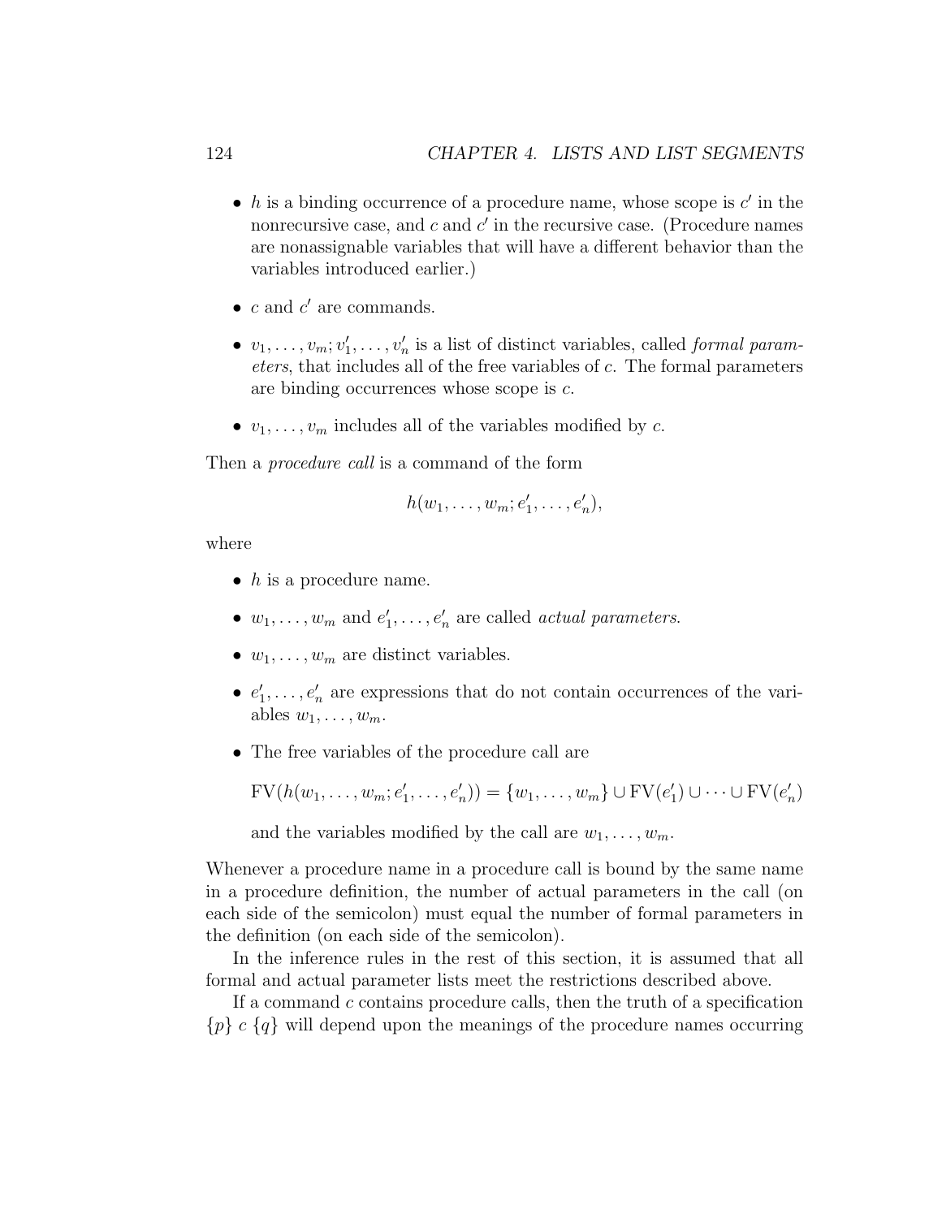- $h$ is a binding occurrence of a procedure name, whose scope is $c'$ in the nonrecursive case, and $c$ and $c'$ in the recursive case. (Procedure names are nonassignable variables that will have a different behavior than the variables introduced earlier.)

- $c$ and $c'$ are commands.

- $v_1, \ldots, v_m; v'_1, \ldots, v'_n$ is a list of distinct variables, called *formal parameters*, that includes all of the free variables of $c$. The formal parameters are binding occurrences whose scope is $c$.

- $v_1, \ldots, v_m$ includes all of the variables modified by $c$.

Then a *procedure call* is a command of the form

$$h(w_1, \ldots, w_m; e'_1, \ldots, e'_n),$$

where

- $h$ is a procedure name.

- $w_1, \ldots, w_m$ and $e'_1, \ldots, e'_n$ are called *actual parameters*.

- $w_1, \ldots, w_m$ are distinct variables.

- $e'_1, \ldots, e'_n$ are expressions that do not contain occurrences of the variables $w_1, \ldots, w_m$.

- The free variables of the procedure call are

  $$\mathrm{FV}(h(w_1, \ldots, w_m; e'_1, \ldots, e'_n)) = \{w_1, \ldots, w_m\} \cup \mathrm{FV}(e'_1) \cup \cdots \cup \mathrm{FV}(e'_n)$$

  and the variables modified by the call are $w_1, \ldots, w_m$.

Whenever a procedure name in a procedure call is bound by the same name in a procedure definition, the number of actual parameters in the call (on each side of the semicolon) must equal the number of formal parameters in the definition (on each side of the semicolon).

In the inference rules in the rest of this section, it is assumed that all formal and actual parameter lists meet the restrictions described above.

If a command $c$ contains procedure calls, then the truth of a specification $\{p\}\ c\ \{q\}$ will depend upon the meanings of the procedure names occurring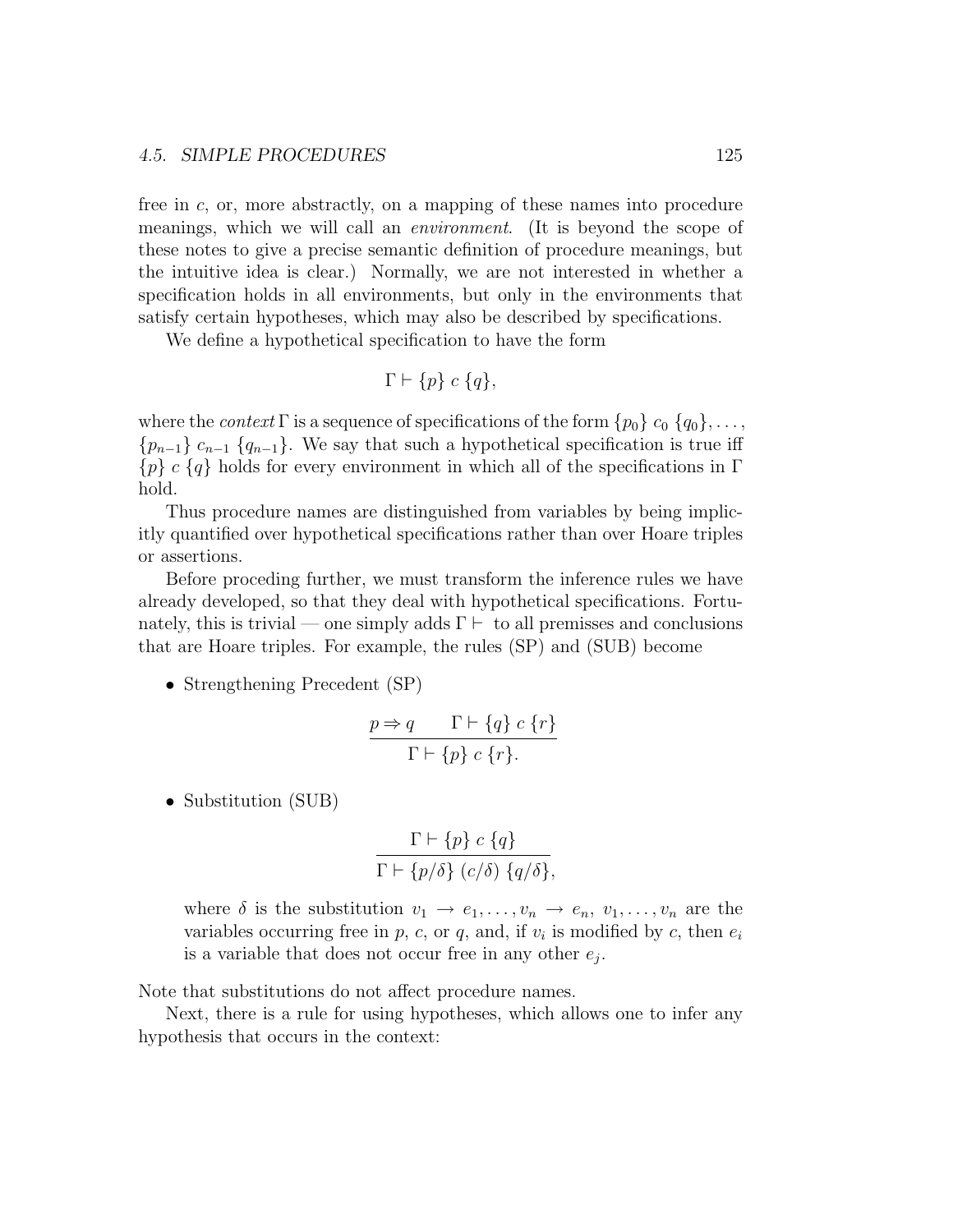free in $c$, or, more abstractly, on a mapping of these names into procedure meanings, which we will call an *environment*. (It is beyond the scope of these notes to give a precise semantic definition of procedure meanings, but the intuitive idea is clear.) Normally, we are not interested in whether a specification holds in all environments, but only in the environments that satisfy certain hypotheses, which may also be described by specifications.

We define a hypothetical specification to have the form

$$\Gamma \vdash \{p\}\ c\ \{q\},$$

where the *context* $\Gamma$ is a sequence of specifications of the form $\{p_0\}\ c_0\ \{q_0\}, \ldots,$ $\{p_{n-1}\}\ c_{n-1}\ \{q_{n-1}\}$. We say that such a hypothetical specification is true iff $\{p\}\ c\ \{q\}$ holds for every environment in which all of the specifications in $\Gamma$ hold.

Thus procedure names are distinguished from variables by being implicitly quantified over hypothetical specifications rather than over Hoare triples or assertions.

Before proceding further, we must transform the inference rules we have already developed, so that they deal with hypothetical specifications. Fortunately, this is trivial — one simply adds $\Gamma \vdash$ to all premisses and conclusions that are Hoare triples. For example, the rules (SP) and (SUB) become

- Strengthening Precedent (SP)

$$\frac{p \Rightarrow q \qquad \Gamma \vdash \{q\}\ c\ \{r\}}{\Gamma \vdash \{p\}\ c\ \{r\}.}$$

- Substitution (SUB)

$$\frac{\Gamma \vdash \{p\}\ c\ \{q\}}{\Gamma \vdash \{p/\delta\}\ (c/\delta)\ \{q/\delta\},}$$

  where $\delta$ is the substitution $v_1 \to e_1, \ldots, v_n \to e_n$, $v_1, \ldots, v_n$ are the variables occurring free in $p$, $c$, or $q$, and, if $v_i$ is modified by $c$, then $e_i$ is a variable that does not occur free in any other $e_j$.

Note that substitutions do not affect procedure names.

Next, there is a rule for using hypotheses, which allows one to infer any hypothesis that occurs in the context: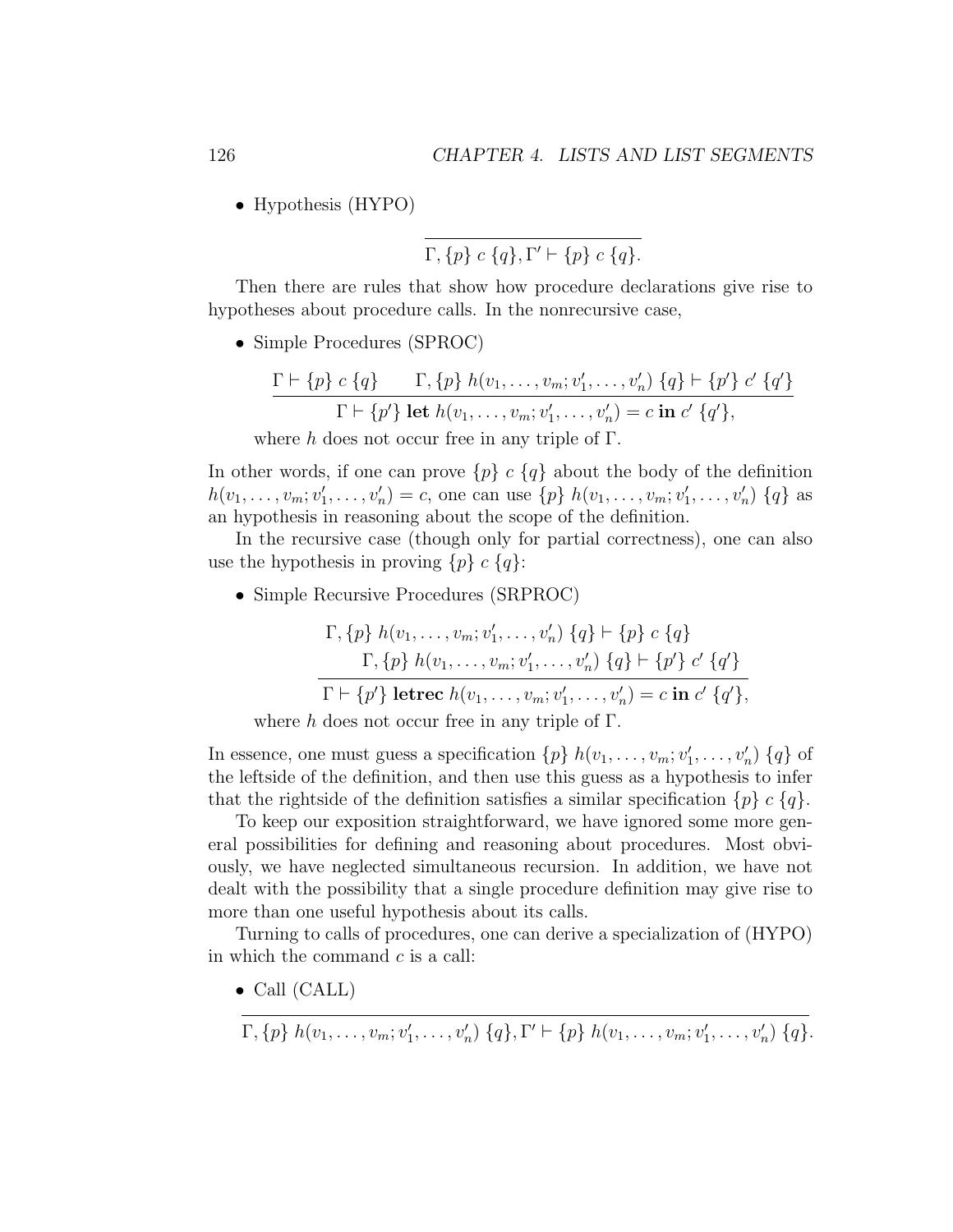- Hypothesis (HYPO)

$$\frac{}{\Gamma, \{p\}\ c\ \{q\}, \Gamma' \vdash \{p\}\ c\ \{q\}.}$$

Then there are rules that show how procedure declarations give rise to hypotheses about procedure calls. In the nonrecursive case,

- Simple Procedures (SPROC)

$$\frac{\Gamma \vdash \{p\}\ c\ \{q\} \qquad \Gamma, \{p\}\ h(v_1, \ldots, v_m; v'_1, \ldots, v'_n)\ \{q\} \vdash \{p'\}\ c'\ \{q'\}}{\Gamma \vdash \{p'\}\ \mathbf{let}\ h(v_1, \ldots, v_m; v'_1, \ldots, v'_n) = c\ \mathbf{in}\ c'\ \{q'\},}$$

  where $h$ does not occur free in any triple of $\Gamma$.

In other words, if one can prove $\{p\}\ c\ \{q\}$ about the body of the definition $h(v_1, \ldots, v_m; v'_1, \ldots, v'_n) = c$, one can use $\{p\}\ h(v_1, \ldots, v_m; v'_1, \ldots, v'_n)\ \{q\}$ as an hypothesis in reasoning about the scope of the definition.

In the recursive case (though only for partial correctness), one can also use the hypothesis in proving $\{p\}\ c\ \{q\}$:

- Simple Recursive Procedures (SRPROC)

$$\frac{\begin{array}{l}\Gamma, \{p\}\ h(v_1, \ldots, v_m; v'_1, \ldots, v'_n)\ \{q\} \vdash \{p\}\ c\ \{q\} \\ \qquad \Gamma, \{p\}\ h(v_1, \ldots, v_m; v'_1, \ldots, v'_n)\ \{q\} \vdash \{p'\}\ c'\ \{q'\}\end{array}}{\Gamma \vdash \{p'\}\ \mathbf{letrec}\ h(v_1, \ldots, v_m; v'_1, \ldots, v'_n) = c\ \mathbf{in}\ c'\ \{q'\},}$$

  where $h$ does not occur free in any triple of $\Gamma$.

In essence, one must guess a specification $\{p\}\ h(v_1, \ldots, v_m; v'_1, \ldots, v'_n)\ \{q\}$ of the leftside of the definition, and then use this guess as a hypothesis to infer that the rightside of the definition satisfies a similar specification $\{p\}\ c\ \{q\}$.

To keep our exposition straightforward, we have ignored some more general possibilities for defining and reasoning about procedures. Most obviously, we have neglected simultaneous recursion. In addition, we have not dealt with the possibility that a single procedure definition may give rise to more than one useful hypothesis about its calls.

Turning to calls of procedures, one can derive a specialization of (HYPO) in which the command $c$ is a call:

- Call (CALL)

$$\frac{}{\Gamma, \{p\}\ h(v_1, \ldots, v_m; v'_1, \ldots, v'_n)\ \{q\}, \Gamma' \vdash \{p\}\ h(v_1, \ldots, v_m; v'_1, \ldots, v'_n)\ \{q\}.}$$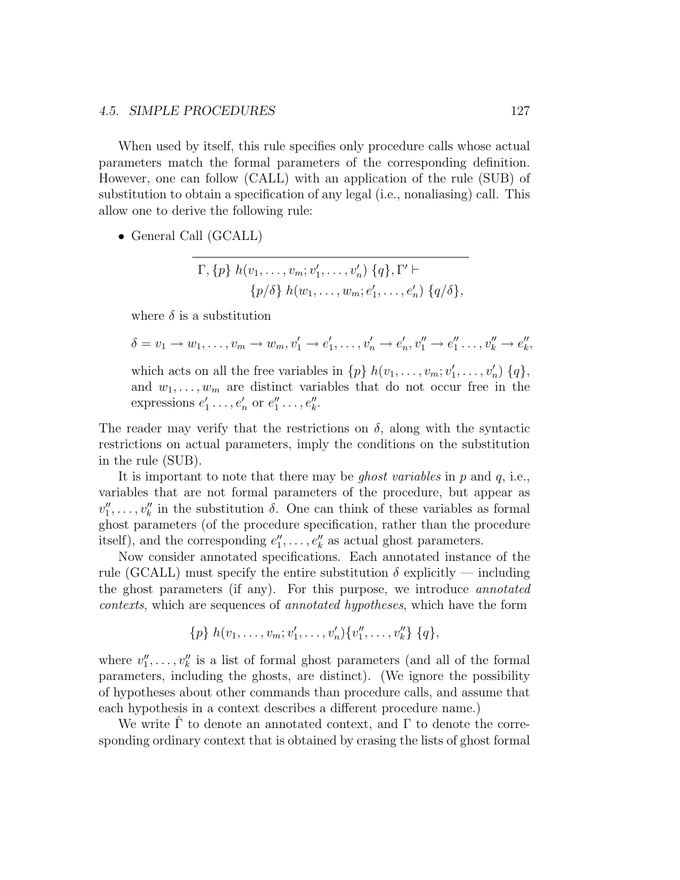When used by itself, this rule specifies only procedure calls whose actual parameters match the formal parameters of the corresponding definition. However, one can follow (CALL) with an application of the rule (SUB) of substitution to obtain a specification of any legal (i.e., nonaliasing) call. This allow one to derive the following rule:

- General Call (GCALL)

$$\frac{}{\Gamma, \{p\}\ h(v_1, \ldots, v_m; v'_1, \ldots, v'_n)\ \{q\}, \Gamma' \vdash \{p/\delta\}\ h(w_1, \ldots, w_m; e'_1, \ldots, e'_n)\ \{q/\delta\},}$$

  where $\delta$ is a substitution

  $$\delta = v_1 \to w_1, \ldots, v_m \to w_m, v'_1 \to e'_1, \ldots, v'_n \to e'_n, v''_1 \to e''_1 \ldots, v''_k \to e''_k,$$

  which acts on all the free variables in $\{p\}\ h(v_1, \ldots, v_m; v'_1, \ldots, v'_n)\ \{q\}$, and $w_1, \ldots, w_m$ are distinct variables that do not occur free in the expressions $e'_1 \ldots, e'_n$ or $e''_1 \ldots, e''_k$.

The reader may verify that the restrictions on $\delta$, along with the syntactic restrictions on actual parameters, imply the conditions on the substitution in the rule (SUB).

It is important to note that there may be *ghost variables* in $p$ and $q$, i.e., variables that are not formal parameters of the procedure, but appear as $v''_1, \ldots, v''_k$ in the substitution $\delta$. One can think of these variables as formal ghost parameters (of the procedure specification, rather than the procedure itself), and the corresponding $e''_1, \ldots, e''_k$ as actual ghost parameters.

Now consider annotated specifications. Each annotated instance of the rule (GCALL) must specify the entire substitution $\delta$ explicitly — including the ghost parameters (if any). For this purpose, we introduce *annotated contexts*, which are sequences of *annotated hypotheses*, which have the form

$$\{p\}\ h(v_1, \ldots, v_m; v'_1, \ldots, v'_n)\{v''_1, \ldots, v''_k\}\ \{q\},$$

where $v''_1, \ldots, v''_k$ is a list of formal ghost parameters (and all of the formal parameters, including the ghosts, are distinct). (We ignore the possibility of hypotheses about other commands than procedure calls, and assume that each hypothesis in a context describes a different procedure name.)

We write $\hat{\Gamma}$ to denote an annotated context, and $\Gamma$ to denote the corresponding ordinary context that is obtained by erasing the lists of ghost formal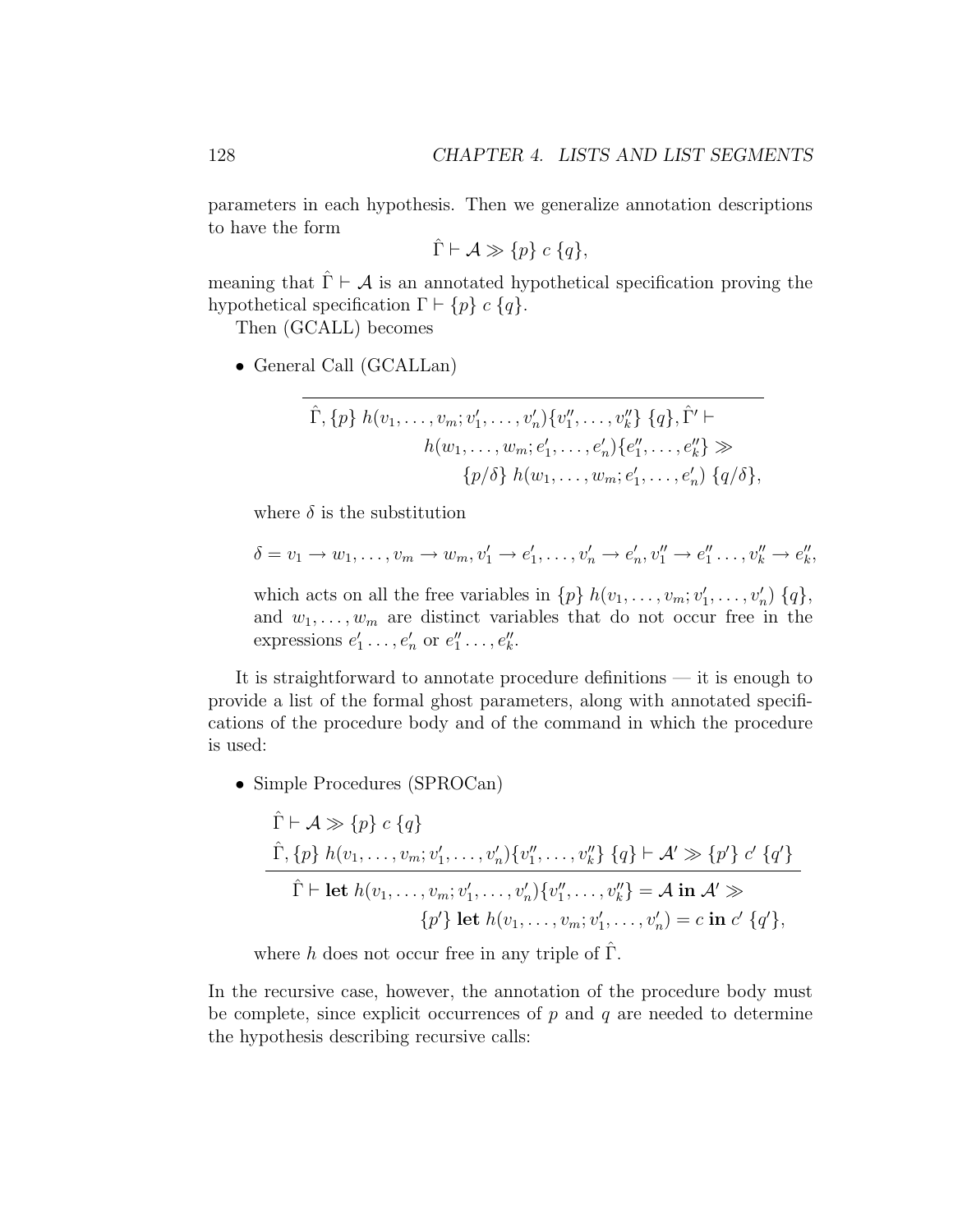parameters in each hypothesis. Then we generalize annotation descriptions to have the form

$$\hat{\Gamma} \vdash \mathcal{A} \gg \{p\}\ c\ \{q\},$$

meaning that $\hat{\Gamma} \vdash \mathcal{A}$ is an annotated hypothetical specification proving the hypothetical specification $\Gamma \vdash \{p\}\ c\ \{q\}$.

Then (GCALL) becomes

- General Call (GCALLan)

$$\frac{}{\begin{array}{l}\hat{\Gamma}, \{p\}\ h(v_1, \ldots, v_m; v'_1, \ldots, v'_n)\{v''_1, \ldots, v''_k\}\ \{q\}, \hat{\Gamma}' \vdash \\ \qquad h(w_1, \ldots, w_m; e'_1, \ldots, e'_n)\{e''_1, \ldots, e''_k\} \gg \\ \qquad\qquad \{p/\delta\}\ h(w_1, \ldots, w_m; e'_1, \ldots, e'_n)\ \{q/\delta\},\end{array}}$$

  where $\delta$ is the substitution

$$\delta = v_1 \to w_1, \ldots, v_m \to w_m, v'_1 \to e'_1, \ldots, v'_n \to e'_n, v''_1 \to e''_1 \ldots, v''_k \to e''_k,$$

  which acts on all the free variables in $\{p\}\ h(v_1, \ldots, v_m; v'_1, \ldots, v'_n)\ \{q\}$, and $w_1, \ldots, w_m$ are distinct variables that do not occur free in the expressions $e'_1 \ldots, e'_n$ or $e''_1 \ldots, e''_k$.

It is straightforward to annotate procedure definitions — it is enough to provide a list of the formal ghost parameters, along with annotated specifications of the procedure body and of the command in which the procedure is used:

- Simple Procedures (SPROCan)

$$\frac{\begin{array}{l}\hat{\Gamma} \vdash \mathcal{A} \gg \{p\}\ c\ \{q\} \\ \hat{\Gamma}, \{p\}\ h(v_1, \ldots, v_m; v'_1, \ldots, v'_n)\{v''_1, \ldots, v''_k\}\ \{q\} \vdash \mathcal{A}' \gg \{p'\}\ c'\ \{q'\}\end{array}}{\begin{array}{l}\hat{\Gamma} \vdash \mathbf{let}\ h(v_1, \ldots, v_m; v'_1, \ldots, v'_n)\{v''_1, \ldots, v''_k\} = \mathcal{A}\ \mathbf{in}\ \mathcal{A}' \gg \\ \qquad\qquad \{p'\}\ \mathbf{let}\ h(v_1, \ldots, v_m; v'_1, \ldots, v'_n) = c\ \mathbf{in}\ c'\ \{q'\},\end{array}}$$

  where $h$ does not occur free in any triple of $\hat{\Gamma}$.

In the recursive case, however, the annotation of the procedure body must be complete, since explicit occurrences of $p$ and $q$ are needed to determine the hypothesis describing recursive calls: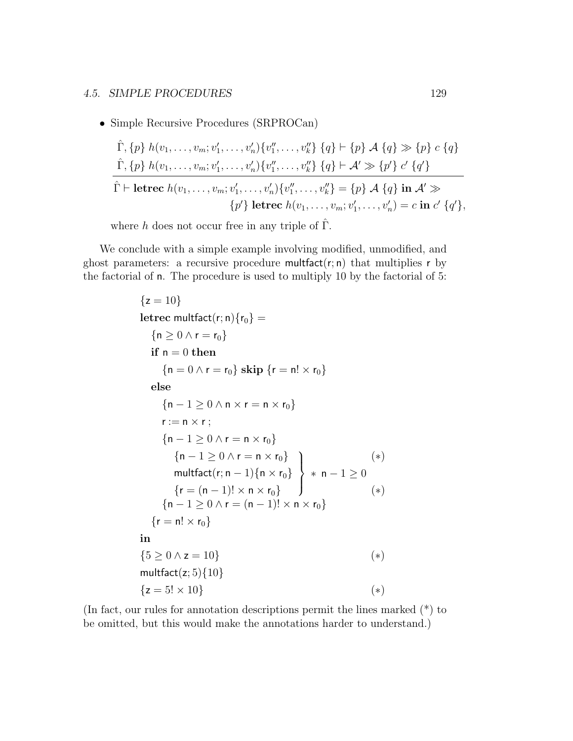- Simple Recursive Procedures (SRPROCan)

$$\frac{\begin{array}{l}\hat{\Gamma}, \{p\}\ h(v_1, \ldots, v_m; v'_1, \ldots, v'_n)\{v''_1, \ldots, v''_k\}\ \{q\} \vdash \{p\}\ \mathcal{A}\ \{q\} \gg \{p\}\ c\ \{q\} \\ \hat{\Gamma}, \{p\}\ h(v_1, \ldots, v_m; v'_1, \ldots, v'_n)\{v''_1, \ldots, v''_k\}\ \{q\} \vdash \mathcal{A}' \gg \{p'\}\ c'\ \{q'\}\end{array}}{\begin{array}{r}\hat{\Gamma} \vdash \textbf{letrec}\ h(v_1, \ldots, v_m; v'_1, \ldots, v'_n)\{v''_1, \ldots, v''_k\} = \{p\}\ \mathcal{A}\ \{q\}\ \textbf{in}\ \mathcal{A}' \gg \\ \{p'\}\ \textbf{letrec}\ h(v_1, \ldots, v_m; v'_1, \ldots, v'_n) = c\ \textbf{in}\ c'\ \{q'\},\end{array}}$$

where $h$ does not occur free in any triple of $\hat{\Gamma}$.

We conclude with a simple example involving modified, unmodified, and ghost parameters: a recursive procedure $\mathsf{multfact}(\mathsf{r}; \mathsf{n})$ that multiplies $\mathsf{r}$ by the factorial of $\mathsf{n}$. The procedure is used to multiply 10 by the factorial of 5:

$$
\begin{array}{l}
\{\mathsf{z} = 10\} \\
\textbf{letrec}\ \mathsf{multfact}(\mathsf{r}; \mathsf{n})\{\mathsf{r}_0\} = \\
\quad \{\mathsf{n} \geq 0 \wedge \mathsf{r} = \mathsf{r}_0\} \\
\quad \textbf{if}\ \mathsf{n} = 0\ \textbf{then} \\
\quad\quad \{\mathsf{n} = 0 \wedge \mathsf{r} = \mathsf{r}_0\}\ \textbf{skip}\ \{\mathsf{r} = \mathsf{n}! \times \mathsf{r}_0\} \\
\quad \textbf{else} \\
\quad\quad \{\mathsf{n} - 1 \geq 0 \wedge \mathsf{n} \times \mathsf{r} = \mathsf{n} \times \mathsf{r}_0\} \\
\quad\quad \mathsf{r} := \mathsf{n} \times \mathsf{r}\,; \\
\quad\quad \{\mathsf{n} - 1 \geq 0 \wedge \mathsf{r} = \mathsf{n} \times \mathsf{r}_0\} \\
\quad\quad\quad \left.\begin{array}{l} \{\mathsf{n} - 1 \geq 0 \wedge \mathsf{r} = \mathsf{n} \times \mathsf{r}_0\} \\ \mathsf{multfact}(\mathsf{r}; \mathsf{n} - 1)\{\mathsf{n} \times \mathsf{r}_0\} \\ \{\mathsf{r} = (\mathsf{n} - 1)! \times \mathsf{n} \times \mathsf{r}_0\} \end{array}\right\} * \ \mathsf{n} - 1 \geq 0 \quad \begin{array}{l} (*) \\ \\ (*) \end{array} \\
\quad\quad \{\mathsf{n} - 1 \geq 0 \wedge \mathsf{r} = (\mathsf{n} - 1)! \times \mathsf{n} \times \mathsf{r}_0\} \\
\quad \{\mathsf{r} = \mathsf{n}! \times \mathsf{r}_0\} \\
\textbf{in} \\
\{5 \geq 0 \wedge \mathsf{z} = 10\} \qquad\qquad (*) \\
\mathsf{multfact}(\mathsf{z}; 5)\{10\} \\
\{\mathsf{z} = 5! \times 10\} \qquad\qquad (*)
\end{array}
$$

(In fact, our rules for annotation descriptions permit the lines marked (*) to be omitted, but this would make the annotations harder to understand.)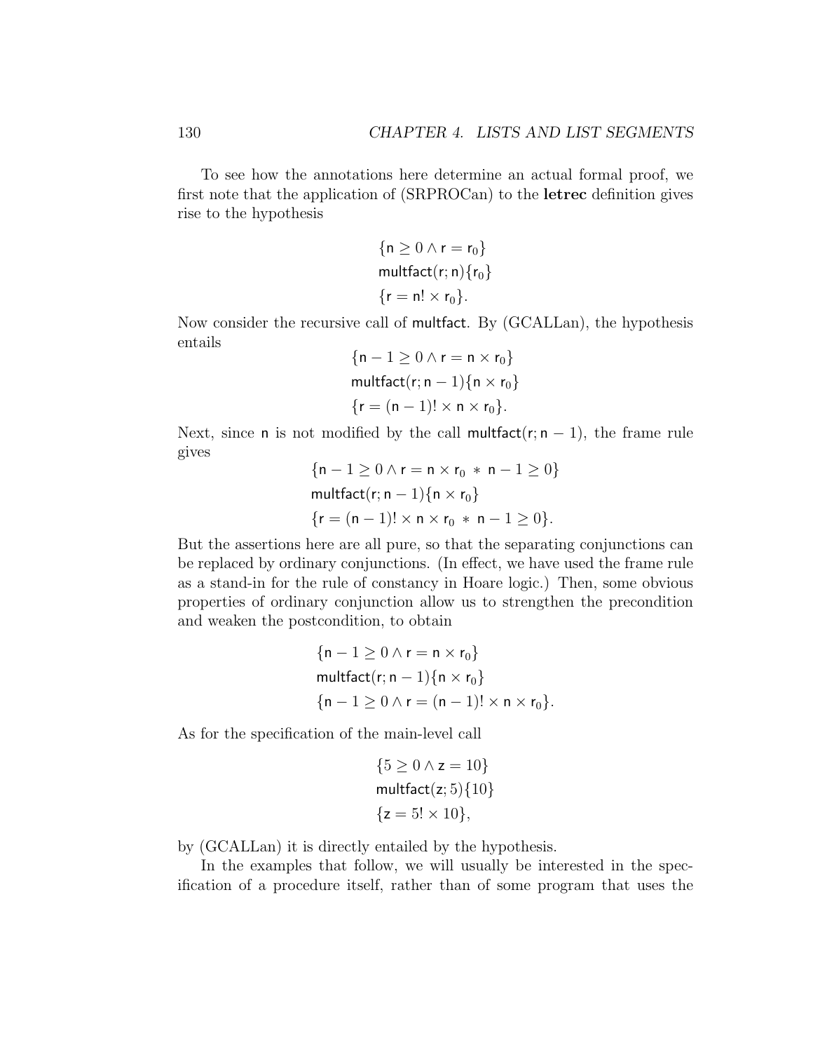To see how the annotations here determine an actual formal proof, we first note that the application of (SRPROCan) to the **letrec** definition gives rise to the hypothesis

$$\begin{array}{l}\{\mathsf{n} \geq 0 \wedge \mathsf{r} = \mathsf{r}_0\} \\ \mathsf{multfact}(\mathsf{r}; \mathsf{n})\{\mathsf{r}_0\} \\ \{\mathsf{r} = \mathsf{n}! \times \mathsf{r}_0\}.\end{array}$$

Now consider the recursive call of $\mathsf{multfact}$. By (GCALLan), the hypothesis entails

$$\begin{array}{l}\{\mathsf{n} - 1 \geq 0 \wedge \mathsf{r} = \mathsf{n} \times \mathsf{r}_0\} \\ \mathsf{multfact}(\mathsf{r}; \mathsf{n} - 1)\{\mathsf{n} \times \mathsf{r}_0\} \\ \{\mathsf{r} = (\mathsf{n} - 1)! \times \mathsf{n} \times \mathsf{r}_0\}.\end{array}$$

Next, since $\mathsf{n}$ is not modified by the call $\mathsf{multfact}(\mathsf{r}; \mathsf{n} - 1)$, the frame rule gives

$$\begin{array}{l}\{\mathsf{n} - 1 \geq 0 \wedge \mathsf{r} = \mathsf{n} \times \mathsf{r}_0 \ * \ \mathsf{n} - 1 \geq 0\} \\ \mathsf{multfact}(\mathsf{r}; \mathsf{n} - 1)\{\mathsf{n} \times \mathsf{r}_0\} \\ \{\mathsf{r} = (\mathsf{n} - 1)! \times \mathsf{n} \times \mathsf{r}_0 \ * \ \mathsf{n} - 1 \geq 0\}.\end{array}$$

But the assertions here are all pure, so that the separating conjunctions can be replaced by ordinary conjunctions. (In effect, we have used the frame rule as a stand-in for the rule of constancy in Hoare logic.) Then, some obvious properties of ordinary conjunction allow us to strengthen the precondition and weaken the postcondition, to obtain

$$\begin{array}{l}\{\mathsf{n} - 1 \geq 0 \wedge \mathsf{r} = \mathsf{n} \times \mathsf{r}_0\} \\ \mathsf{multfact}(\mathsf{r}; \mathsf{n} - 1)\{\mathsf{n} \times \mathsf{r}_0\} \\ \{\mathsf{n} - 1 \geq 0 \wedge \mathsf{r} = (\mathsf{n} - 1)! \times \mathsf{n} \times \mathsf{r}_0\}.\end{array}$$

As for the specification of the main-level call

$$\begin{array}{l}\{5 \geq 0 \wedge \mathsf{z} = 10\} \\ \mathsf{multfact}(\mathsf{z}; 5)\{10\} \\ \{\mathsf{z} = 5! \times 10\},\end{array}$$

by (GCALLan) it is directly entailed by the hypothesis.

In the examples that follow, we will usually be interested in the specification of a procedure itself, rather than of some program that uses the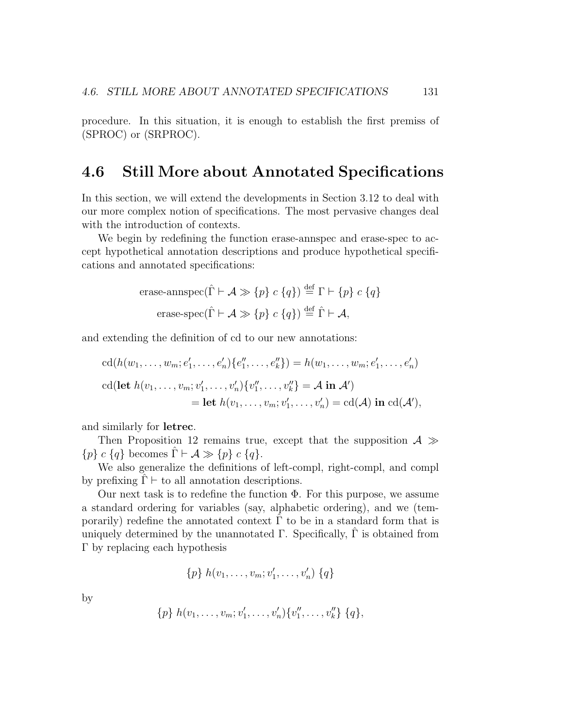procedure. In this situation, it is enough to establish the first premiss of (SPROC) or (SRPROC).

## 4.6 Still More about Annotated Specifications

In this section, we will extend the developments in Section 3.12 to deal with our more complex notion of specifications. The most pervasive changes deal with the introduction of contexts.

We begin by redefining the function erase-annspec and erase-spec to accept hypothetical annotation descriptions and produce hypothetical specifications and annotated specifications:

$$\text{erase-annspec}(\hat{\Gamma} \vdash \mathcal{A} \gg \{p\}\ c\ \{q\}) \stackrel{\text{def}}{=} \Gamma \vdash \{p\}\ c\ \{q\}$$

$$\text{erase-spec}(\hat{\Gamma} \vdash \mathcal{A} \gg \{p\}\ c\ \{q\}) \stackrel{\text{def}}{=} \hat{\Gamma} \vdash \mathcal{A},$$

and extending the definition of cd to our new annotations:

$$\text{cd}(h(w_1, \ldots, w_m; e'_1, \ldots, e'_n)\{e''_1, \ldots, e''_k\}) = h(w_1, \ldots, w_m; e'_1, \ldots, e'_n)$$

$$\begin{aligned}\text{cd}(\textbf{let}\ h(v_1, \ldots, v_m; v'_1, \ldots, v'_n)\{v''_1, \ldots, v''_k\} = \mathcal{A}\ \textbf{in}\ \mathcal{A}') \\ = \textbf{let}\ h(v_1, \ldots, v_m; v'_1, \ldots, v'_n) = \text{cd}(\mathcal{A})\ \textbf{in}\ \text{cd}(\mathcal{A}'),\end{aligned}$$

and similarly for **letrec**.

Then Proposition 12 remains true, except that the supposition $\mathcal{A} \gg \{p\}\ c\ \{q\}$ becomes $\hat{\Gamma} \vdash \mathcal{A} \gg \{p\}\ c\ \{q\}$.

We also generalize the definitions of left-compl, right-compl, and compl by prefixing $\hat{\Gamma} \vdash$ to all annotation descriptions.

Our next task is to redefine the function $\Phi$. For this purpose, we assume a standard ordering for variables (say, alphabetic ordering), and we (temporarily) redefine the annotated context $\hat{\Gamma}$ to be in a standard form that is uniquely determined by the unannotated $\Gamma$. Specifically, $\hat{\Gamma}$ is obtained from $\Gamma$ by replacing each hypothesis

$$\{p\}\ h(v_1, \ldots, v_m; v'_1, \ldots, v'_n)\ \{q\}$$

by

$$\{p\}\ h(v_1, \ldots, v_m; v'_1, \ldots, v'_n)\{v''_1, \ldots, v''_k\}\ \{q\},$$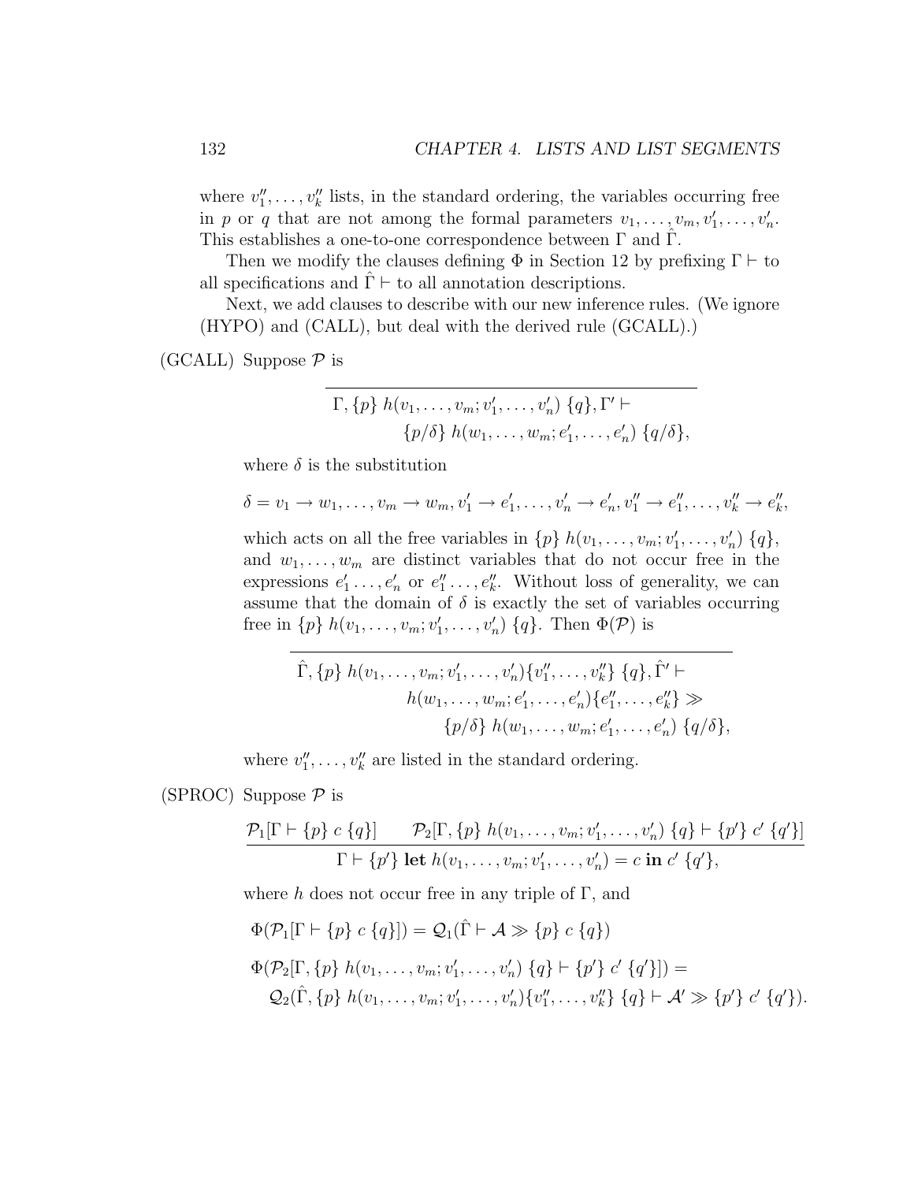where $v''_1, \ldots, v''_k$ lists, in the standard ordering, the variables occurring free in $p$ or $q$ that are not among the formal parameters $v_1, \ldots, v_m, v'_1, \ldots, v'_n$. This establishes a one-to-one correspondence between $\Gamma$ and $\hat{\Gamma}$.

Then we modify the clauses defining $\Phi$ in Section 12 by prefixing $\Gamma \vdash$ to all specifications and $\hat{\Gamma} \vdash$ to all annotation descriptions.

Next, we add clauses to describe with our new inference rules. (We ignore (HYPO) and (CALL), but deal with the derived rule (GCALL).)

(GCALL) Suppose $\mathcal{P}$ is

$$\frac{}{\begin{array}{l}\Gamma, \{p\}\ h(v_1, \ldots, v_m; v'_1, \ldots, v'_n)\ \{q\}, \Gamma' \vdash \\ \qquad\qquad \{p/\delta\}\ h(w_1, \ldots, w_m; e'_1, \ldots, e'_n)\ \{q/\delta\},\end{array}}$$

where $\delta$ is the substitution

$$\delta = v_1 \to w_1, \ldots, v_m \to w_m, v'_1 \to e'_1, \ldots, v'_n \to e'_n, v''_1 \to e''_1, \ldots, v''_k \to e''_k,$$

which acts on all the free variables in $\{p\}\ h(v_1, \ldots, v_m; v'_1, \ldots, v'_n)\ \{q\}$, and $w_1, \ldots, w_m$ are distinct variables that do not occur free in the expressions $e'_1 \ldots, e'_n$ or $e''_1 \ldots, e''_k$. Without loss of generality, we can assume that the domain of $\delta$ is exactly the set of variables occurring free in $\{p\}\ h(v_1, \ldots, v_m; v'_1, \ldots, v'_n)\ \{q\}$. Then $\Phi(\mathcal{P})$ is

$$\frac{}{\begin{array}{l}\hat{\Gamma}, \{p\}\ h(v_1, \ldots, v_m; v'_1, \ldots, v'_n)\{v''_1, \ldots, v''_k\}\ \{q\}, \hat{\Gamma}' \vdash \\ \qquad\qquad h(w_1, \ldots, w_m; e'_1, \ldots, e'_n)\{e''_1, \ldots, e''_k\} \gg \\ \qquad\qquad\qquad \{p/\delta\}\ h(w_1, \ldots, w_m; e'_1, \ldots, e'_n)\ \{q/\delta\},\end{array}}$$

where $v''_1, \ldots, v''_k$ are listed in the standard ordering.

(SPROC) Suppose $\mathcal{P}$ is

$$\frac{\mathcal{P}_1[\Gamma \vdash \{p\}\ c\ \{q\}] \qquad \mathcal{P}_2[\Gamma, \{p\}\ h(v_1, \ldots, v_m; v'_1, \ldots, v'_n)\ \{q\} \vdash \{p'\}\ c'\ \{q'\}]}{\Gamma \vdash \{p'\}\ \mathbf{let}\ h(v_1, \ldots, v_m; v'_1, \ldots, v'_n) = c\ \mathbf{in}\ c'\ \{q'\},}$$

where $h$ does not occur free in any triple of $\Gamma$, and

$$\Phi(\mathcal{P}_1[\Gamma \vdash \{p\}\ c\ \{q\}]) = \mathcal{Q}_1(\hat{\Gamma} \vdash \mathcal{A} \gg \{p\}\ c\ \{q\})$$

$$\begin{array}{l}\Phi(\mathcal{P}_2[\Gamma, \{p\}\ h(v_1, \ldots, v_m; v'_1, \ldots, v'_n)\ \{q\} \vdash \{p'\}\ c'\ \{q'\}]) = \\ \quad \mathcal{Q}_2(\hat{\Gamma}, \{p\}\ h(v_1, \ldots, v_m; v'_1, \ldots, v'_n)\{v''_1, \ldots, v''_k\}\ \{q\} \vdash \mathcal{A}' \gg \{p'\}\ c'\ \{q'\}).\end{array}$$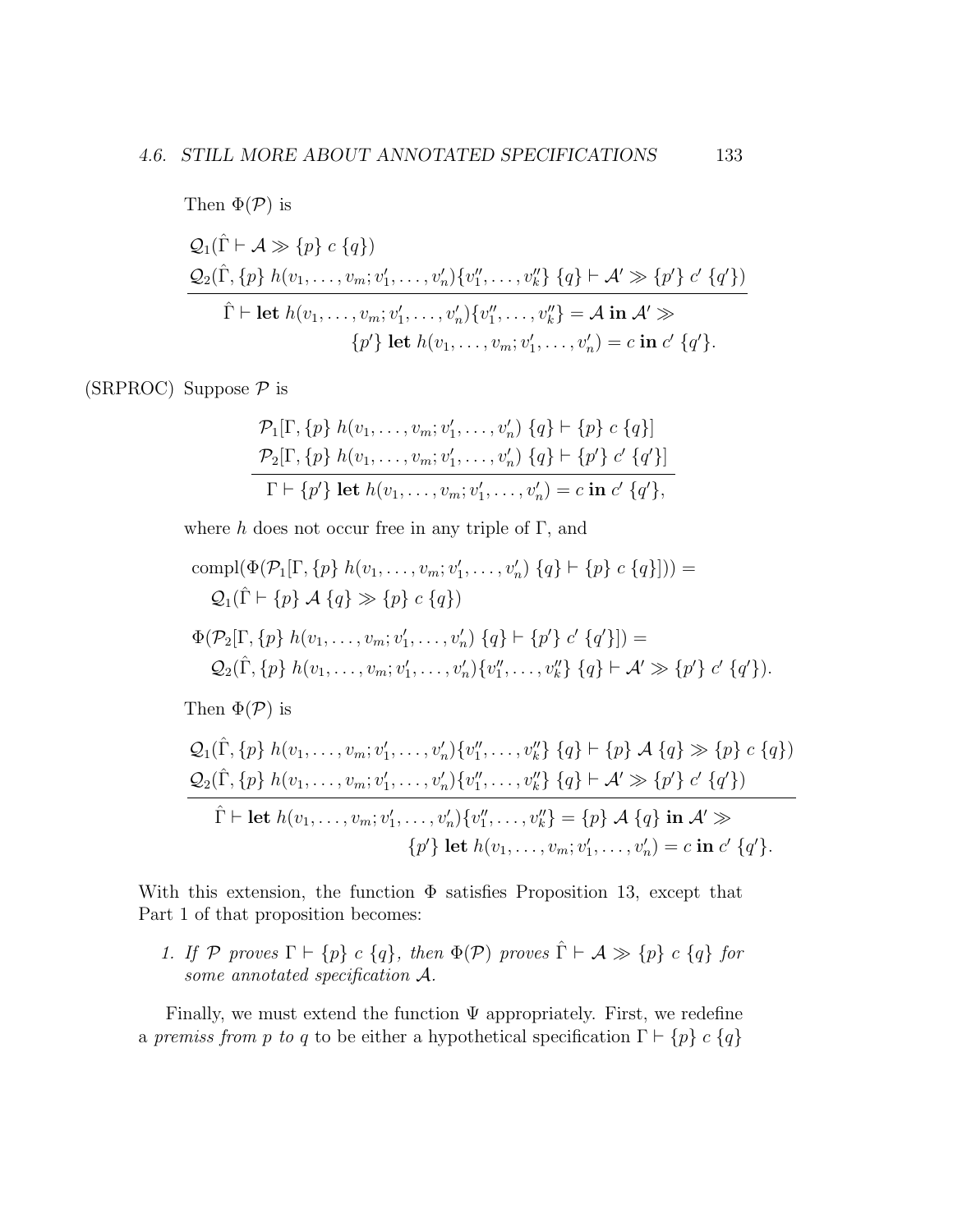Then $\Phi(\mathcal{P})$ is

$$\frac{\begin{array}{l}\mathcal{Q}_1(\hat{\Gamma} \vdash \mathcal{A} \gg \{p\}\ c\ \{q\}) \\ \mathcal{Q}_2(\hat{\Gamma}, \{p\}\ h(v_1, \ldots, v_m; v'_1, \ldots, v'_n)\{v''_1, \ldots, v''_k\}\ \{q\} \vdash \mathcal{A}' \gg \{p'\}\ c'\ \{q'\})\end{array}}{\begin{array}{l}\hat{\Gamma} \vdash \mathbf{let}\ h(v_1, \ldots, v_m; v'_1, \ldots, v'_n)\{v''_1, \ldots, v''_k\} = \mathcal{A}\ \mathbf{in}\ \mathcal{A}' \gg \\ \qquad\qquad \{p'\}\ \mathbf{let}\ h(v_1, \ldots, v_m; v'_1, \ldots, v'_n) = c\ \mathbf{in}\ c'\ \{q'\}.\end{array}}$$

(SRPROC) Suppose $\mathcal{P}$ is

$$\frac{\begin{array}{l}\mathcal{P}_1[\Gamma, \{p\}\ h(v_1, \ldots, v_m; v'_1, \ldots, v'_n)\ \{q\} \vdash \{p\}\ c\ \{q\}] \\ \mathcal{P}_2[\Gamma, \{p\}\ h(v_1, \ldots, v_m; v'_1, \ldots, v'_n)\ \{q\} \vdash \{p'\}\ c'\ \{q'\}]\end{array}}{\Gamma \vdash \{p'\}\ \mathbf{let}\ h(v_1, \ldots, v_m; v'_1, \ldots, v'_n) = c\ \mathbf{in}\ c'\ \{q'\},}$$

where $h$ does not occur free in any triple of $\Gamma$, and

$$\begin{array}{l}\mathrm{compl}(\Phi(\mathcal{P}_1[\Gamma, \{p\}\ h(v_1, \ldots, v_m; v'_1, \ldots, v'_n)\ \{q\} \vdash \{p\}\ c\ \{q\}])) = \\ \quad \mathcal{Q}_1(\hat{\Gamma} \vdash \{p\}\ \mathcal{A}\ \{q\} \gg \{p\}\ c\ \{q\})\end{array}$$

$$\begin{array}{l}\Phi(\mathcal{P}_2[\Gamma, \{p\}\ h(v_1, \ldots, v_m; v'_1, \ldots, v'_n)\ \{q\} \vdash \{p'\}\ c'\ \{q'\}]) = \\ \quad \mathcal{Q}_2(\hat{\Gamma}, \{p\}\ h(v_1, \ldots, v_m; v'_1, \ldots, v'_n)\{v''_1, \ldots, v''_k\}\ \{q\} \vdash \mathcal{A}' \gg \{p'\}\ c'\ \{q'\}).\end{array}$$

Then $\Phi(\mathcal{P})$ is

$$\frac{\begin{array}{l}\mathcal{Q}_1(\hat{\Gamma}, \{p\}\ h(v_1, \ldots, v_m; v'_1, \ldots, v'_n)\{v''_1, \ldots, v''_k\}\ \{q\} \vdash \{p\}\ \mathcal{A}\ \{q\} \gg \{p\}\ c\ \{q\}) \\ \mathcal{Q}_2(\hat{\Gamma}, \{p\}\ h(v_1, \ldots, v_m; v'_1, \ldots, v'_n)\{v''_1, \ldots, v''_k\}\ \{q\} \vdash \mathcal{A}' \gg \{p'\}\ c'\ \{q'\})\end{array}}{\begin{array}{l}\hat{\Gamma} \vdash \mathbf{let}\ h(v_1, \ldots, v_m; v'_1, \ldots, v'_n)\{v''_1, \ldots, v''_k\} = \{p\}\ \mathcal{A}\ \{q\}\ \mathbf{in}\ \mathcal{A}' \gg \\ \qquad\qquad \{p'\}\ \mathbf{let}\ h(v_1, \ldots, v_m; v'_1, \ldots, v'_n) = c\ \mathbf{in}\ c'\ \{q'\}.\end{array}}$$

With this extension, the function $\Phi$ satisfies Proposition 13, except that Part 1 of that proposition becomes:

1. *If $\mathcal{P}$ proves $\Gamma \vdash \{p\}\ c\ \{q\}$, then $\Phi(\mathcal{P})$ proves $\hat{\Gamma} \vdash \mathcal{A} \gg \{p\}\ c\ \{q\}$ for some annotated specification $\mathcal{A}$.*

Finally, we must extend the function $\Psi$ appropriately. First, we redefine a *premiss from $p$ to $q$* to be either a hypothetical specification $\Gamma \vdash \{p\}\ c\ \{q\}$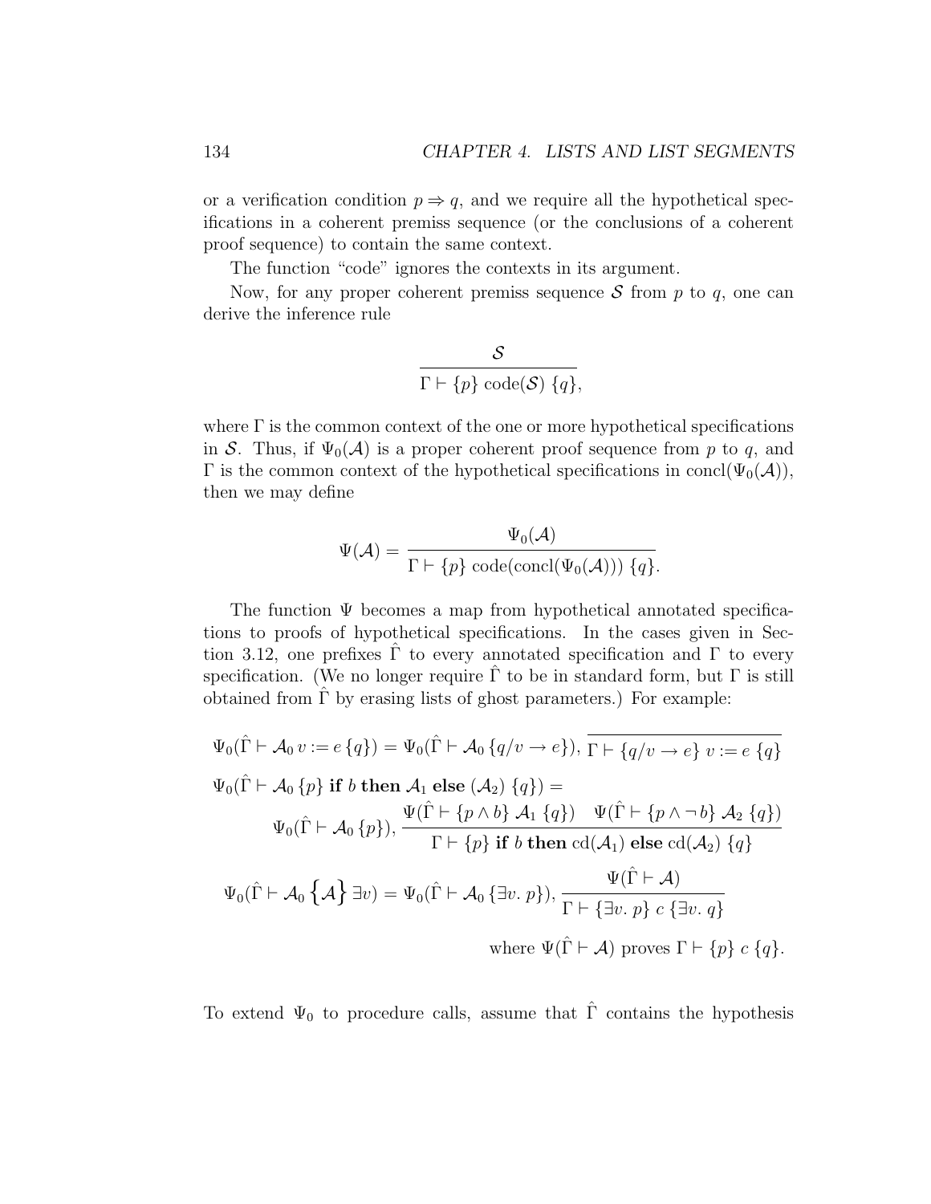or a verification condition $p \Rightarrow q$, and we require all the hypothetical specifications in a coherent premiss sequence (or the conclusions of a coherent proof sequence) to contain the same context.

The function "code" ignores the contexts in its argument.

Now, for any proper coherent premiss sequence $\mathcal{S}$ from $p$ to $q$, one can derive the inference rule

$$\frac{\mathcal{S}}{\Gamma \vdash \{p\}\ \mathrm{code}(\mathcal{S})\ \{q\},}$$

where $\Gamma$ is the common context of the one or more hypothetical specifications in $\mathcal{S}$. Thus, if $\Psi_0(\mathcal{A})$ is a proper coherent proof sequence from $p$ to $q$, and $\Gamma$ is the common context of the hypothetical specifications in $\mathrm{concl}(\Psi_0(\mathcal{A}))$, then we may define

$$\Psi(\mathcal{A}) = \frac{\Psi_0(\mathcal{A})}{\Gamma \vdash \{p\}\ \mathrm{code}(\mathrm{concl}(\Psi_0(\mathcal{A})))\ \{q\}.}$$

The function $\Psi$ becomes a map from hypothetical annotated specifications to proofs of hypothetical specifications. In the cases given in Section 3.12, one prefixes $\hat{\Gamma}$ to every annotated specification and $\Gamma$ to every specification. (We no longer require $\hat{\Gamma}$ to be in standard form, but $\Gamma$ is still obtained from $\hat{\Gamma}$ by erasing lists of ghost parameters.) For example:

$$\Psi_0(\hat{\Gamma} \vdash \mathcal{A}_0\, v := e\, \{q\}) = \Psi_0(\hat{\Gamma} \vdash \mathcal{A}_0\, \{q/v \to e\}),\ \overline{\Gamma \vdash \{q/v \to e\}\ v := e\ \{q\}}$$

$$\Psi_0(\hat{\Gamma} \vdash \mathcal{A}_0\, \{p\}\ \mathbf{if}\ b\ \mathbf{then}\ \mathcal{A}_1\ \mathbf{else}\ (\mathcal{A}_2)\ \{q\}) =$$
$$\Psi_0(\hat{\Gamma} \vdash \mathcal{A}_0\, \{p\}),\ \frac{\Psi(\hat{\Gamma} \vdash \{p \wedge b\}\ \mathcal{A}_1\ \{q\}) \quad \Psi(\hat{\Gamma} \vdash \{p \wedge \neg\, b\}\ \mathcal{A}_2\ \{q\})}{\Gamma \vdash \{p\}\ \mathbf{if}\ b\ \mathbf{then}\ \mathrm{cd}(\mathcal{A}_1)\ \mathbf{else}\ \mathrm{cd}(\mathcal{A}_2)\ \{q\}}$$

$$\Psi_0(\hat{\Gamma} \vdash \mathcal{A}_0\, \big\{\mathcal{A}\big\}\, \exists v) = \Psi_0(\hat{\Gamma} \vdash \mathcal{A}_0\, \{\exists v.\ p\}),\ \frac{\Psi(\hat{\Gamma} \vdash \mathcal{A})}{\Gamma \vdash \{\exists v.\ p\}\ c\ \{\exists v.\ q\}}$$

where $\Psi(\hat{\Gamma} \vdash \mathcal{A})$ proves $\Gamma \vdash \{p\}\ c\ \{q\}$.

To extend $\Psi_0$ to procedure calls, assume that $\hat{\Gamma}$ contains the hypothesis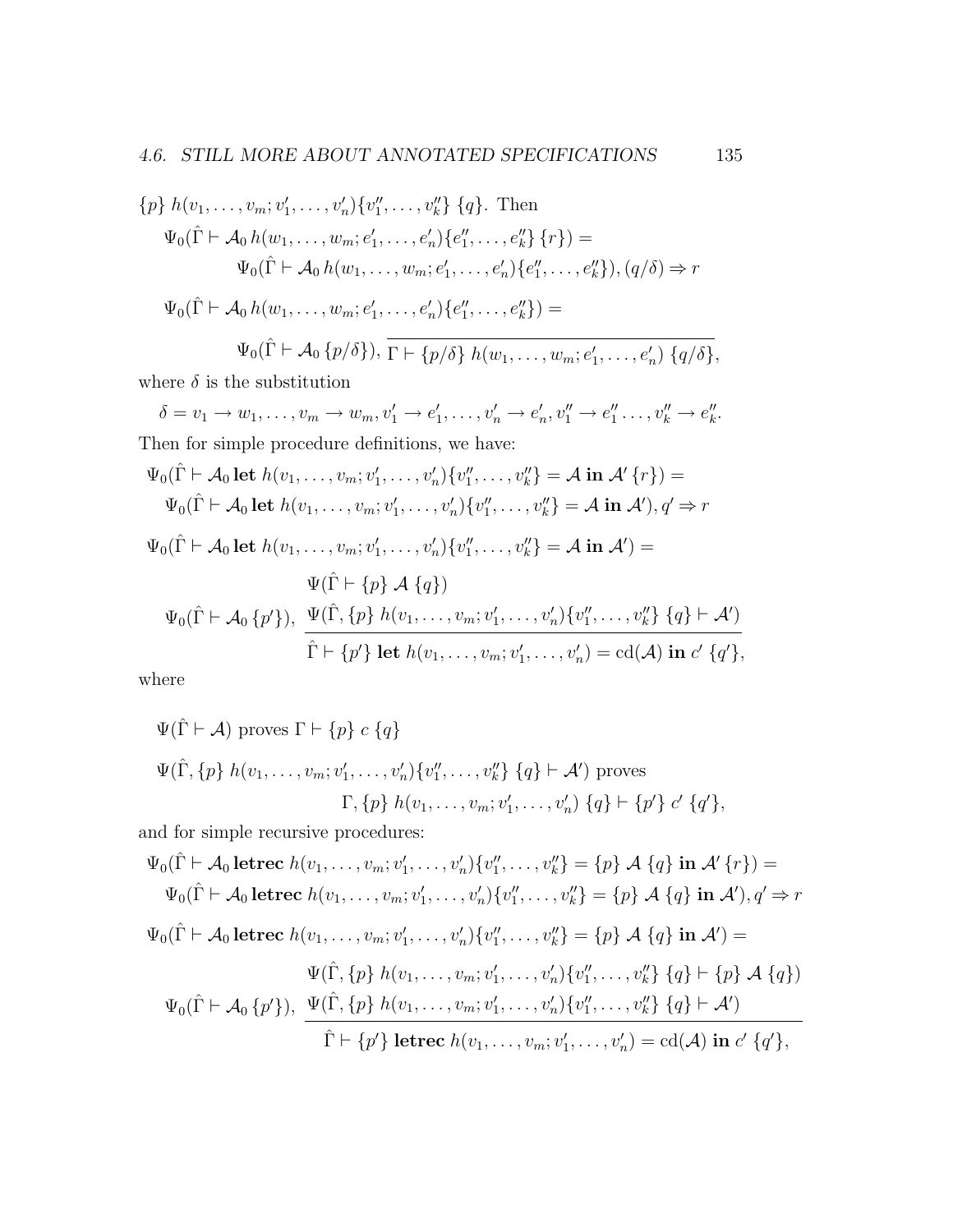$\{p\}\ h(v_1,\ldots,v_m;v'_1,\ldots,v'_n)\{v''_1,\ldots,v''_k\}\ \{q\}$. Then

$$\Psi_0(\hat{\Gamma} \vdash \mathcal{A}_0\, h(w_1,\ldots,w_m;e'_1,\ldots,e'_n)\{e''_1,\ldots,e''_k\}\,\{r\}) =$$
$$\Psi_0(\hat{\Gamma} \vdash \mathcal{A}_0\, h(w_1,\ldots,w_m;e'_1,\ldots,e'_n)\{e''_1,\ldots,e''_k\}), (q/\delta) \Rightarrow r$$

$$\Psi_0(\hat{\Gamma} \vdash \mathcal{A}_0\, h(w_1,\ldots,w_m;e'_1,\ldots,e'_n)\{e''_1,\ldots,e''_k\}) =$$

$$\Psi_0(\hat{\Gamma} \vdash \mathcal{A}_0\, \{p/\delta\}),\ \overline{\Gamma \vdash \{p/\delta\}\ h(w_1,\ldots,w_m;e'_1,\ldots,e'_n)\ \{q/\delta\}},$$

where $\delta$ is the substitution

$$\delta = v_1 \to w_1,\ldots,v_m \to w_m, v'_1 \to e'_1,\ldots,v'_n \to e'_n, v''_1 \to e''_1 \ldots, v''_k \to e''_k.$$

Then for simple procedure definitions, we have:

$$\Psi_0(\hat{\Gamma} \vdash \mathcal{A}_0\, \textbf{let}\ h(v_1,\ldots,v_m;v'_1,\ldots,v'_n)\{v''_1,\ldots,v''_k\} = \mathcal{A}\ \textbf{in}\ \mathcal{A}'\,\{r\}) =$$
$$\Psi_0(\hat{\Gamma} \vdash \mathcal{A}_0\, \textbf{let}\ h(v_1,\ldots,v_m;v'_1,\ldots,v'_n)\{v''_1,\ldots,v''_k\} = \mathcal{A}\ \textbf{in}\ \mathcal{A}'), q' \Rightarrow r$$

$$\Psi_0(\hat{\Gamma} \vdash \mathcal{A}_0\, \textbf{let}\ h(v_1,\ldots,v_m;v'_1,\ldots,v'_n)\{v''_1,\ldots,v''_k\} = \mathcal{A}\ \textbf{in}\ \mathcal{A}') =$$

$$\Psi_0(\hat{\Gamma} \vdash \mathcal{A}_0\, \{p'\}),\ \frac{\begin{array}{c}\Psi(\hat{\Gamma} \vdash \{p\}\ \mathcal{A}\ \{q\}) \\ \Psi(\hat{\Gamma}, \{p\}\ h(v_1,\ldots,v_m;v'_1,\ldots,v'_n)\{v''_1,\ldots,v''_k\}\ \{q\} \vdash \mathcal{A}')\end{array}}{\hat{\Gamma} \vdash \{p'\}\ \textbf{let}\ h(v_1,\ldots,v_m;v'_1,\ldots,v'_n) = \mathrm{cd}(\mathcal{A})\ \textbf{in}\ c'\ \{q'\}},$$

where

$$\Psi(\hat{\Gamma} \vdash \mathcal{A}) \text{ proves } \Gamma \vdash \{p\}\ c\ \{q\}$$

$$\Psi(\hat{\Gamma}, \{p\}\ h(v_1,\ldots,v_m;v'_1,\ldots,v'_n)\{v''_1,\ldots,v''_k\}\ \{q\} \vdash \mathcal{A}') \text{ proves}$$
$$\Gamma, \{p\}\ h(v_1,\ldots,v_m;v'_1,\ldots,v'_n)\ \{q\} \vdash \{p'\}\ c'\ \{q'\},$$

and for simple recursive procedures:

$$\Psi_0(\hat{\Gamma} \vdash \mathcal{A}_0\, \textbf{letrec}\ h(v_1,\ldots,v_m;v'_1,\ldots,v'_n)\{v''_1,\ldots,v''_k\} = \{p\}\ \mathcal{A}\ \{q\}\ \textbf{in}\ \mathcal{A}'\,\{r\}) =$$
$$\Psi_0(\hat{\Gamma} \vdash \mathcal{A}_0\, \textbf{letrec}\ h(v_1,\ldots,v_m;v'_1,\ldots,v'_n)\{v''_1,\ldots,v''_k\} = \{p\}\ \mathcal{A}\ \{q\}\ \textbf{in}\ \mathcal{A}'), q' \Rightarrow r$$

$$\Psi_0(\hat{\Gamma} \vdash \mathcal{A}_0\, \textbf{letrec}\ h(v_1,\ldots,v_m;v'_1,\ldots,v'_n)\{v''_1,\ldots,v''_k\} = \{p\}\ \mathcal{A}\ \{q\}\ \textbf{in}\ \mathcal{A}') =$$

$$\Psi_0(\hat{\Gamma} \vdash \mathcal{A}_0\, \{p'\}),\ \frac{\begin{array}{c}\Psi(\hat{\Gamma}, \{p\}\ h(v_1,\ldots,v_m;v'_1,\ldots,v'_n)\{v''_1,\ldots,v''_k\}\ \{q\} \vdash \{p\}\ \mathcal{A}\ \{q\}) \\ \Psi(\hat{\Gamma}, \{p\}\ h(v_1,\ldots,v_m;v'_1,\ldots,v'_n)\{v''_1,\ldots,v''_k\}\ \{q\} \vdash \mathcal{A}')\end{array}}{\hat{\Gamma} \vdash \{p'\}\ \textbf{letrec}\ h(v_1,\ldots,v_m;v'_1,\ldots,v'_n) = \mathrm{cd}(\mathcal{A})\ \textbf{in}\ c'\ \{q'\}},$$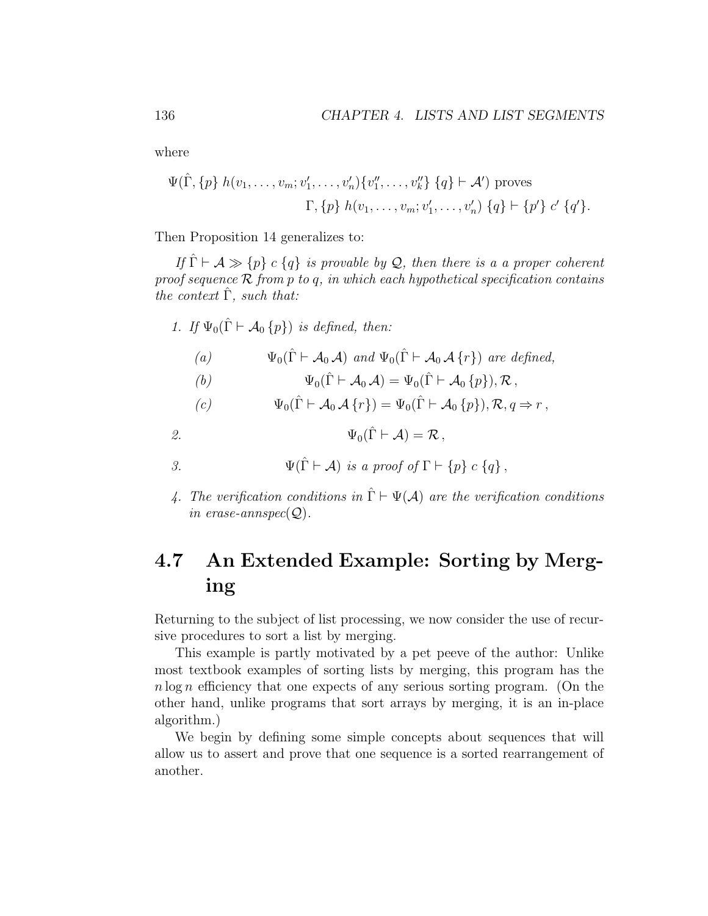where

$$\Psi(\hat{\Gamma}, \{p\}\ h(v_1, \ldots, v_m; v_1', \ldots, v_n')\{v_1'', \ldots, v_k''\}\ \{q\} \vdash \mathcal{A}') \text{ proves}$$
$$\Gamma, \{p\}\ h(v_1, \ldots, v_m; v_1', \ldots, v_n')\ \{q\} \vdash \{p'\}\ c'\ \{q'\}.$$

Then Proposition 14 generalizes to:

*If $\hat{\Gamma} \vdash \mathcal{A} \gg \{p\}\ c\ \{q\}$ is provable by $\mathcal{Q}$, then there is a a proper coherent proof sequence $\mathcal{R}$ from $p$ to $q$, in which each hypothetical specification contains the context $\hat{\Gamma}$, such that:*

1. *If $\Psi_0(\hat{\Gamma} \vdash \mathcal{A}_0\,\{p\})$ is defined, then:*
   - *(a)* $\Psi_0(\hat{\Gamma} \vdash \mathcal{A}_0\,\mathcal{A})$ *and* $\Psi_0(\hat{\Gamma} \vdash \mathcal{A}_0\,\mathcal{A}\,\{r\})$ *are defined,*
   - *(b)* $$\Psi_0(\hat{\Gamma} \vdash \mathcal{A}_0\,\mathcal{A}) = \Psi_0(\hat{\Gamma} \vdash \mathcal{A}_0\,\{p\}), \mathcal{R}\,,$$
   - *(c)* $$\Psi_0(\hat{\Gamma} \vdash \mathcal{A}_0\,\mathcal{A}\,\{r\}) = \Psi_0(\hat{\Gamma} \vdash \mathcal{A}_0\,\{p\}), \mathcal{R}, q \Rightarrow r\,,$$

2. $$\Psi_0(\hat{\Gamma} \vdash \mathcal{A}) = \mathcal{R}\,,$$

3. $\Psi(\hat{\Gamma} \vdash \mathcal{A})$ *is a proof of* $\Gamma \vdash \{p\}\ c\ \{q\}$,

4. *The verification conditions in $\hat{\Gamma} \vdash \Psi(\mathcal{A})$ are the verification conditions in erase-annspec($\mathcal{Q}$).*

## 4.7 An Extended Example: Sorting by Merging

Returning to the subject of list processing, we now consider the use of recursive procedures to sort a list by merging.

This example is partly motivated by a pet peeve of the author: Unlike most textbook examples of sorting lists by merging, this program has the $n \log n$ efficiency that one expects of any serious sorting program. (On the other hand, unlike programs that sort arrays by merging, it is an in-place algorithm.)

We begin by defining some simple concepts about sequences that will allow us to assert and prove that one sequence is a sorted rearrangement of another.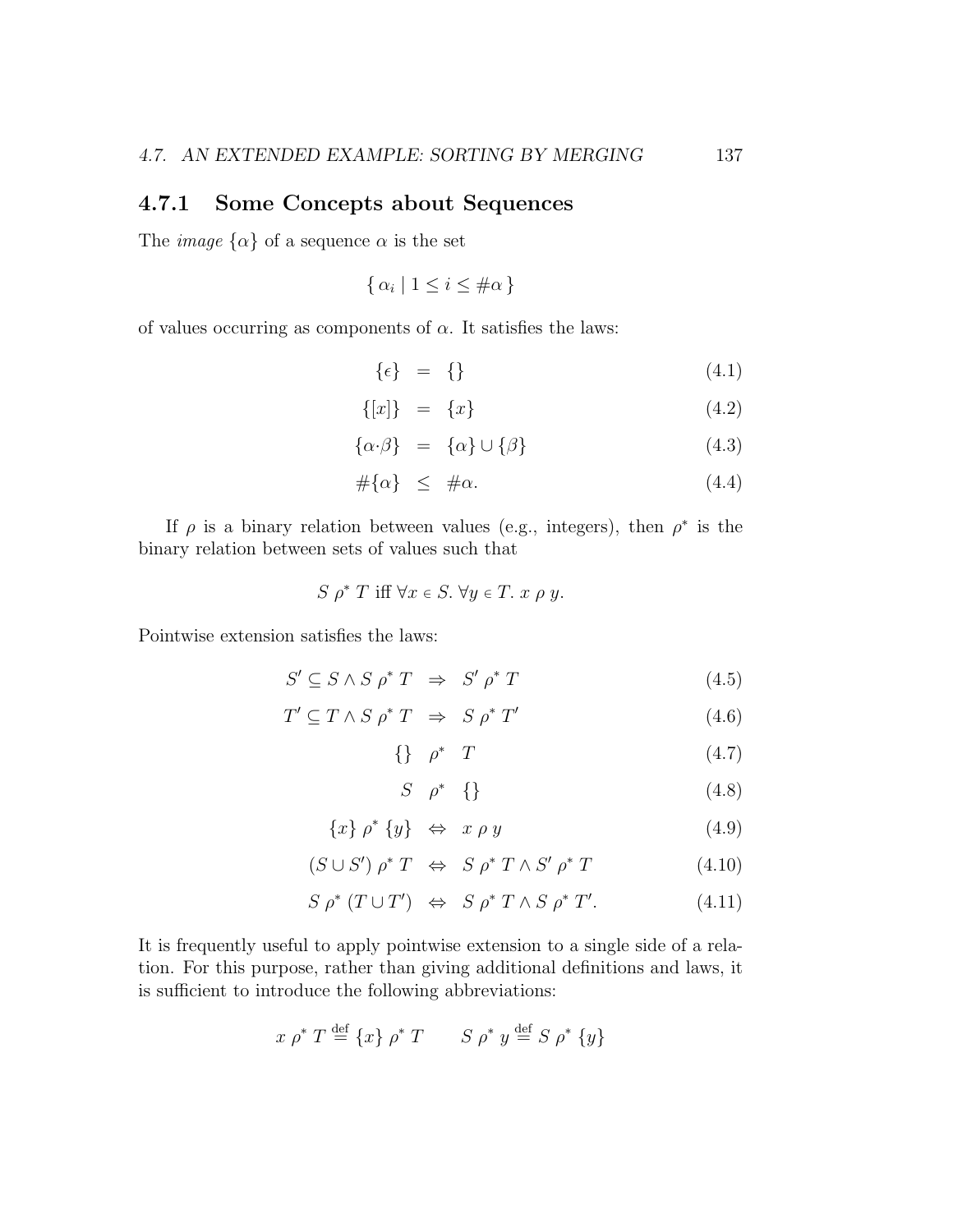### 4.7.1 Some Concepts about Sequences

The *image* $\{\alpha\}$ of a sequence $\alpha$ is the set

$$\{\, \alpha_i \mid 1 \leq i \leq \#\alpha \,\}$$

of values occurring as components of $\alpha$. It satisfies the laws:

$$\{\epsilon\} = \{\} \tag{4.1}$$

$$\{[x]\} = \{x\} \tag{4.2}$$

$$\{\alpha{\cdot}\beta\} = \{\alpha\} \cup \{\beta\} \tag{4.3}$$

$$\#\{\alpha\} \leq \#\alpha. \tag{4.4}$$

If $\rho$ is a binary relation between values (e.g., integers), then $\rho^*$ is the binary relation between sets of values such that

$$S \ \rho^* \ T \text{ iff } \forall x \in S.\ \forall y \in T.\ x \ \rho \ y.$$

Pointwise extension satisfies the laws:

$$S' \subseteq S \wedge S \ \rho^* \ T \ \Rightarrow \ S' \ \rho^* \ T \tag{4.5}$$

$$T' \subseteq T \wedge S \ \rho^* \ T \ \Rightarrow \ S \ \rho^* \ T' \tag{4.6}$$

$$\{\} \ \ \rho^* \ \ T \tag{4.7}$$

$$S \ \ \rho^* \ \ \{\} \tag{4.8}$$

$$\{x\} \ \rho^* \ \{y\} \ \Leftrightarrow \ x \ \rho \ y \tag{4.9}$$

$$(S \cup S') \ \rho^* \ T \ \Leftrightarrow \ S \ \rho^* \ T \wedge S' \ \rho^* \ T \tag{4.10}$$

$$S \ \rho^* \ (T \cup T') \ \Leftrightarrow \ S \ \rho^* \ T \wedge S \ \rho^* \ T'. \tag{4.11}$$

It is frequently useful to apply pointwise extension to a single side of a relation. For this purpose, rather than giving additional definitions and laws, it is sufficient to introduce the following abbreviations:

$$x \ \rho^* \ T \stackrel{\text{def}}{=} \{x\} \ \rho^* \ T \qquad S \ \rho^* \ y \stackrel{\text{def}}{=} S \ \rho^* \ \{y\}$$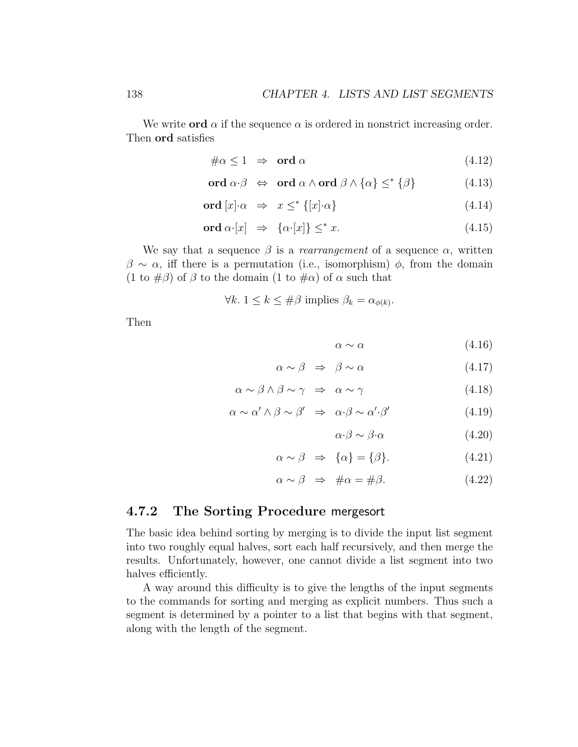We write **ord** $\alpha$ if the sequence $\alpha$ is ordered in nonstrict increasing order. Then **ord** satisfies

$$\#\alpha \leq 1 \;\Rightarrow\; \mathbf{ord}\ \alpha \tag{4.12}$$

$$\mathbf{ord}\ \alpha{\cdot}\beta \;\Leftrightarrow\; \mathbf{ord}\ \alpha \wedge \mathbf{ord}\ \beta \wedge \{\alpha\} \leq^* \{\beta\} \tag{4.13}$$

$$\mathbf{ord}\ [x]{\cdot}\alpha \;\Rightarrow\; x \leq^* \{[x]{\cdot}\alpha\} \tag{4.14}$$

$$\mathbf{ord}\ \alpha{\cdot}[x] \;\Rightarrow\; \{\alpha{\cdot}[x]\} \leq^* x. \tag{4.15}$$

We say that a sequence $\beta$ is a *rearrangement* of a sequence $\alpha$, written $\beta \sim \alpha$, iff there is a permutation (i.e., isomorphism) $\phi$, from the domain (1 to $\#\beta$) of $\beta$ to the domain (1 to $\#\alpha$) of $\alpha$ such that

$$\forall k.\ 1 \leq k \leq \#\beta \text{ implies } \beta_k = \alpha_{\phi(k)}.$$

Then

$$\alpha \sim \alpha \tag{4.16}$$

$$\alpha \sim \beta \;\Rightarrow\; \beta \sim \alpha \tag{4.17}$$

$$\alpha \sim \beta \wedge \beta \sim \gamma \;\Rightarrow\; \alpha \sim \gamma \tag{4.18}$$

$$\alpha \sim \alpha' \wedge \beta \sim \beta' \;\Rightarrow\; \alpha{\cdot}\beta \sim \alpha'{\cdot}\beta' \tag{4.19}$$

$$\alpha{\cdot}\beta \sim \beta{\cdot}\alpha \tag{4.20}$$

$$\alpha \sim \beta \;\Rightarrow\; \{\alpha\} = \{\beta\}. \tag{4.21}$$

$$\alpha \sim \beta \;\Rightarrow\; \#\alpha = \#\beta. \tag{4.22}$$

### 4.7.2 The Sorting Procedure mergesort

The basic idea behind sorting by merging is to divide the input list segment into two roughly equal halves, sort each half recursively, and then merge the results. Unfortunately, however, one cannot divide a list segment into two halves efficiently.

A way around this difficulty is to give the lengths of the input segments to the commands for sorting and merging as explicit numbers. Thus such a segment is determined by a pointer to a list that begins with that segment, along with the length of the segment.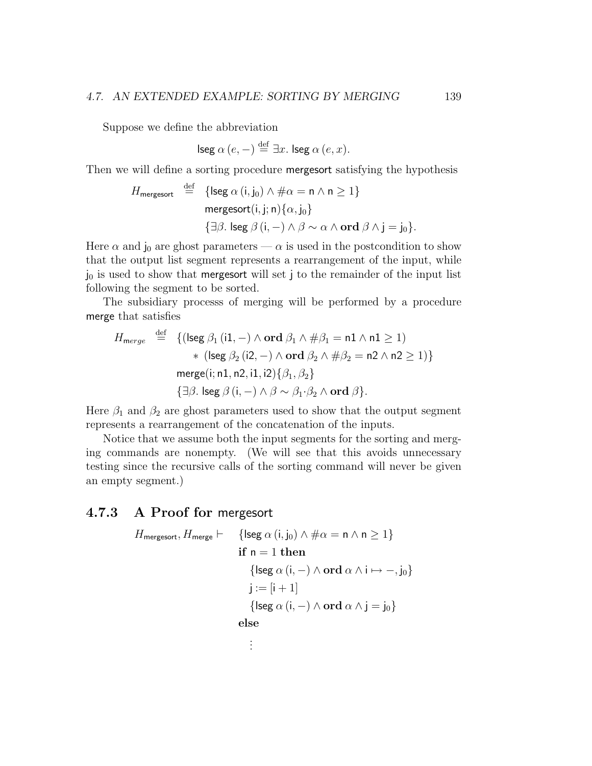Suppose we define the abbreviation

$$\textsf{lseg}\ \alpha\,(e, -) \stackrel{\text{def}}{=} \exists x.\ \textsf{lseg}\ \alpha\,(e, x).$$

Then we will define a sorting procedure mergesort satisfying the hypothesis

$$\begin{aligned} H_{\textsf{mergesort}} \stackrel{\text{def}}{=}\ & \{\textsf{lseg}\ \alpha\,(\textsf{i}, \textsf{j}_0) \wedge \#\alpha = \textsf{n} \wedge \textsf{n} \geq 1\} \\ & \textsf{mergesort}(\textsf{i}, \textsf{j}; \textsf{n})\{\alpha, \textsf{j}_0\} \\ & \{\exists\beta.\ \textsf{lseg}\ \beta\,(\textsf{i}, -) \wedge \beta \sim \alpha \wedge \textbf{ord}\ \beta \wedge \textsf{j} = \textsf{j}_0\}. \end{aligned}$$

Here $\alpha$ and $\textsf{j}_0$ are ghost parameters — $\alpha$ is used in the postcondition to show that the output list segment represents a rearrangement of the input, while $\textsf{j}_0$ is used to show that mergesort will set j to the remainder of the input list following the segment to be sorted.

The subsidiary processs of merging will be performed by a procedure merge that satisfies

$$\begin{aligned} H_{merge} \stackrel{\text{def}}{=}\ & \{(\textsf{lseg}\ \beta_1\,(\textsf{i1}, -) \wedge \textbf{ord}\ \beta_1 \wedge \#\beta_1 = \textsf{n1} \wedge \textsf{n1} \geq 1) \\ & \quad * \ (\textsf{lseg}\ \beta_2\,(\textsf{i2}, -) \wedge \textbf{ord}\ \beta_2 \wedge \#\beta_2 = \textsf{n2} \wedge \textsf{n2} \geq 1)\} \\ & \textsf{merge}(\textsf{i}; \textsf{n1}, \textsf{n2}, \textsf{i1}, \textsf{i2})\{\beta_1, \beta_2\} \\ & \{\exists\beta.\ \textsf{lseg}\ \beta\,(\textsf{i}, -) \wedge \beta \sim \beta_1{\cdot}\beta_2 \wedge \textbf{ord}\ \beta\}. \end{aligned}$$

Here $\beta_1$ and $\beta_2$ are ghost parameters used to show that the output segment represents a rearrangement of the concatenation of the inputs.

Notice that we assume both the input segments for the sorting and merging commands are nonempty. (We will see that this avoids unnecessary testing since the recursive calls of the sorting command will never be given an empty segment.)

### 4.7.3 A Proof for mergesort

$$\begin{aligned} H_{\textsf{mergesort}}, H_{\textsf{merge}} \vdash\ \ & \{\textsf{lseg}\ \alpha\,(\textsf{i}, \textsf{j}_0) \wedge \#\alpha = \textsf{n} \wedge \textsf{n} \geq 1\} \\ & \textbf{if}\ \textsf{n} = 1\ \textbf{then} \\ & \quad \{\textsf{lseg}\ \alpha\,(\textsf{i}, -) \wedge \textbf{ord}\ \alpha \wedge \textsf{i} \mapsto -, \textsf{j}_0\} \\ & \quad \textsf{j} := [\textsf{i} + 1] \\ & \quad \{\textsf{lseg}\ \alpha\,(\textsf{i}, -) \wedge \textbf{ord}\ \alpha \wedge \textsf{j} = \textsf{j}_0\} \\ & \textbf{else} \\ & \quad \vdots \end{aligned}$$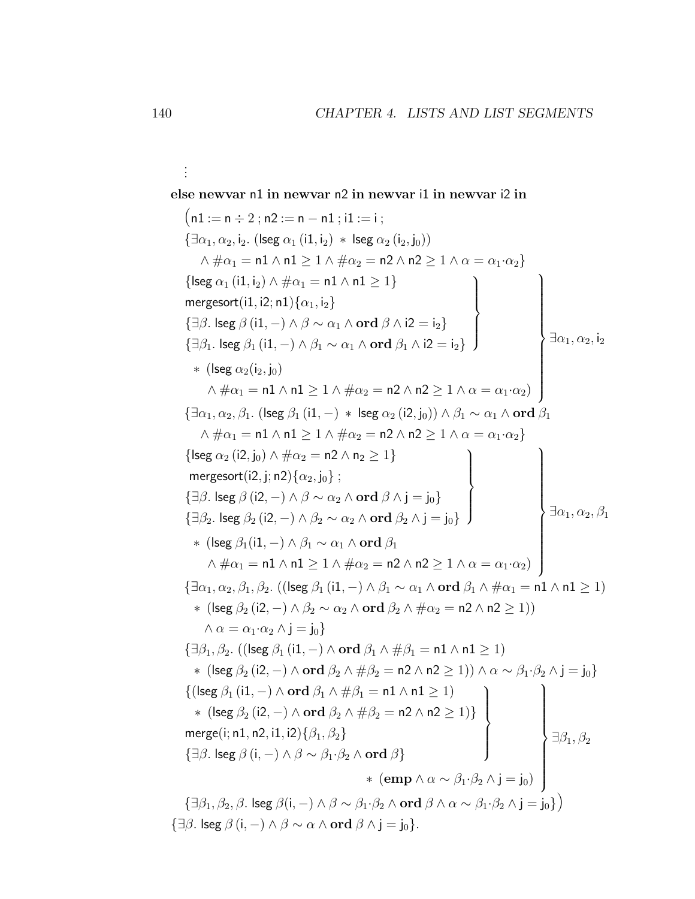$\vdots$

**else newvar** n1 **in newvar** n2 **in newvar** i1 **in newvar** i2 **in**

$\big(\mathsf{n1} := \mathsf{n} \div 2\ ;\ \mathsf{n2} := \mathsf{n} - \mathsf{n1}\ ;\ \mathsf{i1} := \mathsf{i}\ ;$

$\{\exists \alpha_1, \alpha_2, \mathsf{i}_2.\ (\mathsf{lseg}\ \alpha_1\,(\mathsf{i1}, \mathsf{i}_2)\ *\ \mathsf{lseg}\ \alpha_2\,(\mathsf{i}_2, \mathsf{j}_0))$
$\quad \wedge \#\alpha_1 = \mathsf{n1} \wedge \mathsf{n1} \geq 1 \wedge \#\alpha_2 = \mathsf{n2} \wedge \mathsf{n2} \geq 1 \wedge \alpha = \alpha_1{\cdot}\alpha_2\}$

$$\left.\begin{array}{l}\left.\begin{array}{l}\{\mathsf{lseg}\ \alpha_1\,(\mathsf{i1}, \mathsf{i}_2) \wedge \#\alpha_1 = \mathsf{n1} \wedge \mathsf{n1} \geq 1\}\\ \mathsf{mergesort}(\mathsf{i1}, \mathsf{i2}; \mathsf{n1})\{\alpha_1, \mathsf{i}_2\}\\ \{\exists \beta.\ \mathsf{lseg}\ \beta\,(\mathsf{i1}, -) \wedge \beta \sim \alpha_1 \wedge \mathbf{ord}\ \beta \wedge \mathsf{i2} = \mathsf{i}_2\}\\ \{\exists \beta_1.\ \mathsf{lseg}\ \beta_1\,(\mathsf{i1}, -) \wedge \beta_1 \sim \alpha_1 \wedge \mathbf{ord}\ \beta_1 \wedge \mathsf{i2} = \mathsf{i}_2\}\end{array}\right\}\\ \quad *\ (\mathsf{lseg}\ \alpha_2(\mathsf{i}_2, \mathsf{j}_0)\\ \qquad \wedge \#\alpha_1 = \mathsf{n1} \wedge \mathsf{n1} \geq 1 \wedge \#\alpha_2 = \mathsf{n2} \wedge \mathsf{n2} \geq 1 \wedge \alpha = \alpha_1{\cdot}\alpha_2)\end{array}\right\} \exists \alpha_1, \alpha_2, \mathsf{i}_2$$

$\{\exists \alpha_1, \alpha_2, \beta_1.\ (\mathsf{lseg}\ \beta_1\,(\mathsf{i1}, -)\ *\ \mathsf{lseg}\ \alpha_2\,(\mathsf{i2}, \mathsf{j}_0)) \wedge \beta_1 \sim \alpha_1 \wedge \mathbf{ord}\ \beta_1$
$\quad \wedge \#\alpha_1 = \mathsf{n1} \wedge \mathsf{n1} \geq 1 \wedge \#\alpha_2 = \mathsf{n2} \wedge \mathsf{n2} \geq 1 \wedge \alpha = \alpha_1{\cdot}\alpha_2\}$

$$\left.\begin{array}{l}\left.\begin{array}{l}\{\mathsf{lseg}\ \alpha_2\,(\mathsf{i2}, \mathsf{j}_0) \wedge \#\alpha_2 = \mathsf{n2} \wedge \mathsf{n}_2 \geq 1\}\\ \mathsf{mergesort}(\mathsf{i2}, \mathsf{j}; \mathsf{n2})\{\alpha_2, \mathsf{j}_0\}\ ;\\ \{\exists \beta.\ \mathsf{lseg}\ \beta\,(\mathsf{i2}, -) \wedge \beta \sim \alpha_2 \wedge \mathbf{ord}\ \beta \wedge \mathsf{j} = \mathsf{j}_0\}\\ \{\exists \beta_2.\ \mathsf{lseg}\ \beta_2\,(\mathsf{i2}, -) \wedge \beta_2 \sim \alpha_2 \wedge \mathbf{ord}\ \beta_2 \wedge \mathsf{j} = \mathsf{j}_0\}\end{array}\right\}\\ \quad *\ (\mathsf{lseg}\ \beta_1(\mathsf{i1}, -) \wedge \beta_1 \sim \alpha_1 \wedge \mathbf{ord}\ \beta_1\\ \qquad \wedge \#\alpha_1 = \mathsf{n1} \wedge \mathsf{n1} \geq 1 \wedge \#\alpha_2 = \mathsf{n2} \wedge \mathsf{n2} \geq 1 \wedge \alpha = \alpha_1{\cdot}\alpha_2)\end{array}\right\} \exists \alpha_1, \alpha_2, \beta_1$$

$\{\exists \alpha_1, \alpha_2, \beta_1, \beta_2.\ ((\mathsf{lseg}\ \beta_1\,(\mathsf{i1}, -) \wedge \beta_1 \sim \alpha_1 \wedge \mathbf{ord}\ \beta_1 \wedge \#\alpha_1 = \mathsf{n1} \wedge \mathsf{n1} \geq 1)$
$\quad *\ (\mathsf{lseg}\ \beta_2\,(\mathsf{i2}, -) \wedge \beta_2 \sim \alpha_2 \wedge \mathbf{ord}\ \beta_2 \wedge \#\alpha_2 = \mathsf{n2} \wedge \mathsf{n2} \geq 1))$
$\qquad \wedge \alpha = \alpha_1{\cdot}\alpha_2 \wedge \mathsf{j} = \mathsf{j}_0\}$

$\{\exists \beta_1, \beta_2.\ ((\mathsf{lseg}\ \beta_1\,(\mathsf{i1}, -) \wedge \mathbf{ord}\ \beta_1 \wedge \#\beta_1 = \mathsf{n1} \wedge \mathsf{n1} \geq 1)$
$\quad *\ (\mathsf{lseg}\ \beta_2\,(\mathsf{i2}, -) \wedge \mathbf{ord}\ \beta_2 \wedge \#\beta_2 = \mathsf{n2} \wedge \mathsf{n2} \geq 1)) \wedge \alpha \sim \beta_1{\cdot}\beta_2 \wedge \mathsf{j} = \mathsf{j}_0\}$

$$\left.\begin{array}{l}\left.\begin{array}{l}\{(\mathsf{lseg}\ \beta_1\,(\mathsf{i1}, -) \wedge \mathbf{ord}\ \beta_1 \wedge \#\beta_1 = \mathsf{n1} \wedge \mathsf{n1} \geq 1)\\ \quad *\ (\mathsf{lseg}\ \beta_2\,(\mathsf{i2}, -) \wedge \mathbf{ord}\ \beta_2 \wedge \#\beta_2 = \mathsf{n2} \wedge \mathsf{n2} \geq 1)\}\\ \mathsf{merge}(\mathsf{i}; \mathsf{n1}, \mathsf{n2}, \mathsf{i1}, \mathsf{i2})\{\beta_1, \beta_2\}\\ \{\exists \beta.\ \mathsf{lseg}\ \beta\,(\mathsf{i}, -) \wedge \beta \sim \beta_1{\cdot}\beta_2 \wedge \mathbf{ord}\ \beta\}\end{array}\right\}\\ \qquad\qquad\qquad *\ (\mathbf{emp} \wedge \alpha \sim \beta_1{\cdot}\beta_2 \wedge \mathsf{j} = \mathsf{j}_0)\end{array}\right\} \exists \beta_1, \beta_2$$

$\{\exists \beta_1, \beta_2, \beta.\ \mathsf{lseg}\ \beta(\mathsf{i}, -) \wedge \beta \sim \beta_1{\cdot}\beta_2 \wedge \mathbf{ord}\ \beta \wedge \alpha \sim \beta_1{\cdot}\beta_2 \wedge \mathsf{j} = \mathsf{j}_0\}\big)$

$\{\exists \beta.\ \mathsf{lseg}\ \beta\,(\mathsf{i}, -) \wedge \beta \sim \alpha \wedge \mathbf{ord}\ \beta \wedge \mathsf{j} = \mathsf{j}_0\}.$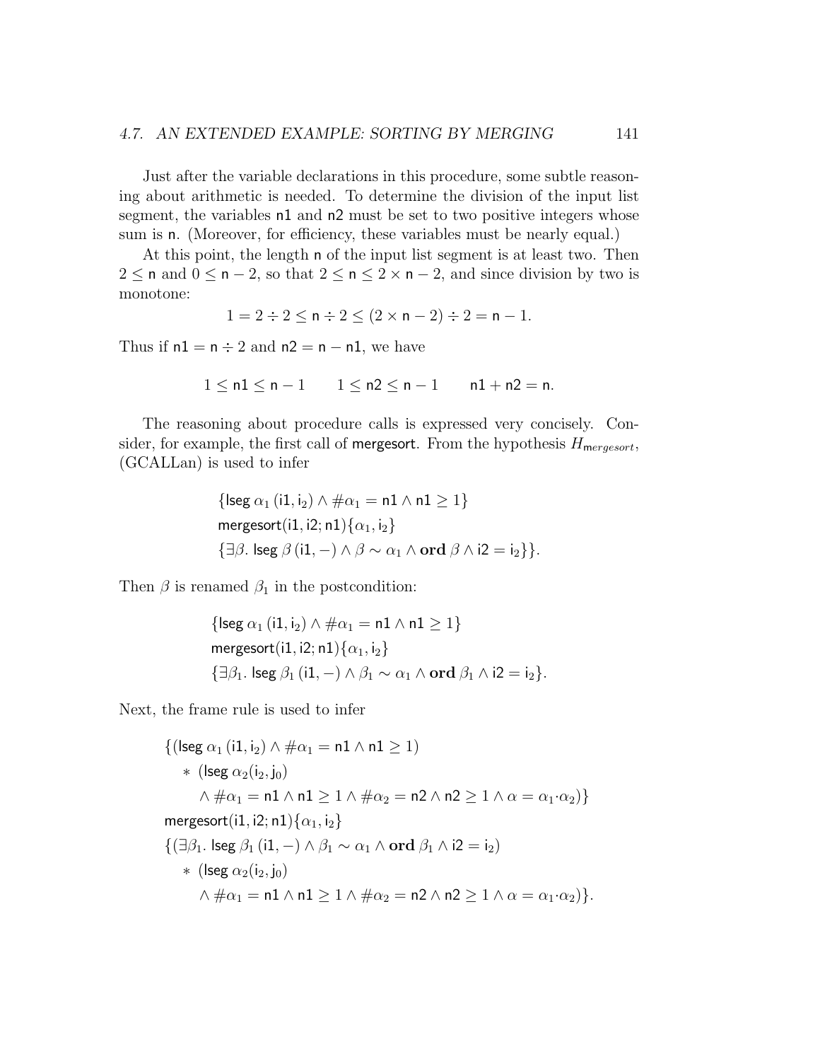Just after the variable declarations in this procedure, some subtle reasoning about arithmetic is needed. To determine the division of the input list segment, the variables n1 and n2 must be set to two positive integers whose sum is n. (Moreover, for efficiency, these variables must be nearly equal.)

At this point, the length n of the input list segment is at least two. Then $2 \leq \mathsf{n}$ and $0 \leq \mathsf{n} - 2$, so that $2 \leq \mathsf{n} \leq 2 \times \mathsf{n} - 2$, and since division by two is monotone:

$$1 = 2 \div 2 \leq \mathsf{n} \div 2 \leq (2 \times \mathsf{n} - 2) \div 2 = \mathsf{n} - 1.$$

Thus if $\mathsf{n1} = \mathsf{n} \div 2$ and $\mathsf{n2} = \mathsf{n} - \mathsf{n1}$, we have

$$1 \leq \mathsf{n1} \leq \mathsf{n} - 1 \qquad 1 \leq \mathsf{n2} \leq \mathsf{n} - 1 \qquad \mathsf{n1} + \mathsf{n2} = \mathsf{n}.$$

The reasoning about procedure calls is expressed very concisely. Consider, for example, the first call of mergesort. From the hypothesis $H_{\mathsf{m}ergesort}$, (GCALLan) is used to infer

$$\begin{aligned}
&\{\mathsf{lseg}\ \alpha_1\,(\mathsf{i1}, \mathsf{i}_2) \wedge \#\alpha_1 = \mathsf{n1} \wedge \mathsf{n1} \geq 1\}\\
&\mathsf{mergesort}(\mathsf{i1}, \mathsf{i2}; \mathsf{n1})\{\alpha_1, \mathsf{i}_2\}\\
&\{\exists \beta.\ \mathsf{lseg}\ \beta\,(\mathsf{i1}, -) \wedge \beta \sim \alpha_1 \wedge \mathbf{ord}\ \beta \wedge \mathsf{i2} = \mathsf{i}_2\}\}.
\end{aligned}$$

Then $\beta$ is renamed $\beta_1$ in the postcondition:

$$\begin{aligned}
&\{\mathsf{lseg}\ \alpha_1\,(\mathsf{i1}, \mathsf{i}_2) \wedge \#\alpha_1 = \mathsf{n1} \wedge \mathsf{n1} \geq 1\}\\
&\mathsf{mergesort}(\mathsf{i1}, \mathsf{i2}; \mathsf{n1})\{\alpha_1, \mathsf{i}_2\}\\
&\{\exists \beta_1.\ \mathsf{lseg}\ \beta_1\,(\mathsf{i1}, -) \wedge \beta_1 \sim \alpha_1 \wedge \mathbf{ord}\ \beta_1 \wedge \mathsf{i2} = \mathsf{i}_2\}.
\end{aligned}$$

Next, the frame rule is used to infer

$$\begin{aligned}
&\{(\mathsf{lseg}\ \alpha_1\,(\mathsf{i1}, \mathsf{i}_2) \wedge \#\alpha_1 = \mathsf{n1} \wedge \mathsf{n1} \geq 1)\\
&\quad *\ (\mathsf{lseg}\ \alpha_2(\mathsf{i}_2, \mathsf{j}_0)\\
&\qquad \wedge \#\alpha_1 = \mathsf{n1} \wedge \mathsf{n1} \geq 1 \wedge \#\alpha_2 = \mathsf{n2} \wedge \mathsf{n2} \geq 1 \wedge \alpha = \alpha_1{\cdot}\alpha_2)\}\\
&\mathsf{mergesort}(\mathsf{i1}, \mathsf{i2}; \mathsf{n1})\{\alpha_1, \mathsf{i}_2\}\\
&\{(\exists \beta_1.\ \mathsf{lseg}\ \beta_1\,(\mathsf{i1}, -) \wedge \beta_1 \sim \alpha_1 \wedge \mathbf{ord}\ \beta_1 \wedge \mathsf{i2} = \mathsf{i}_2)\\
&\quad *\ (\mathsf{lseg}\ \alpha_2(\mathsf{i}_2, \mathsf{j}_0)\\
&\qquad \wedge \#\alpha_1 = \mathsf{n1} \wedge \mathsf{n1} \geq 1 \wedge \#\alpha_2 = \mathsf{n2} \wedge \mathsf{n2} \geq 1 \wedge \alpha = \alpha_1{\cdot}\alpha_2)\}.
\end{aligned}$$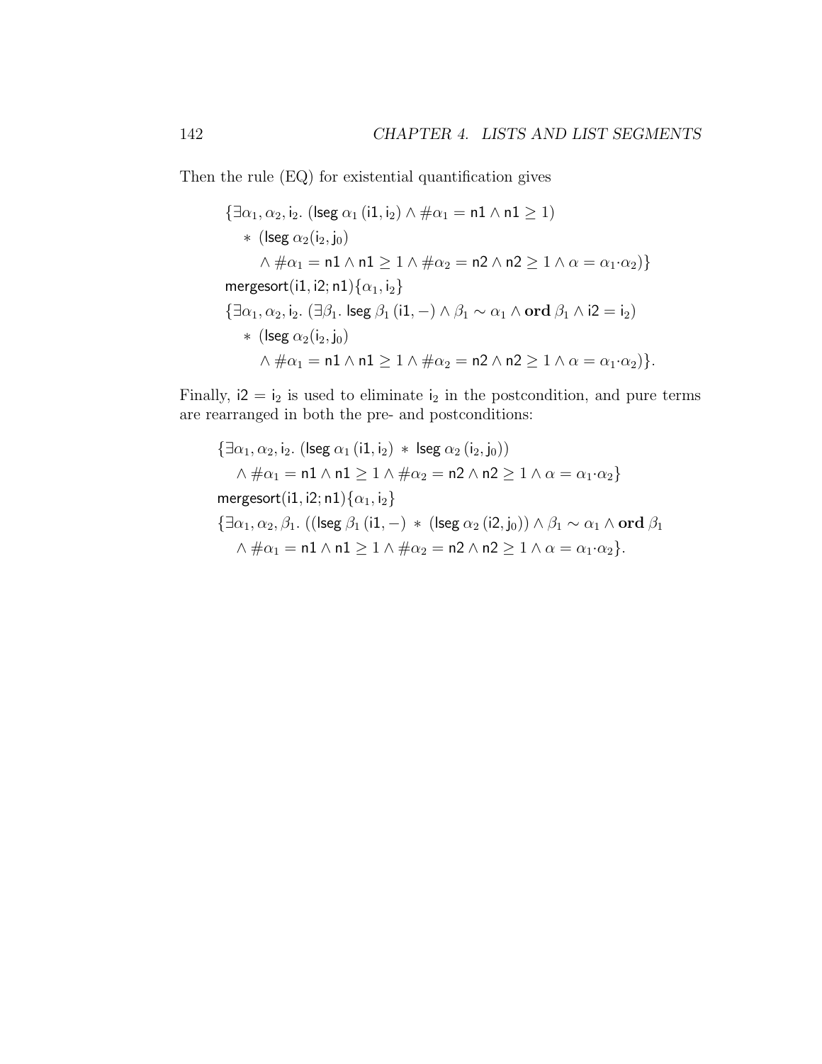Then the rule (EQ) for existential quantification gives

$$
\begin{aligned}
&\{\exists \alpha_1, \alpha_2, \mathsf{i}_2.\ (\mathsf{lseg}\ \alpha_1\,(\mathsf{i1}, \mathsf{i}_2) \wedge \#\alpha_1 = \mathsf{n1} \wedge \mathsf{n1} \geq 1) \\
&\quad * \ (\mathsf{lseg}\ \alpha_2(\mathsf{i}_2, \mathsf{j}_0) \\
&\qquad \wedge \#\alpha_1 = \mathsf{n1} \wedge \mathsf{n1} \geq 1 \wedge \#\alpha_2 = \mathsf{n2} \wedge \mathsf{n2} \geq 1 \wedge \alpha = \alpha_1{\cdot}\alpha_2)\} \\
&\mathsf{mergesort}(\mathsf{i1}, \mathsf{i2}; \mathsf{n1})\{\alpha_1, \mathsf{i}_2\} \\
&\{\exists \alpha_1, \alpha_2, \mathsf{i}_2.\ (\exists \beta_1.\ \mathsf{lseg}\ \beta_1\,(\mathsf{i1}, -) \wedge \beta_1 \sim \alpha_1 \wedge \mathbf{ord}\ \beta_1 \wedge \mathsf{i2} = \mathsf{i}_2) \\
&\quad * \ (\mathsf{lseg}\ \alpha_2(\mathsf{i}_2, \mathsf{j}_0) \\
&\qquad \wedge \#\alpha_1 = \mathsf{n1} \wedge \mathsf{n1} \geq 1 \wedge \#\alpha_2 = \mathsf{n2} \wedge \mathsf{n2} \geq 1 \wedge \alpha = \alpha_1{\cdot}\alpha_2)\}.
\end{aligned}
$$

Finally, $\mathsf{i2} = \mathsf{i}_2$ is used to eliminate $\mathsf{i}_2$ in the postcondition, and pure terms are rearranged in both the pre- and postconditions:

$$
\begin{aligned}
&\{\exists \alpha_1, \alpha_2, \mathsf{i}_2.\ (\mathsf{lseg}\ \alpha_1\,(\mathsf{i1}, \mathsf{i}_2) \ * \ \mathsf{lseg}\ \alpha_2\,(\mathsf{i}_2, \mathsf{j}_0)) \\
&\quad \wedge \#\alpha_1 = \mathsf{n1} \wedge \mathsf{n1} \geq 1 \wedge \#\alpha_2 = \mathsf{n2} \wedge \mathsf{n2} \geq 1 \wedge \alpha = \alpha_1{\cdot}\alpha_2\} \\
&\mathsf{mergesort}(\mathsf{i1}, \mathsf{i2}; \mathsf{n1})\{\alpha_1, \mathsf{i}_2\} \\
&\{\exists \alpha_1, \alpha_2, \beta_1.\ ((\mathsf{lseg}\ \beta_1\,(\mathsf{i1}, -) \ * \ (\mathsf{lseg}\ \alpha_2\,(\mathsf{i2}, \mathsf{j}_0)) \wedge \beta_1 \sim \alpha_1 \wedge \mathbf{ord}\ \beta_1 \\
&\quad \wedge \#\alpha_1 = \mathsf{n1} \wedge \mathsf{n1} \geq 1 \wedge \#\alpha_2 = \mathsf{n2} \wedge \mathsf{n2} \geq 1 \wedge \alpha = \alpha_1{\cdot}\alpha_2\}.
\end{aligned}
$$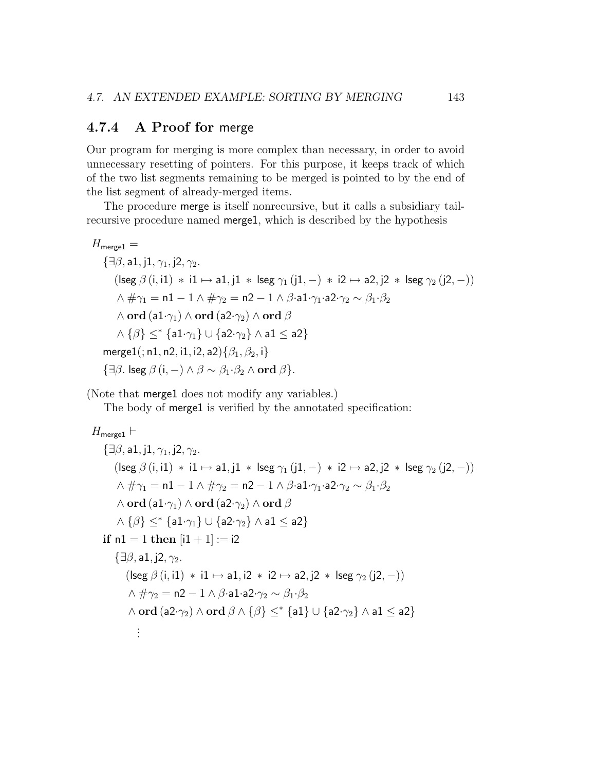### 4.7.4 A Proof for merge

Our program for merging is more complex than necessary, in order to avoid unnecessary resetting of pointers. For this purpose, it keeps track of which of the two list segments remaining to be merged is pointed to by the end of the list segment of already-merged items.

The procedure merge is itself nonrecursive, but it calls a subsidiary tail-recursive procedure named merge1, which is described by the hypothesis

$$
\begin{array}{l}
H_{\mathsf{merge1}} = \\
\quad \{\exists \beta, \mathsf{a1}, \mathsf{j1}, \gamma_1, \mathsf{j2}, \gamma_2. \\
\qquad (\mathsf{lseg}\ \beta\ (\mathsf{i}, \mathsf{i1}) \ * \ \mathsf{i1} \mapsto \mathsf{a1}, \mathsf{j1} \ * \ \mathsf{lseg}\ \gamma_1\ (\mathsf{j1}, -) \ * \ \mathsf{i2} \mapsto \mathsf{a2}, \mathsf{j2} \ * \ \mathsf{lseg}\ \gamma_2\ (\mathsf{j2}, -)) \\
\qquad \wedge \#\gamma_1 = \mathsf{n1} - 1 \wedge \#\gamma_2 = \mathsf{n2} - 1 \wedge \beta{\cdot}\mathsf{a1}{\cdot}\gamma_1{\cdot}\mathsf{a2}{\cdot}\gamma_2 \sim \beta_1{\cdot}\beta_2 \\
\qquad \wedge \mathbf{ord}\,(\mathsf{a1}{\cdot}\gamma_1) \wedge \mathbf{ord}\,(\mathsf{a2}{\cdot}\gamma_2) \wedge \mathbf{ord}\ \beta \\
\qquad \wedge \{\beta\} \leq^* \{\mathsf{a1}{\cdot}\gamma_1\} \cup \{\mathsf{a2}{\cdot}\gamma_2\} \wedge \mathsf{a1} \leq \mathsf{a2}\} \\
\quad \mathsf{merge1}(;\mathsf{n1}, \mathsf{n2}, \mathsf{i1}, \mathsf{i2}, \mathsf{a2})\{\beta_1, \beta_2, \mathsf{i}\} \\
\quad \{\exists \beta.\ \mathsf{lseg}\ \beta\ (\mathsf{i}, -) \wedge \beta \sim \beta_1{\cdot}\beta_2 \wedge \mathbf{ord}\ \beta\}.
\end{array}
$$

(Note that merge1 does not modify any variables.)

The body of merge1 is verified by the annotated specification:

$$
\begin{array}{l}
H_{\mathsf{merge1}} \vdash \\
\quad \{\exists \beta, \mathsf{a1}, \mathsf{j1}, \gamma_1, \mathsf{j2}, \gamma_2. \\
\qquad (\mathsf{lseg}\ \beta\ (\mathsf{i}, \mathsf{i1}) \ * \ \mathsf{i1} \mapsto \mathsf{a1}, \mathsf{j1} \ * \ \mathsf{lseg}\ \gamma_1\ (\mathsf{j1}, -) \ * \ \mathsf{i2} \mapsto \mathsf{a2}, \mathsf{j2} \ * \ \mathsf{lseg}\ \gamma_2\ (\mathsf{j2}, -)) \\
\qquad \wedge \#\gamma_1 = \mathsf{n1} - 1 \wedge \#\gamma_2 = \mathsf{n2} - 1 \wedge \beta{\cdot}\mathsf{a1}{\cdot}\gamma_1{\cdot}\mathsf{a2}{\cdot}\gamma_2 \sim \beta_1{\cdot}\beta_2 \\
\qquad \wedge \mathbf{ord}\,(\mathsf{a1}{\cdot}\gamma_1) \wedge \mathbf{ord}\,(\mathsf{a2}{\cdot}\gamma_2) \wedge \mathbf{ord}\ \beta \\
\qquad \wedge \{\beta\} \leq^* \{\mathsf{a1}{\cdot}\gamma_1\} \cup \{\mathsf{a2}{\cdot}\gamma_2\} \wedge \mathsf{a1} \leq \mathsf{a2}\} \\
\quad \mathbf{if}\ \mathsf{n1} = 1\ \mathbf{then}\ [\mathsf{i1} + 1] := \mathsf{i2} \\
\qquad \{\exists \beta, \mathsf{a1}, \mathsf{j2}, \gamma_2. \\
\qquad\quad (\mathsf{lseg}\ \beta\ (\mathsf{i}, \mathsf{i1}) \ * \ \mathsf{i1} \mapsto \mathsf{a1}, \mathsf{i2} \ * \ \mathsf{i2} \mapsto \mathsf{a2}, \mathsf{j2} \ * \ \mathsf{lseg}\ \gamma_2\ (\mathsf{j2}, -)) \\
\qquad\quad \wedge \#\gamma_2 = \mathsf{n2} - 1 \wedge \beta{\cdot}\mathsf{a1}{\cdot}\mathsf{a2}{\cdot}\gamma_2 \sim \beta_1{\cdot}\beta_2 \\
\qquad\quad \wedge \mathbf{ord}\,(\mathsf{a2}{\cdot}\gamma_2) \wedge \mathbf{ord}\ \beta \wedge \{\beta\} \leq^* \{\mathsf{a1}\} \cup \{\mathsf{a2}{\cdot}\gamma_2\} \wedge \mathsf{a1} \leq \mathsf{a2}\} \\
\qquad\quad \vdots
\end{array}
$$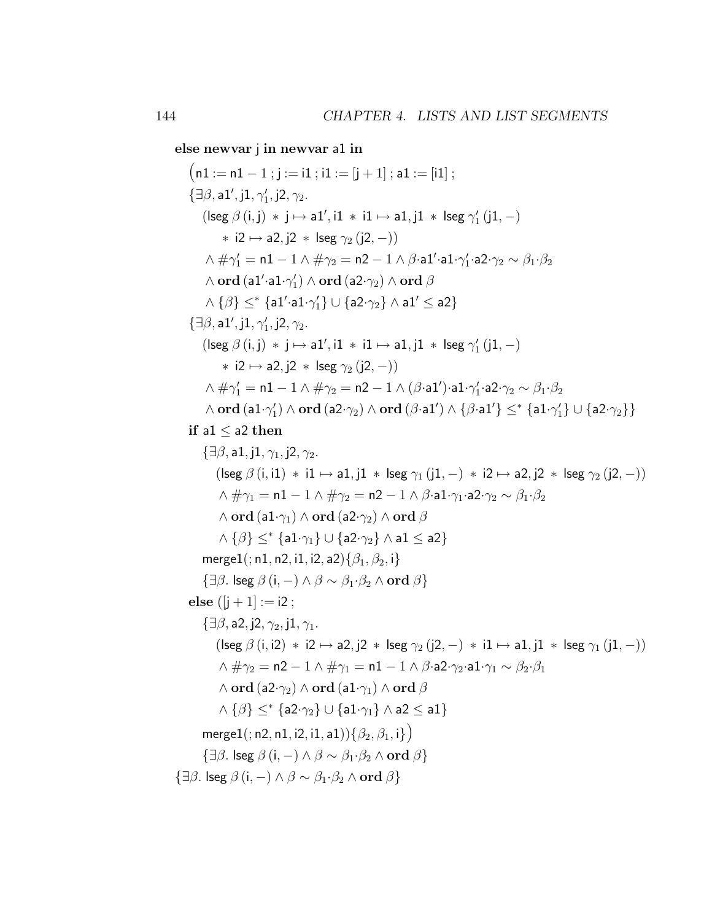**else newvar** j **in newvar** a1 **in**

$\big(\mathsf{n1} := \mathsf{n1} - 1 \,;\, \mathsf{j} := \mathsf{i1} \,;\, \mathsf{i1} := [\mathsf{j} + 1] \,;\, \mathsf{a1} := [\mathsf{i1}] \,;$

$\{\exists \beta, \mathsf{a1}', \mathsf{j1}, \gamma_1', \mathsf{j2}, \gamma_2.$
$\quad (\mathsf{lseg}\ \beta\ (\mathsf{i}, \mathsf{j}) \ast \mathsf{j} \mapsto \mathsf{a1}', \mathsf{i1} \ast \mathsf{i1} \mapsto \mathsf{a1}, \mathsf{j1} \ast \mathsf{lseg}\ \gamma_1'\ (\mathsf{j1}, -)$
$\qquad \ast\ \mathsf{i2} \mapsto \mathsf{a2}, \mathsf{j2} \ast \mathsf{lseg}\ \gamma_2\ (\mathsf{j2}, -))$
$\quad \wedge \#\gamma_1' = \mathsf{n1} - 1 \wedge \#\gamma_2 = \mathsf{n2} - 1 \wedge \beta{\cdot}\mathsf{a1}'{\cdot}\mathsf{a1}{\cdot}\gamma_1'{\cdot}\mathsf{a2}{\cdot}\gamma_2 \sim \beta_1{\cdot}\beta_2$
$\quad \wedge\ \mathbf{ord}\ (\mathsf{a1}'{\cdot}\mathsf{a1}{\cdot}\gamma_1') \wedge \mathbf{ord}\ (\mathsf{a2}{\cdot}\gamma_2) \wedge \mathbf{ord}\ \beta$
$\quad \wedge \{\beta\} \leq^* \{\mathsf{a1}'{\cdot}\mathsf{a1}{\cdot}\gamma_1'\} \cup \{\mathsf{a2}{\cdot}\gamma_2\} \wedge \mathsf{a1}' \leq \mathsf{a2}\}$

$\{\exists \beta, \mathsf{a1}', \mathsf{j1}, \gamma_1', \mathsf{j2}, \gamma_2.$
$\quad (\mathsf{lseg}\ \beta\ (\mathsf{i}, \mathsf{j}) \ast \mathsf{j} \mapsto \mathsf{a1}', \mathsf{i1} \ast \mathsf{i1} \mapsto \mathsf{a1}, \mathsf{j1} \ast \mathsf{lseg}\ \gamma_1'\ (\mathsf{j1}, -)$
$\qquad \ast\ \mathsf{i2} \mapsto \mathsf{a2}, \mathsf{j2} \ast \mathsf{lseg}\ \gamma_2\ (\mathsf{j2}, -))$
$\quad \wedge \#\gamma_1' = \mathsf{n1} - 1 \wedge \#\gamma_2 = \mathsf{n2} - 1 \wedge (\beta{\cdot}\mathsf{a1}'){\cdot}\mathsf{a1}{\cdot}\gamma_1'{\cdot}\mathsf{a2}{\cdot}\gamma_2 \sim \beta_1{\cdot}\beta_2$
$\quad \wedge\ \mathbf{ord}\ (\mathsf{a1}{\cdot}\gamma_1') \wedge \mathbf{ord}\ (\mathsf{a2}{\cdot}\gamma_2) \wedge \mathbf{ord}\ (\beta{\cdot}\mathsf{a1}') \wedge \{\beta{\cdot}\mathsf{a1}'\} \leq^* \{\mathsf{a1}{\cdot}\gamma_1'\} \cup \{\mathsf{a2}{\cdot}\gamma_2\}\}$

**if** a1 $\leq$ a2 **then**

$\quad\{\exists \beta, \mathsf{a1}, \mathsf{j1}, \gamma_1, \mathsf{j2}, \gamma_2.$
$\qquad (\mathsf{lseg}\ \beta\ (\mathsf{i}, \mathsf{i1}) \ast \mathsf{i1} \mapsto \mathsf{a1}, \mathsf{j1} \ast \mathsf{lseg}\ \gamma_1\ (\mathsf{j1}, -) \ast \mathsf{i2} \mapsto \mathsf{a2}, \mathsf{j2} \ast \mathsf{lseg}\ \gamma_2\ (\mathsf{j2}, -))$
$\qquad \wedge \#\gamma_1 = \mathsf{n1} - 1 \wedge \#\gamma_2 = \mathsf{n2} - 1 \wedge \beta{\cdot}\mathsf{a1}{\cdot}\gamma_1{\cdot}\mathsf{a2}{\cdot}\gamma_2 \sim \beta_1{\cdot}\beta_2$
$\qquad \wedge\ \mathbf{ord}\ (\mathsf{a1}{\cdot}\gamma_1) \wedge \mathbf{ord}\ (\mathsf{a2}{\cdot}\gamma_2) \wedge \mathbf{ord}\ \beta$
$\qquad \wedge \{\beta\} \leq^* \{\mathsf{a1}{\cdot}\gamma_1\} \cup \{\mathsf{a2}{\cdot}\gamma_2\} \wedge \mathsf{a1} \leq \mathsf{a2}\}$

$\quad\mathsf{merge1}(;\mathsf{n1}, \mathsf{n2}, \mathsf{i1}, \mathsf{i2}, \mathsf{a2})\{\beta_1, \beta_2, \mathsf{i}\}$

$\quad\{\exists \beta.\ \mathsf{lseg}\ \beta\ (\mathsf{i}, -) \wedge \beta \sim \beta_1{\cdot}\beta_2 \wedge \mathbf{ord}\ \beta\}$

**else** $([\mathsf{j} + 1] := \mathsf{i2}\,;$

$\quad\{\exists \beta, \mathsf{a2}, \mathsf{j2}, \gamma_2, \mathsf{j1}, \gamma_1.$
$\qquad (\mathsf{lseg}\ \beta\ (\mathsf{i}, \mathsf{i2}) \ast \mathsf{i2} \mapsto \mathsf{a2}, \mathsf{j2} \ast \mathsf{lseg}\ \gamma_2\ (\mathsf{j2}, -) \ast \mathsf{i1} \mapsto \mathsf{a1}, \mathsf{j1} \ast \mathsf{lseg}\ \gamma_1\ (\mathsf{j1}, -))$
$\qquad \wedge \#\gamma_2 = \mathsf{n2} - 1 \wedge \#\gamma_1 = \mathsf{n1} - 1 \wedge \beta{\cdot}\mathsf{a2}{\cdot}\gamma_2{\cdot}\mathsf{a1}{\cdot}\gamma_1 \sim \beta_2{\cdot}\beta_1$
$\qquad \wedge\ \mathbf{ord}\ (\mathsf{a2}{\cdot}\gamma_2) \wedge \mathbf{ord}\ (\mathsf{a1}{\cdot}\gamma_1) \wedge \mathbf{ord}\ \beta$
$\qquad \wedge \{\beta\} \leq^* \{\mathsf{a2}{\cdot}\gamma_2\} \cup \{\mathsf{a1}{\cdot}\gamma_1\} \wedge \mathsf{a2} \leq \mathsf{a1}\}$

$\quad\mathsf{merge1}(;\mathsf{n2}, \mathsf{n1}, \mathsf{i2}, \mathsf{i1}, \mathsf{a1}))\{\beta_2, \beta_1, \mathsf{i}\}\big)$

$\quad\{\exists \beta.\ \mathsf{lseg}\ \beta\ (\mathsf{i}, -) \wedge \beta \sim \beta_1{\cdot}\beta_2 \wedge \mathbf{ord}\ \beta\}$

$\{\exists \beta.\ \mathsf{lseg}\ \beta\ (\mathsf{i}, -) \wedge \beta \sim \beta_1{\cdot}\beta_2 \wedge \mathbf{ord}\ \beta\}$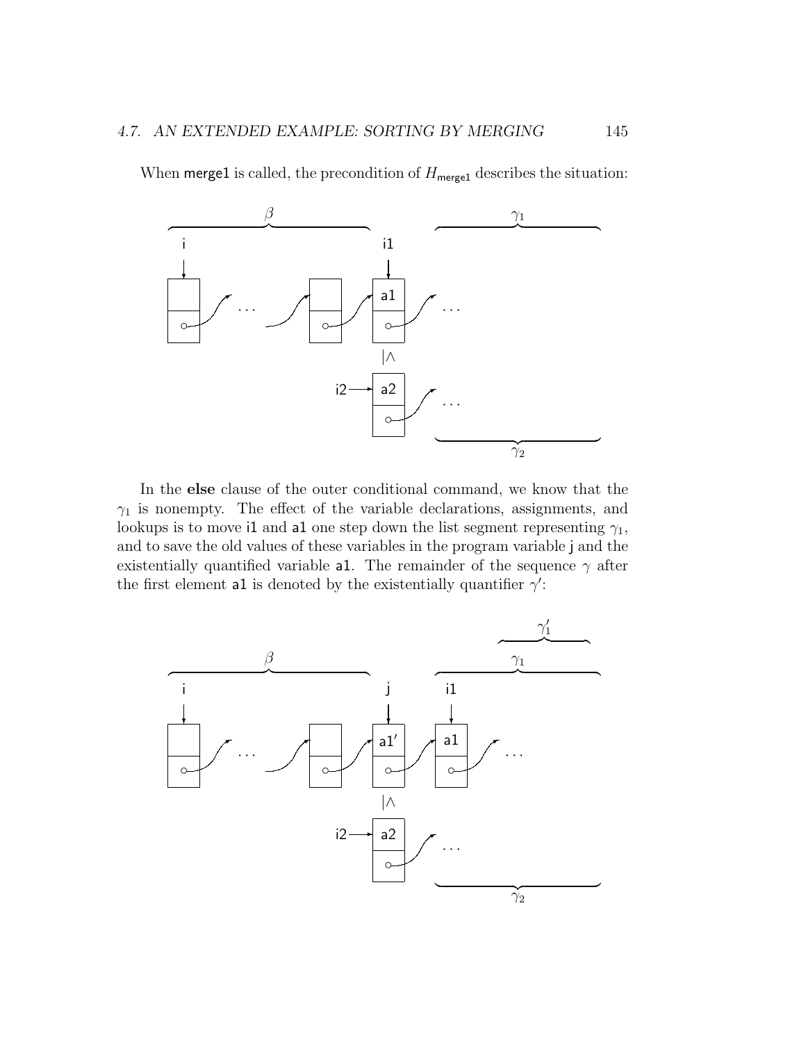When merge1 is called, the precondition of $H_{\mathsf{merge1}}$ describes the situation:

In the **else** clause of the outer conditional command, we know that the $\gamma_1$ is nonempty. The effect of the variable declarations, assignments, and lookups is to move i1 and a1 one step down the list segment representing $\gamma_1$, and to save the old values of these variables in the program variable j and the existentially quantified variable a1. The remainder of the sequence $\gamma$ after the first element a1 is denoted by the existentially quantifier $\gamma'$: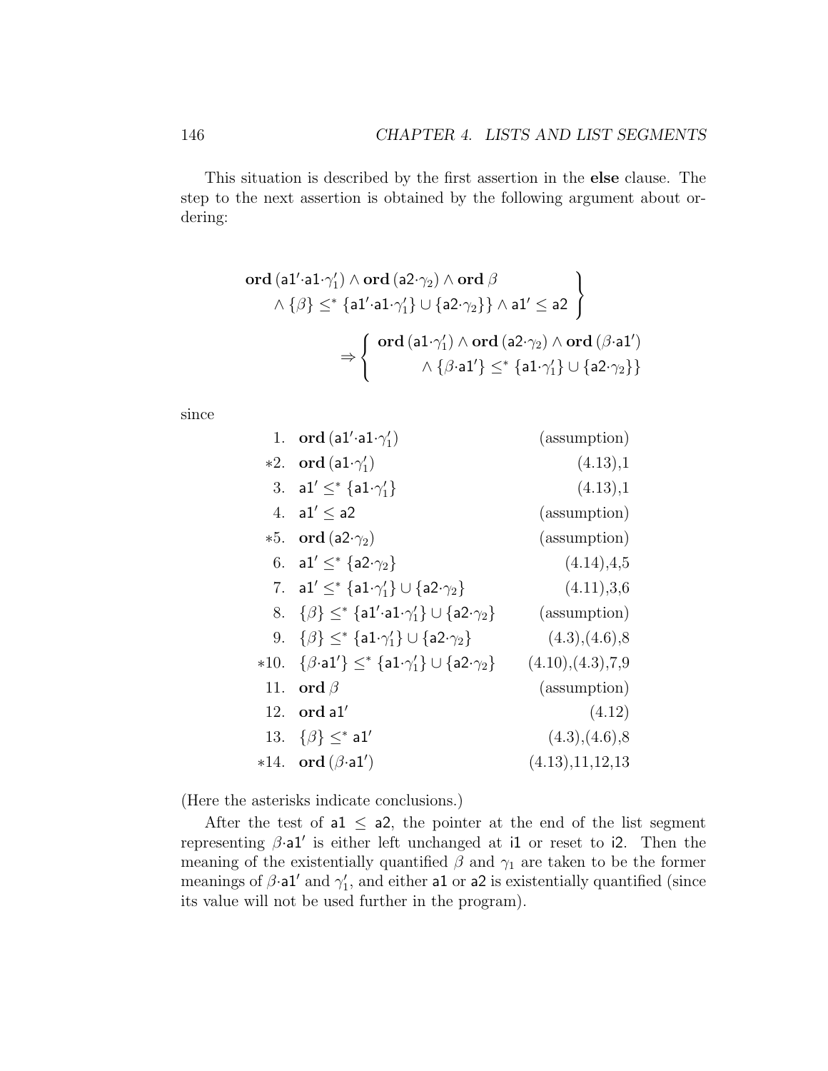This situation is described by the first assertion in the **else** clause. The step to the next assertion is obtained by the following argument about ordering:

$$
\left.\begin{array}{l}
\mathbf{ord}\,(\mathsf{a1}'{\cdot}\mathsf{a1}{\cdot}\gamma_1') \wedge \mathbf{ord}\,(\mathsf{a2}{\cdot}\gamma_2) \wedge \mathbf{ord}\,\beta \\
\quad \wedge \{\beta\} \leq^* \{\mathsf{a1}'{\cdot}\mathsf{a1}{\cdot}\gamma_1'\} \cup \{\mathsf{a2}{\cdot}\gamma_2\}\} \wedge \mathsf{a1}' \leq \mathsf{a2}
\end{array}\right\}
$$

$$
\Rightarrow \left\{\begin{array}{l}
\mathbf{ord}\,(\mathsf{a1}{\cdot}\gamma_1') \wedge \mathbf{ord}\,(\mathsf{a2}{\cdot}\gamma_2) \wedge \mathbf{ord}\,(\beta{\cdot}\mathsf{a1}') \\
\quad \wedge \{\beta{\cdot}\mathsf{a1}'\} \leq^* \{\mathsf{a1}{\cdot}\gamma_1'\} \cup \{\mathsf{a2}{\cdot}\gamma_2\}\}
\end{array}\right.
$$

since

| | | |
|---|---|---|
| 1. | $\mathbf{ord}\,(\mathsf{a1}'{\cdot}\mathsf{a1}{\cdot}\gamma_1')$ | (assumption) |
| *2. | $\mathbf{ord}\,(\mathsf{a1}{\cdot}\gamma_1')$ | (4.13),1 |
| 3. | $\mathsf{a1}' \leq^* \{\mathsf{a1}{\cdot}\gamma_1'\}$ | (4.13),1 |
| 4. | $\mathsf{a1}' \leq \mathsf{a2}$ | (assumption) |
| *5. | $\mathbf{ord}\,(\mathsf{a2}{\cdot}\gamma_2)$ | (assumption) |
| 6. | $\mathsf{a1}' \leq^* \{\mathsf{a2}{\cdot}\gamma_2\}$ | (4.14),4,5 |
| 7. | $\mathsf{a1}' \leq^* \{\mathsf{a1}{\cdot}\gamma_1'\} \cup \{\mathsf{a2}{\cdot}\gamma_2\}$ | (4.11),3,6 |
| 8. | $\{\beta\} \leq^* \{\mathsf{a1}'{\cdot}\mathsf{a1}{\cdot}\gamma_1'\} \cup \{\mathsf{a2}{\cdot}\gamma_2\}$ | (assumption) |
| 9. | $\{\beta\} \leq^* \{\mathsf{a1}{\cdot}\gamma_1'\} \cup \{\mathsf{a2}{\cdot}\gamma_2\}$ | (4.3),(4.6),8 |
| *10. | $\{\beta{\cdot}\mathsf{a1}'\} \leq^* \{\mathsf{a1}{\cdot}\gamma_1'\} \cup \{\mathsf{a2}{\cdot}\gamma_2\}$ | (4.10),(4.3),7,9 |
| 11. | $\mathbf{ord}\,\beta$ | (assumption) |
| 12. | $\mathbf{ord}\,\mathsf{a1}'$ | (4.12) |
| 13. | $\{\beta\} \leq^* \mathsf{a1}'$ | (4.3),(4.6),8 |
| *14. | $\mathbf{ord}\,(\beta{\cdot}\mathsf{a1}')$ | (4.13),11,12,13 |

(Here the asterisks indicate conclusions.)

After the test of $\mathsf{a1} \leq \mathsf{a2}$, the pointer at the end of the list segment representing $\beta{\cdot}\mathsf{a1}'$ is either left unchanged at $\mathsf{i1}$ or reset to $\mathsf{i2}$. Then the meaning of the existentially quantified $\beta$ and $\gamma_1$ are taken to be the former meanings of $\beta{\cdot}\mathsf{a1}'$ and $\gamma_1'$, and either $\mathsf{a1}$ or $\mathsf{a2}$ is existentially quantified (since its value will not be used further in the program).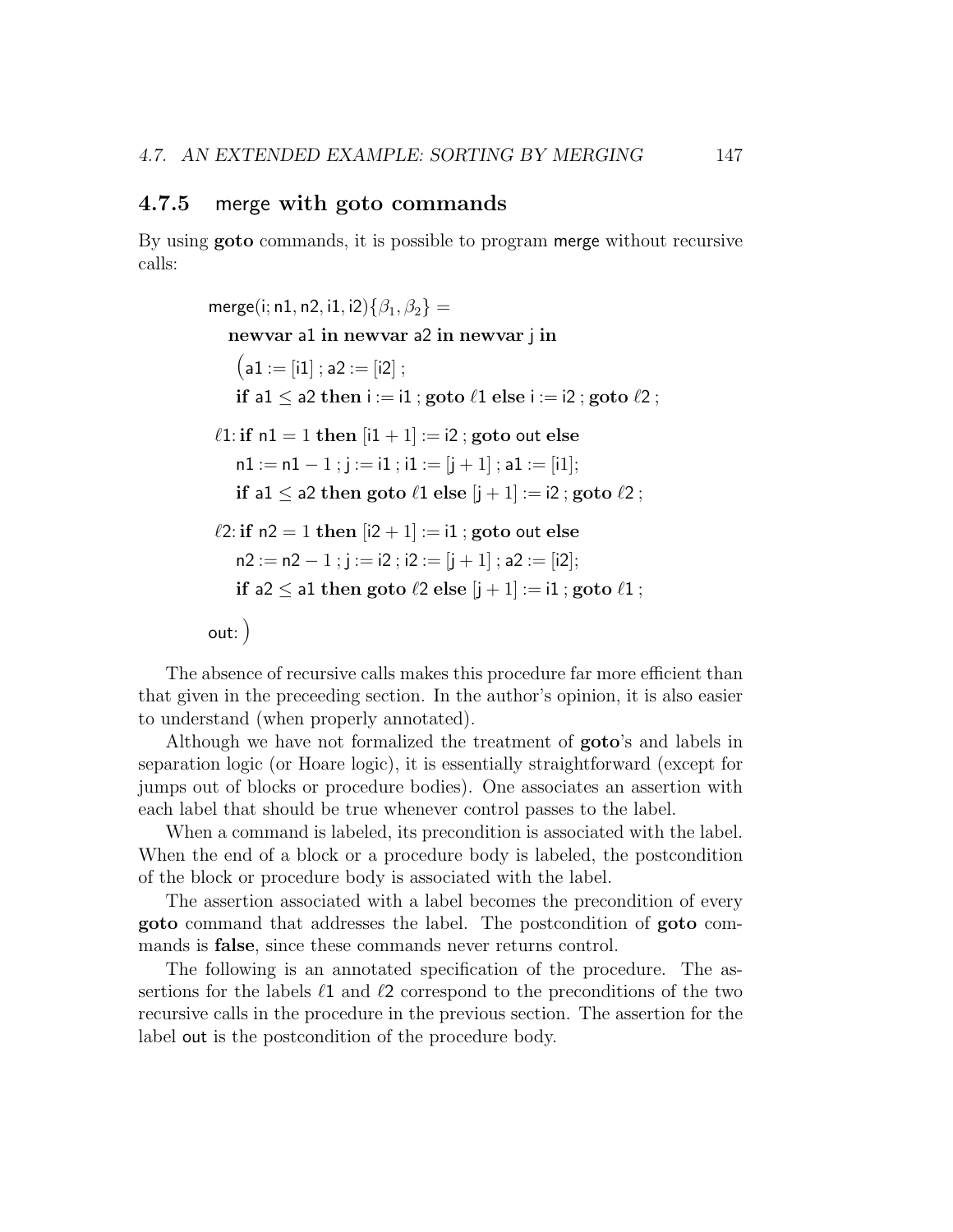### 4.7.5 merge with goto commands

By using **goto** commands, it is possible to program merge without recursive calls:

$$
\begin{array}{l}
\mathsf{merge}(\mathsf{i};\mathsf{n1},\mathsf{n2},\mathsf{i1},\mathsf{i2})\{\beta_1,\beta_2\} = \\
\quad \mathbf{newvar}\ \mathsf{a1}\ \mathbf{in}\ \mathbf{newvar}\ \mathsf{a2}\ \mathbf{in}\ \mathbf{newvar}\ \mathsf{j}\ \mathbf{in} \\
\quad \big(\mathsf{a1} := [\mathsf{i1}]\ ;\ \mathsf{a2} := [\mathsf{i2}]\ ; \\
\quad \mathbf{if}\ \mathsf{a1} \leq \mathsf{a2}\ \mathbf{then}\ \mathsf{i} := \mathsf{i1}\ ;\ \mathbf{goto}\ \ell 1\ \mathbf{else}\ \mathsf{i} := \mathsf{i2}\ ;\ \mathbf{goto}\ \ell 2\ ; \\
\ell 1\!: \mathbf{if}\ \mathsf{n1} = 1\ \mathbf{then}\ [\mathsf{i1}+1] := \mathsf{i2}\ ;\ \mathbf{goto}\ \mathsf{out}\ \mathbf{else} \\
\quad \mathsf{n1} := \mathsf{n1}-1\ ;\ \mathsf{j} := \mathsf{i1}\ ;\ \mathsf{i1} := [\mathsf{j}+1]\ ;\ \mathsf{a1} := [\mathsf{i1}]; \\
\quad \mathbf{if}\ \mathsf{a1} \leq \mathsf{a2}\ \mathbf{then}\ \mathbf{goto}\ \ell 1\ \mathbf{else}\ [\mathsf{j}+1] := \mathsf{i2}\ ;\ \mathbf{goto}\ \ell 2\ ; \\
\ell 2\!: \mathbf{if}\ \mathsf{n2} = 1\ \mathbf{then}\ [\mathsf{i2}+1] := \mathsf{i1}\ ;\ \mathbf{goto}\ \mathsf{out}\ \mathbf{else} \\
\quad \mathsf{n2} := \mathsf{n2}-1\ ;\ \mathsf{j} := \mathsf{i2}\ ;\ \mathsf{i2} := [\mathsf{j}+1]\ ;\ \mathsf{a2} := [\mathsf{i2}]; \\
\quad \mathbf{if}\ \mathsf{a2} \leq \mathsf{a1}\ \mathbf{then}\ \mathbf{goto}\ \ell 2\ \mathbf{else}\ [\mathsf{j}+1] := \mathsf{i1}\ ;\ \mathbf{goto}\ \ell 1\ ; \\
\mathsf{out}\!: \big)
\end{array}
$$

The absence of recursive calls makes this procedure far more efficient than that given in the preceeding section. In the author's opinion, it is also easier to understand (when properly annotated).

Although we have not formalized the treatment of **goto**'s and labels in separation logic (or Hoare logic), it is essentially straightforward (except for jumps out of blocks or procedure bodies). One associates an assertion with each label that should be true whenever control passes to the label.

When a command is labeled, its precondition is associated with the label. When the end of a block or a procedure body is labeled, the postcondition of the block or procedure body is associated with the label.

The assertion associated with a label becomes the precondition of every **goto** command that addresses the label. The postcondition of **goto** commands is **false**, since these commands never returns control.

The following is an annotated specification of the procedure. The assertions for the labels $\ell 1$ and $\ell 2$ correspond to the preconditions of the two recursive calls in the procedure in the previous section. The assertion for the label out is the postcondition of the procedure body.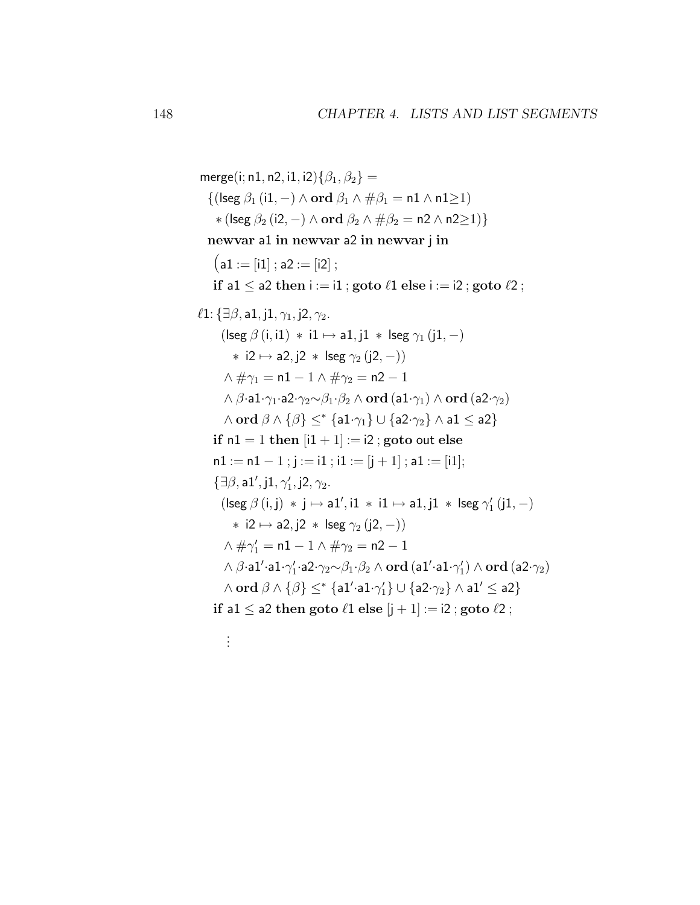$\mathsf{merge}(\mathsf{i};\mathsf{n1},\mathsf{n2},\mathsf{i1},\mathsf{i2})\{\beta_1,\beta_2\} =$

$\{(\mathsf{lseg}\ \beta_1\,(\mathsf{i1},-) \wedge \mathbf{ord}\ \beta_1 \wedge \#\beta_1 = \mathsf{n1} \wedge \mathsf{n1}{\geq}1)$

$\quad * (\mathsf{lseg}\ \beta_2\,(\mathsf{i2},-) \wedge \mathbf{ord}\ \beta_2 \wedge \#\beta_2 = \mathsf{n2} \wedge \mathsf{n2}{\geq}1)\}$

**newvar** $\mathsf{a1}$ **in newvar** $\mathsf{a2}$ **in newvar** $\mathsf{j}$ **in**

$\big(\mathsf{a1} := [\mathsf{i1}]\ ;\ \mathsf{a2} := [\mathsf{i2}]\ ;$

**if** $\mathsf{a1} \leq \mathsf{a2}$ **then** $\mathsf{i} := \mathsf{i1}$ ; **goto** $\ell 1$ **else** $\mathsf{i} := \mathsf{i2}$ ; **goto** $\ell 2$ ;

$\ell 1$: $\{\exists \beta, \mathsf{a1}, \mathsf{j1}, \gamma_1, \mathsf{j2}, \gamma_2.$

$\quad (\mathsf{lseg}\ \beta\,(\mathsf{i},\mathsf{i1})\ *\ \mathsf{i1} \mapsto \mathsf{a1},\mathsf{j1}\ *\ \mathsf{lseg}\ \gamma_1\,(\mathsf{j1},-)$

$\quad\quad *\ \mathsf{i2} \mapsto \mathsf{a2},\mathsf{j2}\ *\ \mathsf{lseg}\ \gamma_2\,(\mathsf{j2},-))$

$\quad \wedge \#\gamma_1 = \mathsf{n1} - 1 \wedge \#\gamma_2 = \mathsf{n2} - 1$

$\quad \wedge \beta{\cdot}\mathsf{a1}{\cdot}\gamma_1{\cdot}\mathsf{a2}{\cdot}\gamma_2 {\sim} \beta_1{\cdot}\beta_2 \wedge \mathbf{ord}\,(\mathsf{a1}{\cdot}\gamma_1) \wedge \mathbf{ord}\,(\mathsf{a2}{\cdot}\gamma_2)$

$\quad \wedge \mathbf{ord}\ \beta \wedge \{\beta\} \leq^* \{\mathsf{a1}{\cdot}\gamma_1\} \cup \{\mathsf{a2}{\cdot}\gamma_2\} \wedge \mathsf{a1} \leq \mathsf{a2}\}$

**if** $\mathsf{n1} = 1$ **then** $[\mathsf{i1} + 1] := \mathsf{i2}$ ; **goto** out **else**

$\mathsf{n1} := \mathsf{n1} - 1\ ;\ \mathsf{j} := \mathsf{i1}\ ;\ \mathsf{i1} := [\mathsf{j} + 1]\ ;\ \mathsf{a1} := [\mathsf{i1}];$

$\{\exists \beta, \mathsf{a1}', \mathsf{j1}, \gamma_1', \mathsf{j2}, \gamma_2.$

$\quad (\mathsf{lseg}\ \beta\,(\mathsf{i},\mathsf{j})\ *\ \mathsf{j} \mapsto \mathsf{a1}',\mathsf{i1}\ *\ \mathsf{i1} \mapsto \mathsf{a1},\mathsf{j1}\ *\ \mathsf{lseg}\ \gamma_1'\,(\mathsf{j1},-)$

$\quad\quad *\ \mathsf{i2} \mapsto \mathsf{a2},\mathsf{j2}\ *\ \mathsf{lseg}\ \gamma_2\,(\mathsf{j2},-))$

$\quad \wedge \#\gamma_1' = \mathsf{n1} - 1 \wedge \#\gamma_2 = \mathsf{n2} - 1$

$\quad \wedge \beta{\cdot}\mathsf{a1}'{\cdot}\mathsf{a1}{\cdot}\gamma_1'{\cdot}\mathsf{a2}{\cdot}\gamma_2 {\sim} \beta_1{\cdot}\beta_2 \wedge \mathbf{ord}\,(\mathsf{a1}'{\cdot}\mathsf{a1}{\cdot}\gamma_1') \wedge \mathbf{ord}\,(\mathsf{a2}{\cdot}\gamma_2)$

$\quad \wedge \mathbf{ord}\ \beta \wedge \{\beta\} \leq^* \{\mathsf{a1}'{\cdot}\mathsf{a1}{\cdot}\gamma_1'\} \cup \{\mathsf{a2}{\cdot}\gamma_2\} \wedge \mathsf{a1}' \leq \mathsf{a2}\}$

**if** $\mathsf{a1} \leq \mathsf{a2}$ **then goto** $\ell 1$ **else** $[\mathsf{j} + 1] := \mathsf{i2}$ ; **goto** $\ell 2$ ;

$\vdots$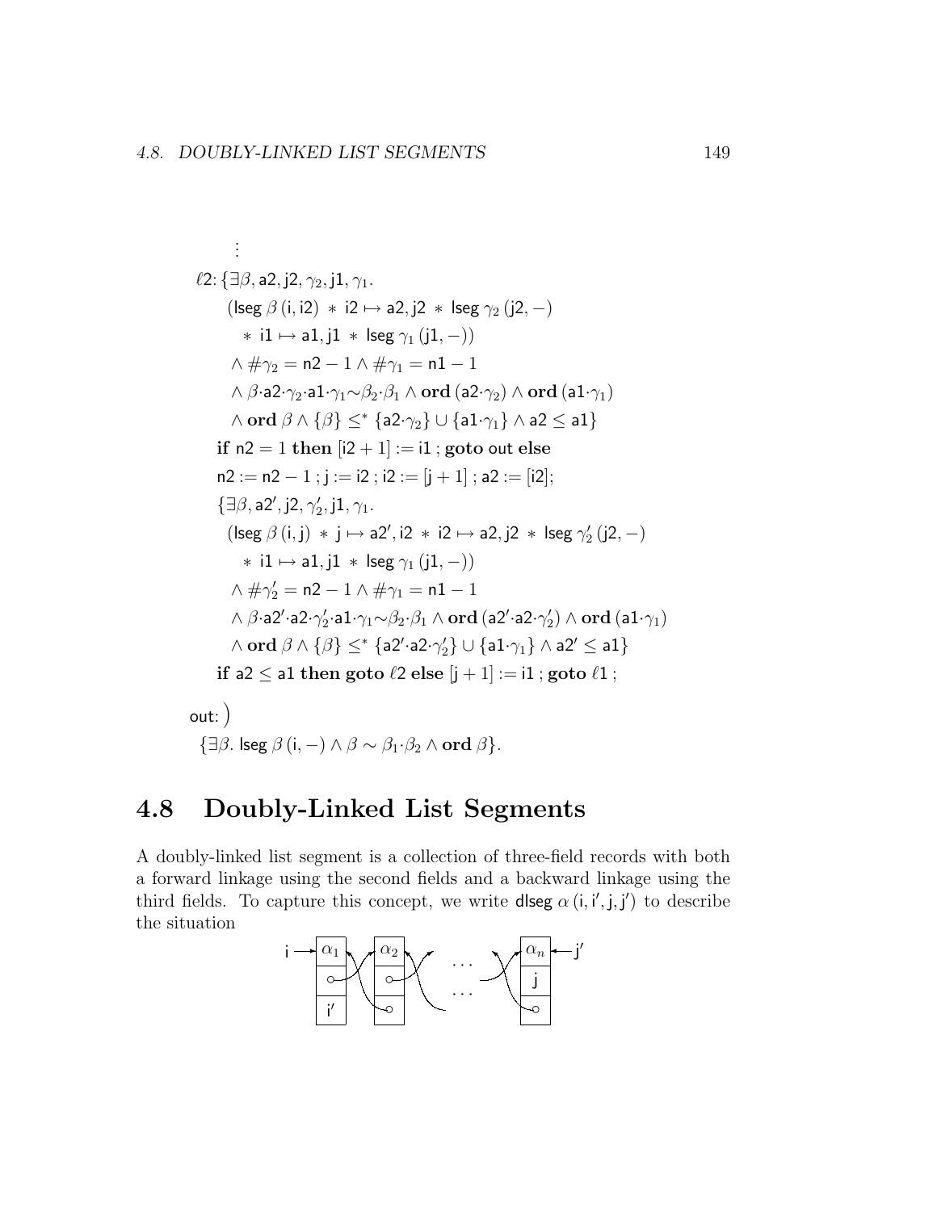$\vdots$

$\ell 2$: $\{\exists \beta, \mathsf{a2}, \mathsf{j2}, \gamma_2, \mathsf{j1}, \gamma_1.$

$\quad(\mathsf{lseg}\ \beta\ (\mathsf{i}, \mathsf{i2})\ *\ \mathsf{i2} \mapsto \mathsf{a2}, \mathsf{j2}\ *\ \mathsf{lseg}\ \gamma_2\ (\mathsf{j2}, -)$

$\quad\quad *\ \mathsf{i1} \mapsto \mathsf{a1}, \mathsf{j1}\ *\ \mathsf{lseg}\ \gamma_1\ (\mathsf{j1}, -))$

$\quad \wedge\ \#\gamma_2 = \mathsf{n2} - 1 \wedge \#\gamma_1 = \mathsf{n1} - 1$

$\quad \wedge\ \beta{\cdot}\mathsf{a2}{\cdot}\gamma_2{\cdot}\mathsf{a1}{\cdot}\gamma_1 {\sim} \beta_2{\cdot}\beta_1 \wedge \mathbf{ord}\,(\mathsf{a2}{\cdot}\gamma_2) \wedge \mathbf{ord}\,(\mathsf{a1}{\cdot}\gamma_1)$

$\quad \wedge\ \mathbf{ord}\ \beta \wedge \{\beta\} \leq^* \{\mathsf{a2}{\cdot}\gamma_2\} \cup \{\mathsf{a1}{\cdot}\gamma_1\} \wedge \mathsf{a2} \leq \mathsf{a1}\}$

**if** $\mathsf{n2} = 1$ **then** $[\mathsf{i2} + 1] := \mathsf{i1}$ ; **goto** out **else**

$\mathsf{n2} := \mathsf{n2} - 1$ ; $\mathsf{j} := \mathsf{i2}$ ; $\mathsf{i2} := [\mathsf{j} + 1]$ ; $\mathsf{a2} := [\mathsf{i2}]$;

$\{\exists \beta, \mathsf{a2}', \mathsf{j2}, \gamma_2', \mathsf{j1}, \gamma_1.$

$\quad(\mathsf{lseg}\ \beta\ (\mathsf{i}, \mathsf{j})\ *\ \mathsf{j} \mapsto \mathsf{a2}', \mathsf{i2}\ *\ \mathsf{i2} \mapsto \mathsf{a2}, \mathsf{j2}\ *\ \mathsf{lseg}\ \gamma_2'\ (\mathsf{j2}, -)$

$\quad\quad *\ \mathsf{i1} \mapsto \mathsf{a1}, \mathsf{j1}\ *\ \mathsf{lseg}\ \gamma_1\ (\mathsf{j1}, -))$

$\quad \wedge\ \#\gamma_2' = \mathsf{n2} - 1 \wedge \#\gamma_1 = \mathsf{n1} - 1$

$\quad \wedge\ \beta{\cdot}\mathsf{a2}'{\cdot}\mathsf{a2}{\cdot}\gamma_2'{\cdot}\mathsf{a1}{\cdot}\gamma_1 {\sim} \beta_2{\cdot}\beta_1 \wedge \mathbf{ord}\,(\mathsf{a2}'{\cdot}\mathsf{a2}{\cdot}\gamma_2') \wedge \mathbf{ord}\,(\mathsf{a1}{\cdot}\gamma_1)$

$\quad \wedge\ \mathbf{ord}\ \beta \wedge \{\beta\} \leq^* \{\mathsf{a2}'{\cdot}\mathsf{a2}{\cdot}\gamma_2'\} \cup \{\mathsf{a1}{\cdot}\gamma_1\} \wedge \mathsf{a2}' \leq \mathsf{a1}\}$

**if** $\mathsf{a2} \leq \mathsf{a1}$ **then goto** $\ell 2$ **else** $[\mathsf{j} + 1] := \mathsf{i1}$ ; **goto** $\ell 1$ ;

out: )

$\{\exists \beta.\ \mathsf{lseg}\ \beta\ (\mathsf{i}, -) \wedge \beta \sim \beta_1{\cdot}\beta_2 \wedge \mathbf{ord}\ \beta\}.$

## 4.8 Doubly-Linked List Segments

A doubly-linked list segment is a collection of three-field records with both a forward linkage using the second fields and a backward linkage using the third fields. To capture this concept, we write $\mathsf{dlseg}\ \alpha\ (\mathsf{i}, \mathsf{i}', \mathsf{j}, \mathsf{j}')$ to describe the situation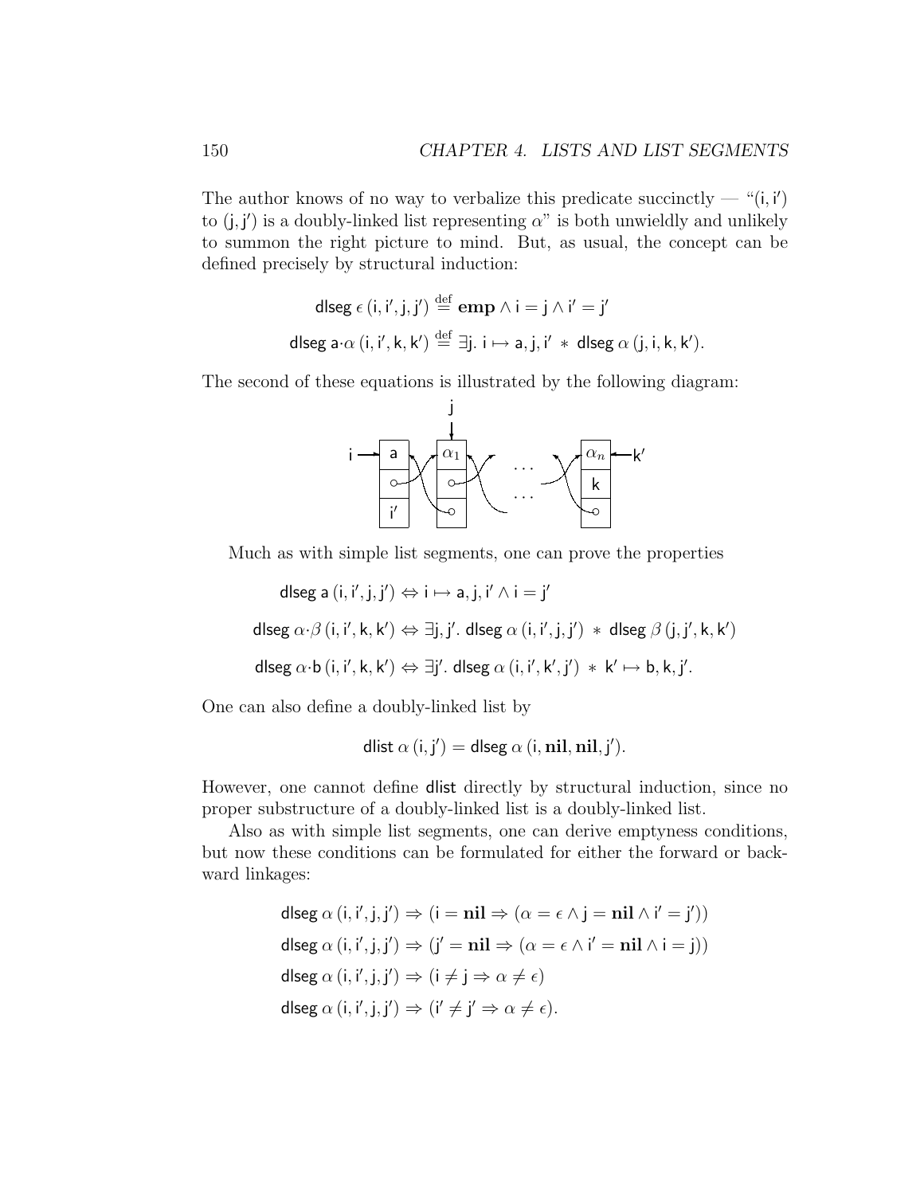The author knows of no way to verbalize this predicate succinctly — "$(\mathsf{i}, \mathsf{i}')$ to $(\mathsf{j}, \mathsf{j}')$ is a doubly-linked list representing $\alpha$" is both unwieldly and unlikely to summon the right picture to mind. But, as usual, the concept can be defined precisely by structural induction:

$$\mathsf{dlseg}\ \epsilon\ (\mathsf{i}, \mathsf{i}', \mathsf{j}, \mathsf{j}') \stackrel{\text{def}}{=} \mathbf{emp} \wedge \mathsf{i} = \mathsf{j} \wedge \mathsf{i}' = \mathsf{j}'$$

$$\mathsf{dlseg}\ \mathsf{a}{\cdot}\alpha\ (\mathsf{i}, \mathsf{i}', \mathsf{k}, \mathsf{k}') \stackrel{\text{def}}{=} \exists \mathsf{j}.\ \mathsf{i} \mapsto \mathsf{a}, \mathsf{j}, \mathsf{i}' \ * \ \mathsf{dlseg}\ \alpha\ (\mathsf{j}, \mathsf{i}, \mathsf{k}, \mathsf{k}').$$

The second of these equations is illustrated by the following diagram:

Much as with simple list segments, one can prove the properties

$$\mathsf{dlseg}\ \mathsf{a}\ (\mathsf{i}, \mathsf{i}', \mathsf{j}, \mathsf{j}') \Leftrightarrow \mathsf{i} \mapsto \mathsf{a}, \mathsf{j}, \mathsf{i}' \wedge \mathsf{i} = \mathsf{j}'$$

$$\mathsf{dlseg}\ \alpha{\cdot}\beta\ (\mathsf{i}, \mathsf{i}', \mathsf{k}, \mathsf{k}') \Leftrightarrow \exists \mathsf{j}, \mathsf{j}'.\ \mathsf{dlseg}\ \alpha\ (\mathsf{i}, \mathsf{i}', \mathsf{j}, \mathsf{j}') \ * \ \mathsf{dlseg}\ \beta\ (\mathsf{j}, \mathsf{j}', \mathsf{k}, \mathsf{k}')$$

$$\mathsf{dlseg}\ \alpha{\cdot}\mathsf{b}\ (\mathsf{i}, \mathsf{i}', \mathsf{k}, \mathsf{k}') \Leftrightarrow \exists \mathsf{j}'.\ \mathsf{dlseg}\ \alpha\ (\mathsf{i}, \mathsf{i}', \mathsf{k}', \mathsf{j}') \ * \ \mathsf{k}' \mapsto \mathsf{b}, \mathsf{k}, \mathsf{j}'.$$

One can also define a doubly-linked list by

$$\mathsf{dlist}\ \alpha\ (\mathsf{i}, \mathsf{j}') = \mathsf{dlseg}\ \alpha\ (\mathsf{i}, \mathbf{nil}, \mathbf{nil}, \mathsf{j}').$$

However, one cannot define dlist directly by structural induction, since no proper substructure of a doubly-linked list is a doubly-linked list.

Also as with simple list segments, one can derive emptyness conditions, but now these conditions can be formulated for either the forward or backward linkages:

$$\mathsf{dlseg}\ \alpha\ (\mathsf{i}, \mathsf{i}', \mathsf{j}, \mathsf{j}') \Rightarrow (\mathsf{i} = \mathbf{nil} \Rightarrow (\alpha = \epsilon \wedge \mathsf{j} = \mathbf{nil} \wedge \mathsf{i}' = \mathsf{j}'))$$

$$\mathsf{dlseg}\ \alpha\ (\mathsf{i}, \mathsf{i}', \mathsf{j}, \mathsf{j}') \Rightarrow (\mathsf{j}' = \mathbf{nil} \Rightarrow (\alpha = \epsilon \wedge \mathsf{i}' = \mathbf{nil} \wedge \mathsf{i} = \mathsf{j}))$$

$$\mathsf{dlseg}\ \alpha\ (\mathsf{i}, \mathsf{i}', \mathsf{j}, \mathsf{j}') \Rightarrow (\mathsf{i} \neq \mathsf{j} \Rightarrow \alpha \neq \epsilon)$$

$$\mathsf{dlseg}\ \alpha\ (\mathsf{i}, \mathsf{i}', \mathsf{j}, \mathsf{j}') \Rightarrow (\mathsf{i}' \neq \mathsf{j}' \Rightarrow \alpha \neq \epsilon).$$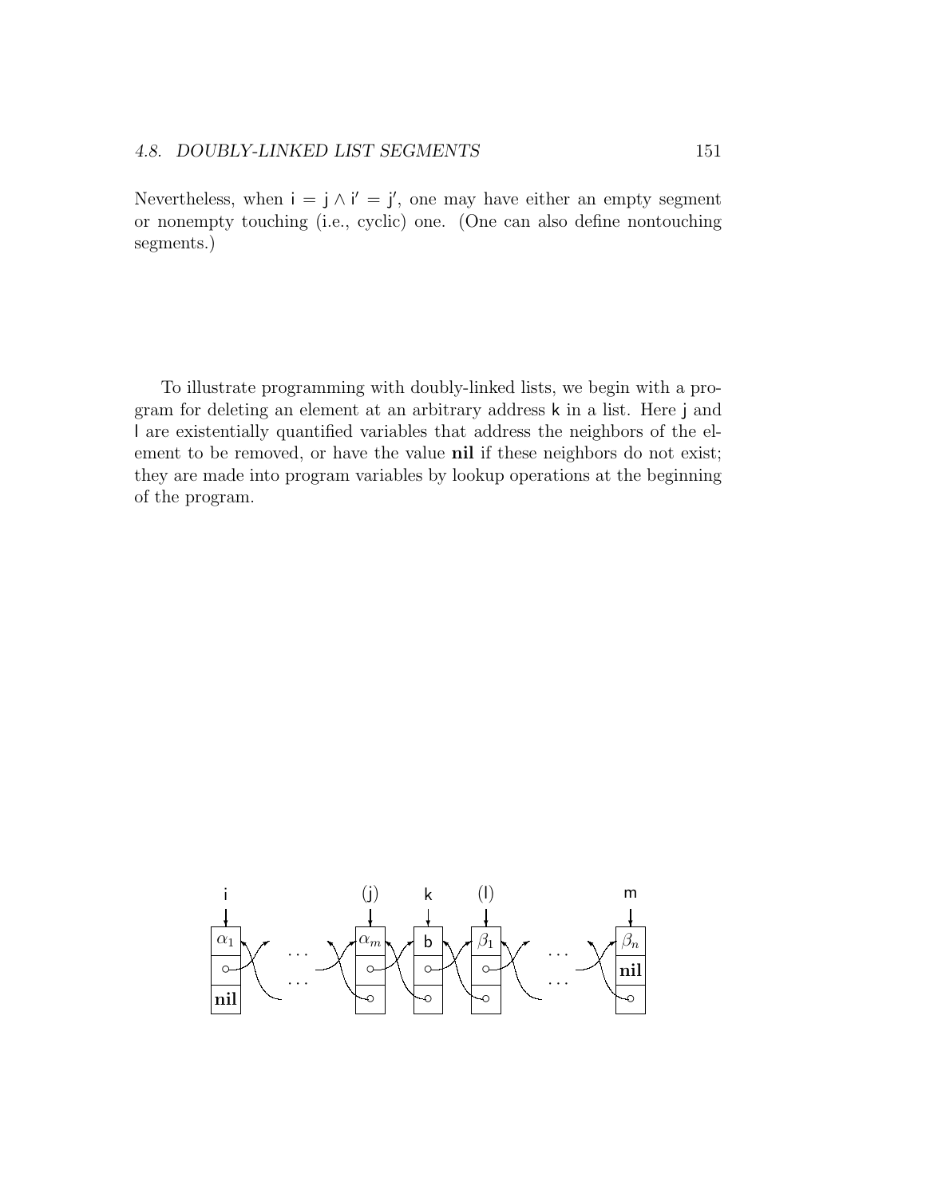Nevertheless, when $\mathsf{i} = \mathsf{j} \wedge \mathsf{i}' = \mathsf{j}'$, one may have either an empty segment or nonempty touching (i.e., cyclic) one. (One can also define nontouching segments.)

To illustrate programming with doubly-linked lists, we begin with a program for deleting an element at an arbitrary address $\mathsf{k}$ in a list. Here $\mathsf{j}$ and $\mathsf{l}$ are existentially quantified variables that address the neighbors of the element to be removed, or have the value **nil** if these neighbors do not exist; they are made into program variables by lookup operations at the beginning of the program.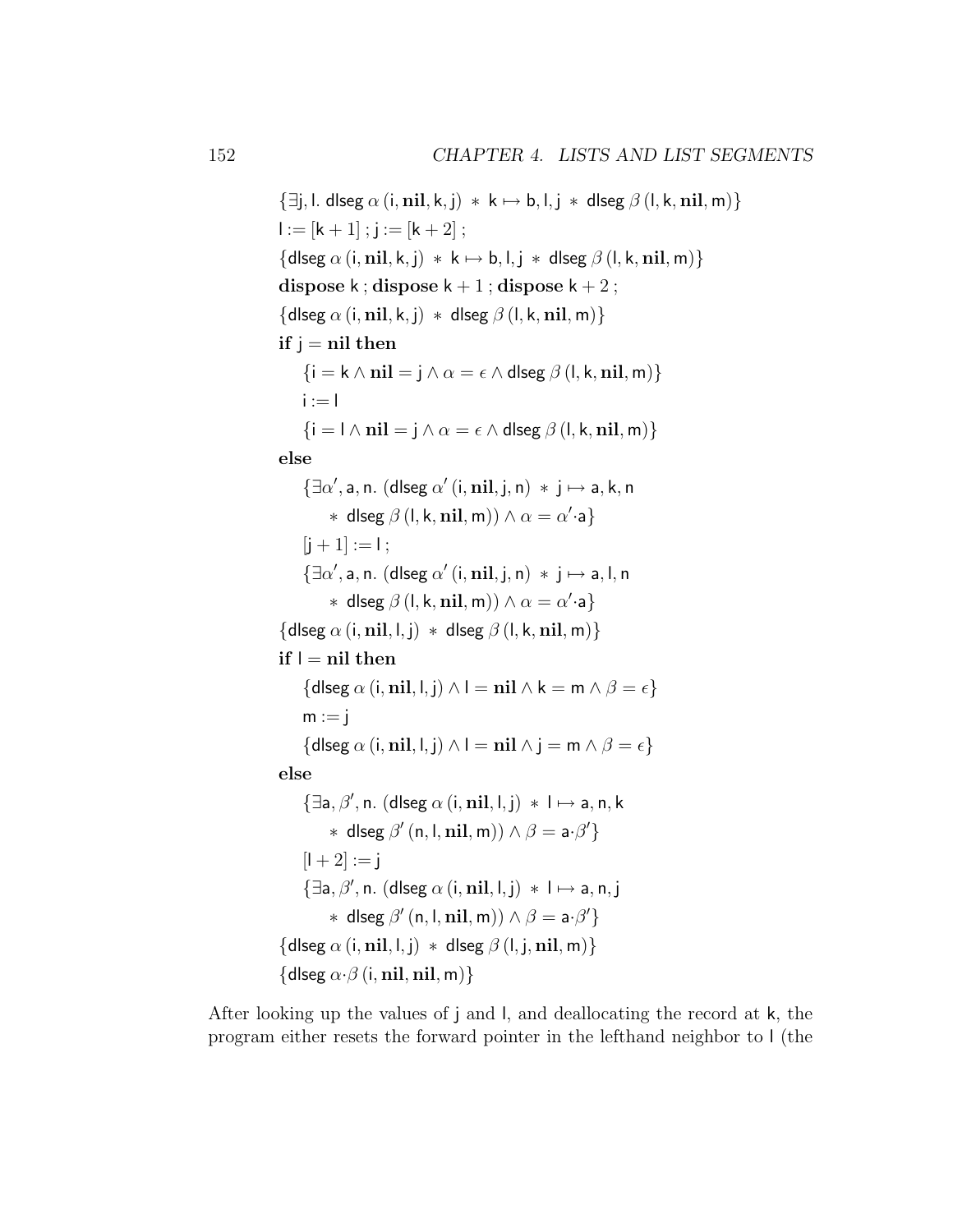$\{\exists \mathsf{j}, \mathsf{l}.\ \mathsf{dlseg}\ \alpha\,(\mathsf{i}, \mathbf{nil}, \mathsf{k}, \mathsf{j})\ *\ \mathsf{k} \mapsto \mathsf{b}, \mathsf{l}, \mathsf{j}\ *\ \mathsf{dlseg}\ \beta\,(\mathsf{l}, \mathsf{k}, \mathbf{nil}, \mathsf{m})\}$

$\mathsf{l} := [\mathsf{k}+1]\ ;\ \mathsf{j} := [\mathsf{k}+2]\ ;$

$\{\mathsf{dlseg}\ \alpha\,(\mathsf{i}, \mathbf{nil}, \mathsf{k}, \mathsf{j})\ *\ \mathsf{k} \mapsto \mathsf{b}, \mathsf{l}, \mathsf{j}\ *\ \mathsf{dlseg}\ \beta\,(\mathsf{l}, \mathsf{k}, \mathbf{nil}, \mathsf{m})\}$

$\mathbf{dispose}\ \mathsf{k}\ ;\ \mathbf{dispose}\ \mathsf{k}+1\ ;\ \mathbf{dispose}\ \mathsf{k}+2\ ;$

$\{\mathsf{dlseg}\ \alpha\,(\mathsf{i}, \mathbf{nil}, \mathsf{k}, \mathsf{j})\ *\ \mathsf{dlseg}\ \beta\,(\mathsf{l}, \mathsf{k}, \mathbf{nil}, \mathsf{m})\}$

$\mathbf{if}\ \mathsf{j} = \mathbf{nil}\ \mathbf{then}$

$\quad \{\mathsf{i} = \mathsf{k} \wedge \mathbf{nil} = \mathsf{j} \wedge \alpha = \epsilon \wedge \mathsf{dlseg}\ \beta\,(\mathsf{l}, \mathsf{k}, \mathbf{nil}, \mathsf{m})\}$

$\quad \mathsf{i} := \mathsf{l}$

$\quad \{\mathsf{i} = \mathsf{l} \wedge \mathbf{nil} = \mathsf{j} \wedge \alpha = \epsilon \wedge \mathsf{dlseg}\ \beta\,(\mathsf{l}, \mathsf{k}, \mathbf{nil}, \mathsf{m})\}$

$\mathbf{else}$

$\quad \{\exists \alpha', \mathsf{a}, \mathsf{n}.\ (\mathsf{dlseg}\ \alpha'\,(\mathsf{i}, \mathbf{nil}, \mathsf{j}, \mathsf{n})\ *\ \mathsf{j} \mapsto \mathsf{a}, \mathsf{k}, \mathsf{n}$

$\qquad *\ \mathsf{dlseg}\ \beta\,(\mathsf{l}, \mathsf{k}, \mathbf{nil}, \mathsf{m})) \wedge \alpha = \alpha'{\cdot}\mathsf{a}\}$

$\quad [\mathsf{j}+1] := \mathsf{l}\ ;$

$\quad \{\exists \alpha', \mathsf{a}, \mathsf{n}.\ (\mathsf{dlseg}\ \alpha'\,(\mathsf{i}, \mathbf{nil}, \mathsf{j}, \mathsf{n})\ *\ \mathsf{j} \mapsto \mathsf{a}, \mathsf{l}, \mathsf{n}$

$\qquad *\ \mathsf{dlseg}\ \beta\,(\mathsf{l}, \mathsf{k}, \mathbf{nil}, \mathsf{m})) \wedge \alpha = \alpha'{\cdot}\mathsf{a}\}$

$\{\mathsf{dlseg}\ \alpha\,(\mathsf{i}, \mathbf{nil}, \mathsf{l}, \mathsf{j})\ *\ \mathsf{dlseg}\ \beta\,(\mathsf{l}, \mathsf{k}, \mathbf{nil}, \mathsf{m})\}$

$\mathbf{if}\ \mathsf{l} = \mathbf{nil}\ \mathbf{then}$

$\quad \{\mathsf{dlseg}\ \alpha\,(\mathsf{i}, \mathbf{nil}, \mathsf{l}, \mathsf{j}) \wedge \mathsf{l} = \mathbf{nil} \wedge \mathsf{k} = \mathsf{m} \wedge \beta = \epsilon\}$

$\quad \mathsf{m} := \mathsf{j}$

$\quad \{\mathsf{dlseg}\ \alpha\,(\mathsf{i}, \mathbf{nil}, \mathsf{l}, \mathsf{j}) \wedge \mathsf{l} = \mathbf{nil} \wedge \mathsf{j} = \mathsf{m} \wedge \beta = \epsilon\}$

$\mathbf{else}$

$\quad \{\exists \mathsf{a}, \beta', \mathsf{n}.\ (\mathsf{dlseg}\ \alpha\,(\mathsf{i}, \mathbf{nil}, \mathsf{l}, \mathsf{j})\ *\ \mathsf{l} \mapsto \mathsf{a}, \mathsf{n}, \mathsf{k}$

$\qquad *\ \mathsf{dlseg}\ \beta'\,(\mathsf{n}, \mathsf{l}, \mathbf{nil}, \mathsf{m})) \wedge \beta = \mathsf{a}{\cdot}\beta'\}$

$\quad [\mathsf{l}+2] := \mathsf{j}$

$\quad \{\exists \mathsf{a}, \beta', \mathsf{n}.\ (\mathsf{dlseg}\ \alpha\,(\mathsf{i}, \mathbf{nil}, \mathsf{l}, \mathsf{j})\ *\ \mathsf{l} \mapsto \mathsf{a}, \mathsf{n}, \mathsf{j}$

$\qquad *\ \mathsf{dlseg}\ \beta'\,(\mathsf{n}, \mathsf{l}, \mathbf{nil}, \mathsf{m})) \wedge \beta = \mathsf{a}{\cdot}\beta'\}$

$\{\mathsf{dlseg}\ \alpha\,(\mathsf{i}, \mathbf{nil}, \mathsf{l}, \mathsf{j})\ *\ \mathsf{dlseg}\ \beta\,(\mathsf{l}, \mathsf{j}, \mathbf{nil}, \mathsf{m})\}$

$\{\mathsf{dlseg}\ \alpha{\cdot}\beta\,(\mathsf{i}, \mathbf{nil}, \mathbf{nil}, \mathsf{m})\}$

After looking up the values of $\mathsf{j}$ and $\mathsf{l}$, and deallocating the record at $\mathsf{k}$, the program either resets the forward pointer in the lefthand neighbor to $\mathsf{l}$ (the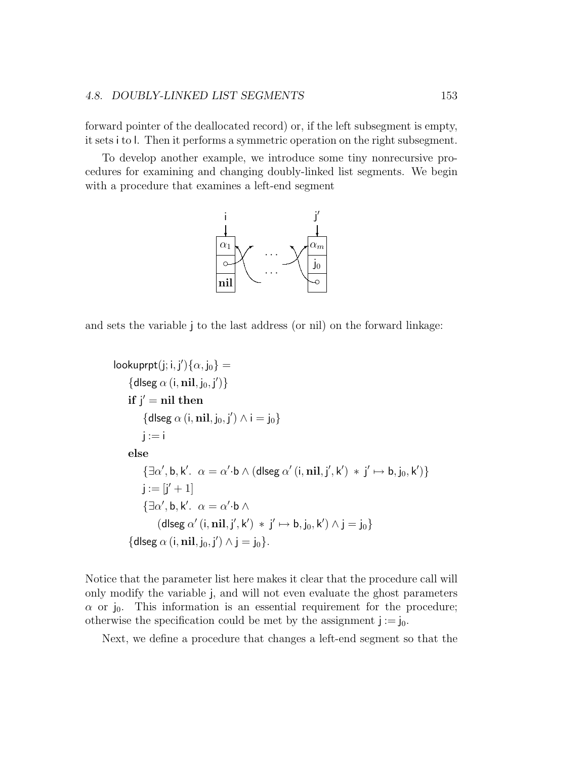forward pointer of the deallocated record) or, if the left subsegment is empty, it sets i to l. Then it performs a symmetric operation on the right subsegment.

To develop another example, we introduce some tiny nonrecursive procedures for examining and changing doubly-linked list segments. We begin with a procedure that examines a left-end segment

and sets the variable j to the last address (or nil) on the forward linkage:

$$
\begin{aligned}
&\mathsf{lookuprpt}(\mathsf{j};\mathsf{i},\mathsf{j}')\{\alpha,\mathsf{j}_0\} = \\
&\quad \{\mathsf{dlseg}\;\alpha\;(\mathsf{i},\mathbf{nil},\mathsf{j}_0,\mathsf{j}')\} \\
&\quad \mathbf{if}\ \mathsf{j}' = \mathbf{nil}\ \mathbf{then} \\
&\qquad \{\mathsf{dlseg}\;\alpha\;(\mathsf{i},\mathbf{nil},\mathsf{j}_0,\mathsf{j}') \wedge \mathsf{i} = \mathsf{j}_0\} \\
&\qquad \mathsf{j} := \mathsf{i} \\
&\quad \mathbf{else} \\
&\qquad \{\exists \alpha', \mathsf{b}, \mathsf{k}'.\ \ \alpha = \alpha'{\cdot}\mathsf{b} \wedge (\mathsf{dlseg}\;\alpha'\;(\mathsf{i},\mathbf{nil},\mathsf{j}',\mathsf{k}') \ *\ \mathsf{j}' \mapsto \mathsf{b},\mathsf{j}_0,\mathsf{k}')\} \\
&\qquad \mathsf{j} := [\mathsf{j}'+1] \\
&\qquad \{\exists \alpha', \mathsf{b}, \mathsf{k}'.\ \ \alpha = \alpha'{\cdot}\mathsf{b} \wedge \\
&\qquad\qquad (\mathsf{dlseg}\;\alpha'\;(\mathsf{i},\mathbf{nil},\mathsf{j}',\mathsf{k}') \ *\ \mathsf{j}' \mapsto \mathsf{b},\mathsf{j}_0,\mathsf{k}') \wedge \mathsf{j} = \mathsf{j}_0\} \\
&\quad \{\mathsf{dlseg}\;\alpha\;(\mathsf{i},\mathbf{nil},\mathsf{j}_0,\mathsf{j}') \wedge \mathsf{j} = \mathsf{j}_0\}.
\end{aligned}
$$

Notice that the parameter list here makes it clear that the procedure call will only modify the variable j, and will not even evaluate the ghost parameters $\alpha$ or $\mathsf{j}_0$. This information is an essential requirement for the procedure; otherwise the specification could be met by the assignment $\mathsf{j} := \mathsf{j}_0$.

Next, we define a procedure that changes a left-end segment so that the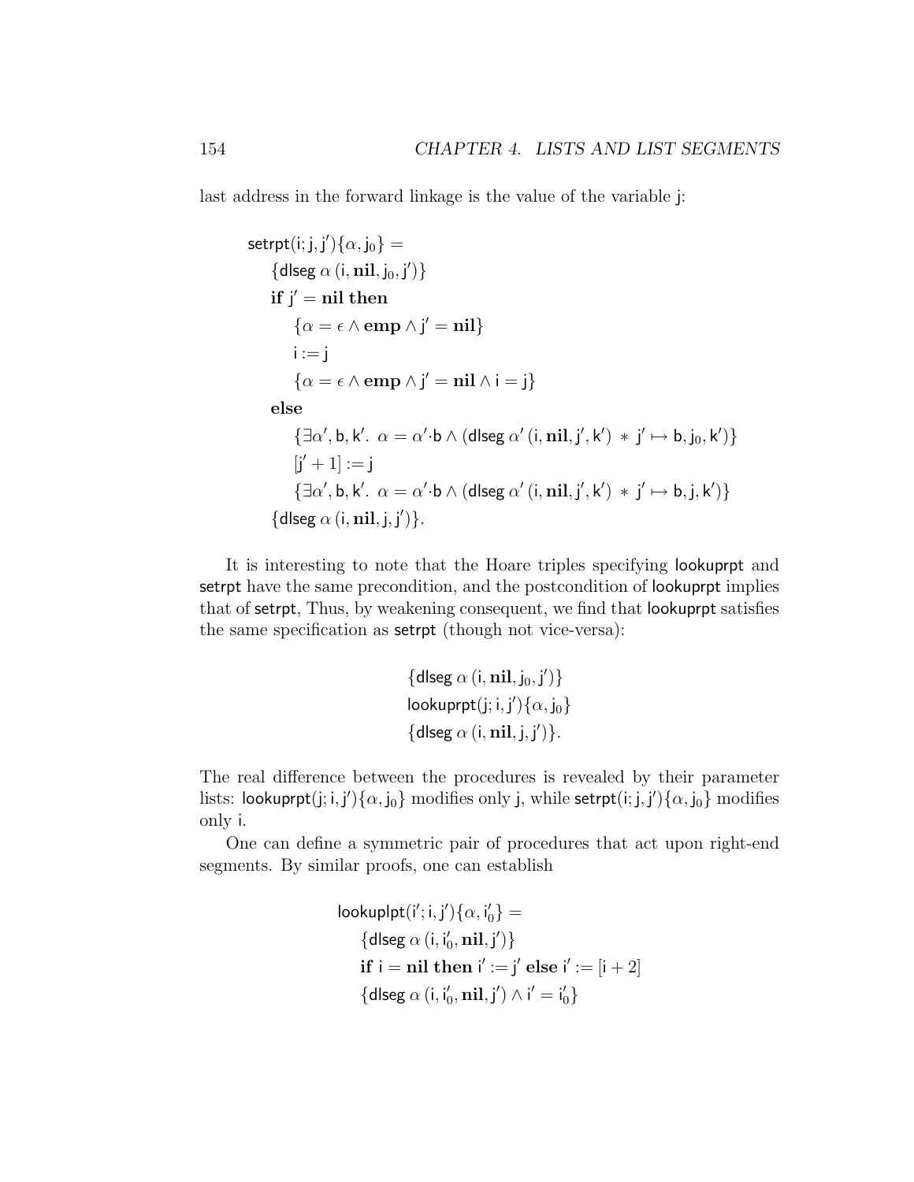last address in the forward linkage is the value of the variable j:

$$
\begin{array}{l}
\mathsf{setrpt}(\mathsf{i};\mathsf{j},\mathsf{j}')\{\alpha,\mathsf{j}_0\} = \\
\quad \{\mathsf{dlseg}\ \alpha\ (\mathsf{i},\mathbf{nil},\mathsf{j}_0,\mathsf{j}')\} \\
\quad \mathbf{if}\ \mathsf{j}' = \mathbf{nil}\ \mathbf{then} \\
\qquad \{\alpha = \epsilon \wedge \mathbf{emp} \wedge \mathsf{j}' = \mathbf{nil}\} \\
\qquad \mathsf{i} := \mathsf{j} \\
\qquad \{\alpha = \epsilon \wedge \mathbf{emp} \wedge \mathsf{j}' = \mathbf{nil} \wedge \mathsf{i} = \mathsf{j}\} \\
\quad \mathbf{else} \\
\qquad \{\exists \alpha', \mathsf{b}, \mathsf{k}'.\ \alpha = \alpha'{\cdot}\mathsf{b} \wedge (\mathsf{dlseg}\ \alpha'\ (\mathsf{i},\mathbf{nil},\mathsf{j}',\mathsf{k}')\ *\ \mathsf{j}' \mapsto \mathsf{b},\mathsf{j}_0,\mathsf{k}')\} \\
\qquad [\mathsf{j}'+1] := \mathsf{j} \\
\qquad \{\exists \alpha', \mathsf{b}, \mathsf{k}'.\ \alpha = \alpha'{\cdot}\mathsf{b} \wedge (\mathsf{dlseg}\ \alpha'\ (\mathsf{i},\mathbf{nil},\mathsf{j}',\mathsf{k}')\ *\ \mathsf{j}' \mapsto \mathsf{b},\mathsf{j},\mathsf{k}')\} \\
\quad \{\mathsf{dlseg}\ \alpha\ (\mathsf{i},\mathbf{nil},\mathsf{j},\mathsf{j}')\}.
\end{array}
$$

It is interesting to note that the Hoare triples specifying lookuprpt and setrpt have the same precondition, and the postcondition of lookuprpt implies that of setrpt, Thus, by weakening consequent, we find that lookuprpt satisfies the same specification as setrpt (though not vice-versa):

$$
\begin{array}{l}
\{\mathsf{dlseg}\ \alpha\ (\mathsf{i},\mathbf{nil},\mathsf{j}_0,\mathsf{j}')\} \\
\mathsf{lookuprpt}(\mathsf{j};\mathsf{i},\mathsf{j}')\{\alpha,\mathsf{j}_0\} \\
\{\mathsf{dlseg}\ \alpha\ (\mathsf{i},\mathbf{nil},\mathsf{j},\mathsf{j}')\}.
\end{array}
$$

The real difference between the procedures is revealed by their parameter lists: $\mathsf{lookuprpt}(\mathsf{j};\mathsf{i},\mathsf{j}')\{\alpha,\mathsf{j}_0\}$ modifies only j, while $\mathsf{setrpt}(\mathsf{i};\mathsf{j},\mathsf{j}')\{\alpha,\mathsf{j}_0\}$ modifies only i.

One can define a symmetric pair of procedures that act upon right-end segments. By similar proofs, one can establish

$$
\begin{array}{l}
\mathsf{lookuplpt}(\mathsf{i}';\mathsf{i},\mathsf{j}')\{\alpha,\mathsf{i}'_0\} = \\
\quad \{\mathsf{dlseg}\ \alpha\ (\mathsf{i},\mathsf{i}'_0,\mathbf{nil},\mathsf{j}')\} \\
\quad \mathbf{if}\ \mathsf{i} = \mathbf{nil}\ \mathbf{then}\ \mathsf{i}' := \mathsf{j}'\ \mathbf{else}\ \mathsf{i}' := [\mathsf{i}+2] \\
\quad \{\mathsf{dlseg}\ \alpha\ (\mathsf{i},\mathsf{i}'_0,\mathbf{nil},\mathsf{j}') \wedge \mathsf{i}' = \mathsf{i}'_0\}
\end{array}
$$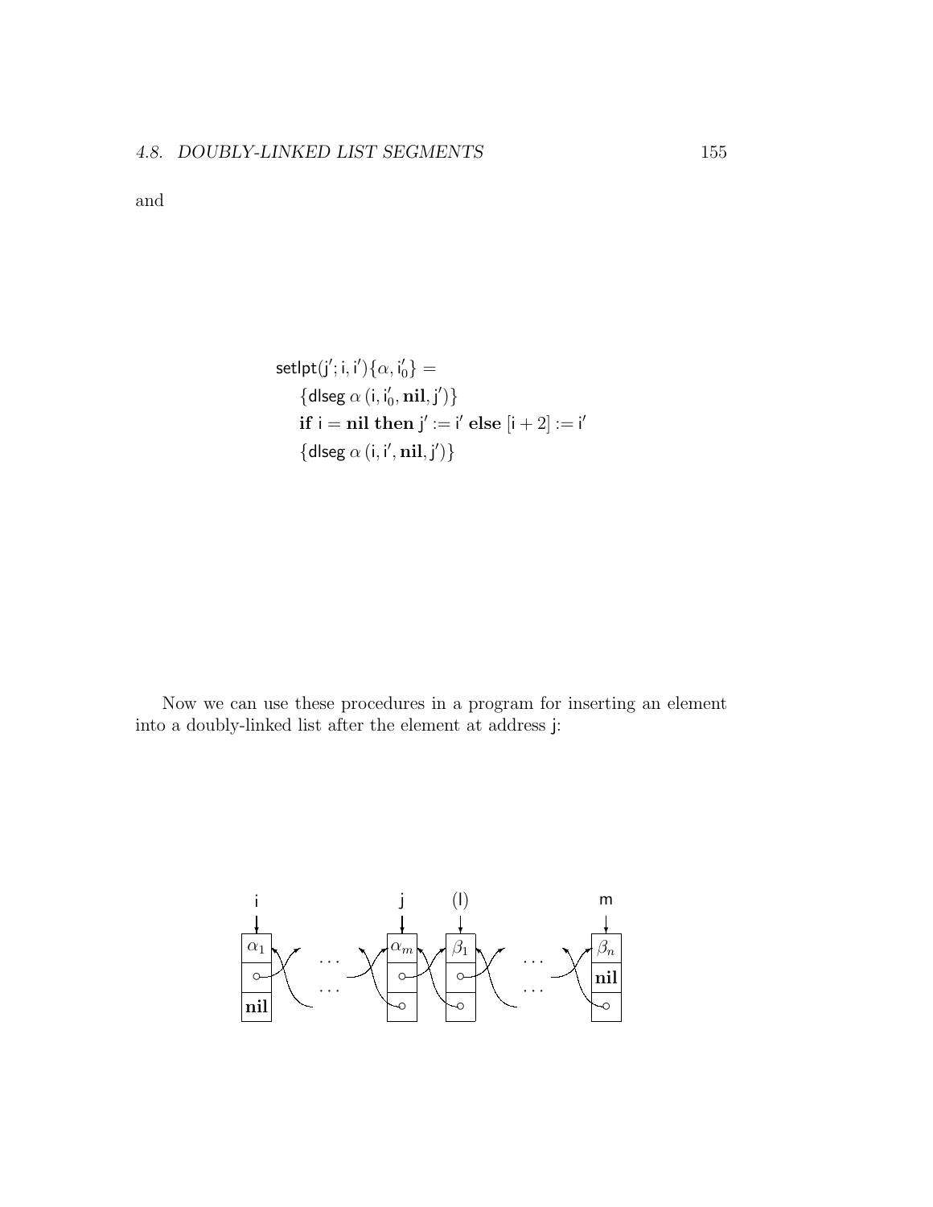and

$$
\begin{array}{l}
\mathsf{setlpt}(\mathsf{j}';\mathsf{i},\mathsf{i}')\{\alpha,\mathsf{i}'_0\} = \\
\quad \{\mathsf{dlseg}\ \alpha\ (\mathsf{i},\mathsf{i}'_0,\mathbf{nil},\mathsf{j}')\} \\
\quad \mathbf{if}\ \mathsf{i} = \mathbf{nil}\ \mathbf{then}\ \mathsf{j}' := \mathsf{i}'\ \mathbf{else}\ [\mathsf{i}+2] := \mathsf{i}' \\
\quad \{\mathsf{dlseg}\ \alpha\ (\mathsf{i},\mathsf{i}',\mathbf{nil},\mathsf{j}')\}
\end{array}
$$

Now we can use these procedures in a program for inserting an element into a doubly-linked list after the element at address j:

| i | | j | (l) | | m |
|---|---|---|---|---|---|
| $\alpha_1$ | ... | $\alpha_m$ | $\beta_1$ | ... | $\beta_n$ |
| ∘ | ... | ∘ | ∘ | ... | **nil** |
| **nil** | | ∘ | ∘ | | ∘ |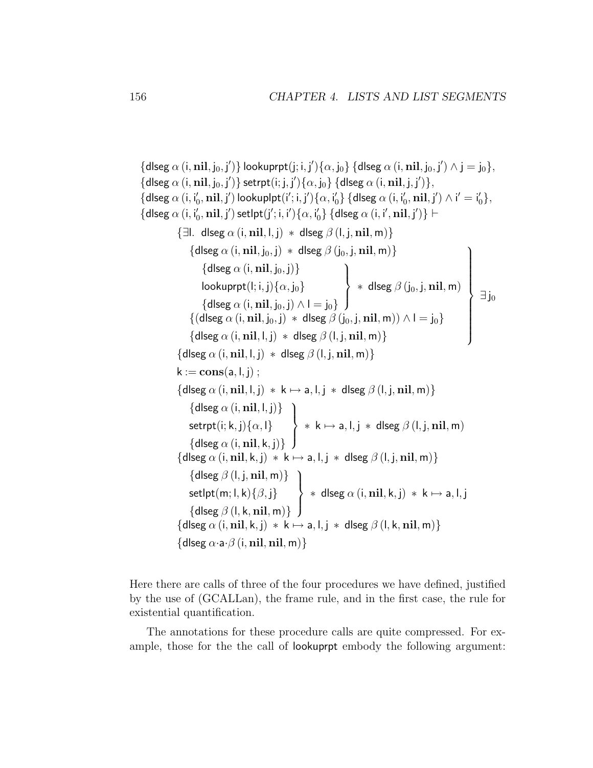$$\{\mathsf{dlseg}\ \alpha\,(\mathsf{i}, \mathbf{nil}, \mathsf{j}_0, \mathsf{j}')\}\ \mathsf{lookuprpt}(\mathsf{j}; \mathsf{i}, \mathsf{j}')\{\alpha, \mathsf{j}_0\}\ \{\mathsf{dlseg}\ \alpha\,(\mathsf{i}, \mathbf{nil}, \mathsf{j}_0, \mathsf{j}') \wedge \mathsf{j} = \mathsf{j}_0\},$$
$$\{\mathsf{dlseg}\ \alpha\,(\mathsf{i}, \mathbf{nil}, \mathsf{j}_0, \mathsf{j}')\}\ \mathsf{setrpt}(\mathsf{i}; \mathsf{j}, \mathsf{j}')\{\alpha, \mathsf{j}_0\}\ \{\mathsf{dlseg}\ \alpha\,(\mathsf{i}, \mathbf{nil}, \mathsf{j}, \mathsf{j}')\},$$
$$\{\mathsf{dlseg}\ \alpha\,(\mathsf{i}, \mathsf{i}'_0, \mathbf{nil}, \mathsf{j}')\ \mathsf{lookuplpt}(\mathsf{i}'; \mathsf{i}, \mathsf{j}')\{\alpha, \mathsf{i}'_0\}\ \{\mathsf{dlseg}\ \alpha\,(\mathsf{i}, \mathsf{i}'_0, \mathbf{nil}, \mathsf{j}') \wedge \mathsf{i}' = \mathsf{i}'_0\},$$
$$\{\mathsf{dlseg}\ \alpha\,(\mathsf{i}, \mathsf{i}'_0, \mathbf{nil}, \mathsf{j}')\ \mathsf{setlpt}(\mathsf{j}'; \mathsf{i}, \mathsf{i}')\{\alpha, \mathsf{i}'_0\}\ \{\mathsf{dlseg}\ \alpha\,(\mathsf{i}, \mathsf{i}', \mathbf{nil}, \mathsf{j}')\} \vdash$$

$$
\begin{array}{l}
\{\exists \mathsf{l}.\ \mathsf{dlseg}\ \alpha\,(\mathsf{i}, \mathbf{nil}, \mathsf{l}, \mathsf{j}) \ast \mathsf{dlseg}\ \beta\,(\mathsf{l}, \mathsf{j}, \mathbf{nil}, \mathsf{m})\} \\
\quad \left.\begin{array}{l}
\{\mathsf{dlseg}\ \alpha\,(\mathsf{i}, \mathbf{nil}, \mathsf{j}_0, \mathsf{j}) \ast \mathsf{dlseg}\ \beta\,(\mathsf{j}_0, \mathsf{j}, \mathbf{nil}, \mathsf{m})\} \\
\quad \left.\begin{array}{l}
\{\mathsf{dlseg}\ \alpha\,(\mathsf{i}, \mathbf{nil}, \mathsf{j}_0, \mathsf{j})\} \\
\mathsf{lookuprpt}(\mathsf{l}; \mathsf{i}, \mathsf{j})\{\alpha, \mathsf{j}_0\} \\
\{\mathsf{dlseg}\ \alpha\,(\mathsf{i}, \mathbf{nil}, \mathsf{j}_0, \mathsf{j}) \wedge \mathsf{l} = \mathsf{j}_0\}
\end{array}\right\} \ast \mathsf{dlseg}\ \beta\,(\mathsf{j}_0, \mathsf{j}, \mathbf{nil}, \mathsf{m}) \\
\{(\mathsf{dlseg}\ \alpha\,(\mathsf{i}, \mathbf{nil}, \mathsf{j}_0, \mathsf{j}) \ast \mathsf{dlseg}\ \beta\,(\mathsf{j}_0, \mathsf{j}, \mathbf{nil}, \mathsf{m})) \wedge \mathsf{l} = \mathsf{j}_0\} \\
\{\mathsf{dlseg}\ \alpha\,(\mathsf{i}, \mathbf{nil}, \mathsf{l}, \mathsf{j}) \ast \mathsf{dlseg}\ \beta\,(\mathsf{l}, \mathsf{j}, \mathbf{nil}, \mathsf{m})\}
\end{array}\right\} \exists \mathsf{j}_0 \\
\{\mathsf{dlseg}\ \alpha\,(\mathsf{i}, \mathbf{nil}, \mathsf{l}, \mathsf{j}) \ast \mathsf{dlseg}\ \beta\,(\mathsf{l}, \mathsf{j}, \mathbf{nil}, \mathsf{m})\} \\
\mathsf{k} := \mathbf{cons}(\mathsf{a}, \mathsf{l}, \mathsf{j})\ ; \\
\{\mathsf{dlseg}\ \alpha\,(\mathsf{i}, \mathbf{nil}, \mathsf{l}, \mathsf{j}) \ast \mathsf{k} \mapsto \mathsf{a}, \mathsf{l}, \mathsf{j} \ast \mathsf{dlseg}\ \beta\,(\mathsf{l}, \mathsf{j}, \mathbf{nil}, \mathsf{m})\} \\
\quad \left.\begin{array}{l}
\{\mathsf{dlseg}\ \alpha\,(\mathsf{i}, \mathbf{nil}, \mathsf{l}, \mathsf{j})\} \\
\mathsf{setrpt}(\mathsf{i}; \mathsf{k}, \mathsf{j})\{\alpha, \mathsf{l}\} \\
\{\mathsf{dlseg}\ \alpha\,(\mathsf{i}, \mathbf{nil}, \mathsf{k}, \mathsf{j})\}
\end{array}\right\} \ast \mathsf{k} \mapsto \mathsf{a}, \mathsf{l}, \mathsf{j} \ast \mathsf{dlseg}\ \beta\,(\mathsf{l}, \mathsf{j}, \mathbf{nil}, \mathsf{m}) \\
\{\mathsf{dlseg}\ \alpha\,(\mathsf{i}, \mathbf{nil}, \mathsf{k}, \mathsf{j}) \ast \mathsf{k} \mapsto \mathsf{a}, \mathsf{l}, \mathsf{j} \ast \mathsf{dlseg}\ \beta\,(\mathsf{l}, \mathsf{j}, \mathbf{nil}, \mathsf{m})\} \\
\quad \left.\begin{array}{l}
\{\mathsf{dlseg}\ \beta\,(\mathsf{l}, \mathsf{j}, \mathbf{nil}, \mathsf{m})\} \\
\mathsf{setlpt}(\mathsf{m}; \mathsf{l}, \mathsf{k})\{\beta, \mathsf{j}\} \\
\{\mathsf{dlseg}\ \beta\,(\mathsf{l}, \mathsf{k}, \mathbf{nil}, \mathsf{m})\}
\end{array}\right\} \ast \mathsf{dlseg}\ \alpha\,(\mathsf{i}, \mathbf{nil}, \mathsf{k}, \mathsf{j}) \ast \mathsf{k} \mapsto \mathsf{a}, \mathsf{l}, \mathsf{j} \\
\{\mathsf{dlseg}\ \alpha\,(\mathsf{i}, \mathbf{nil}, \mathsf{k}, \mathsf{j}) \ast \mathsf{k} \mapsto \mathsf{a}, \mathsf{l}, \mathsf{j} \ast \mathsf{dlseg}\ \beta\,(\mathsf{l}, \mathsf{k}, \mathbf{nil}, \mathsf{m})\} \\
\{\mathsf{dlseg}\ \alpha{\cdot}\mathsf{a}{\cdot}\beta\,(\mathsf{i}, \mathbf{nil}, \mathbf{nil}, \mathsf{m})\}
\end{array}
$$

Here there are calls of three of the four procedures we have defined, justified by the use of (GCALLan), the frame rule, and in the first case, the rule for existential quantification.

The annotations for these procedure calls are quite compressed. For example, those for the the call of lookuprpt embody the following argument: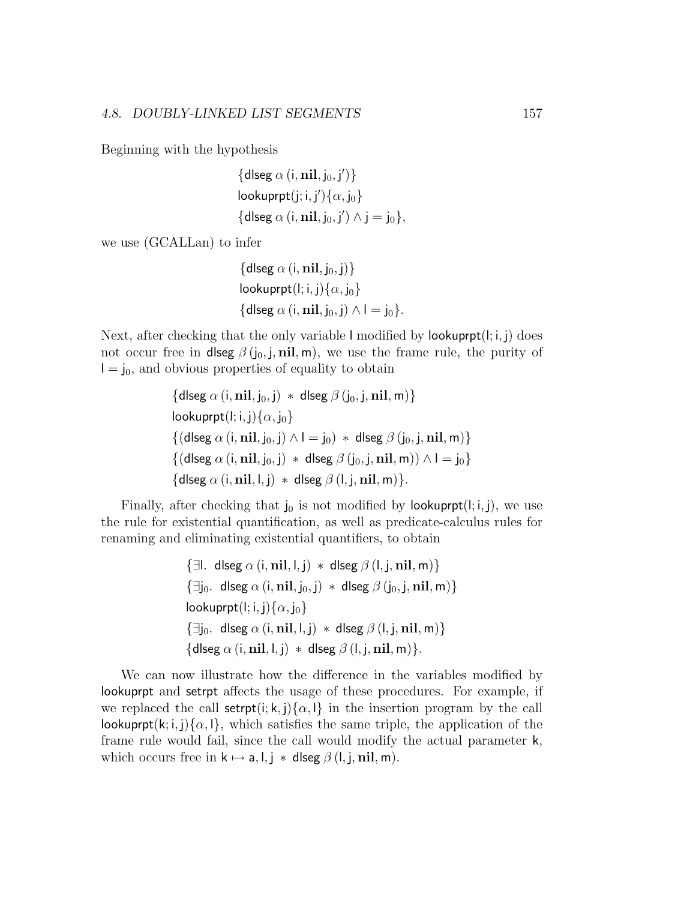Beginning with the hypothesis

$$
\begin{array}{l}
\{\mathsf{dlseg}\ \alpha\ (\mathsf{i}, \mathbf{nil}, \mathsf{j}_0, \mathsf{j}')\} \\
\mathsf{lookuprpt}(\mathsf{j}; \mathsf{i}, \mathsf{j}')\{\alpha, \mathsf{j}_0\} \\
\{\mathsf{dlseg}\ \alpha\ (\mathsf{i}, \mathbf{nil}, \mathsf{j}_0, \mathsf{j}') \wedge \mathsf{j} = \mathsf{j}_0\},
\end{array}
$$

we use (GCALLan) to infer

$$
\begin{array}{l}
\{\mathsf{dlseg}\ \alpha\ (\mathsf{i}, \mathbf{nil}, \mathsf{j}_0, \mathsf{j})\} \\
\mathsf{lookuprpt}(\mathsf{l}; \mathsf{i}, \mathsf{j})\{\alpha, \mathsf{j}_0\} \\
\{\mathsf{dlseg}\ \alpha\ (\mathsf{i}, \mathbf{nil}, \mathsf{j}_0, \mathsf{j}) \wedge \mathsf{l} = \mathsf{j}_0\}.
\end{array}
$$

Next, after checking that the only variable $\mathsf{l}$ modified by $\mathsf{lookuprpt}(\mathsf{l}; \mathsf{i}, \mathsf{j})$ does not occur free in $\mathsf{dlseg}\ \beta\ (\mathsf{j}_0, \mathsf{j}, \mathbf{nil}, \mathsf{m})$, we use the frame rule, the purity of $\mathsf{l} = \mathsf{j}_0$, and obvious properties of equality to obtain

$$
\begin{array}{l}
\{\mathsf{dlseg}\ \alpha\ (\mathsf{i}, \mathbf{nil}, \mathsf{j}_0, \mathsf{j})\ *\ \mathsf{dlseg}\ \beta\ (\mathsf{j}_0, \mathsf{j}, \mathbf{nil}, \mathsf{m})\} \\
\mathsf{lookuprpt}(\mathsf{l}; \mathsf{i}, \mathsf{j})\{\alpha, \mathsf{j}_0\} \\
\{(\mathsf{dlseg}\ \alpha\ (\mathsf{i}, \mathbf{nil}, \mathsf{j}_0, \mathsf{j}) \wedge \mathsf{l} = \mathsf{j}_0)\ *\ \mathsf{dlseg}\ \beta\ (\mathsf{j}_0, \mathsf{j}, \mathbf{nil}, \mathsf{m})\} \\
\{(\mathsf{dlseg}\ \alpha\ (\mathsf{i}, \mathbf{nil}, \mathsf{j}_0, \mathsf{j})\ *\ \mathsf{dlseg}\ \beta\ (\mathsf{j}_0, \mathsf{j}, \mathbf{nil}, \mathsf{m})) \wedge \mathsf{l} = \mathsf{j}_0\} \\
\{\mathsf{dlseg}\ \alpha\ (\mathsf{i}, \mathbf{nil}, \mathsf{l}, \mathsf{j})\ *\ \mathsf{dlseg}\ \beta\ (\mathsf{l}, \mathsf{j}, \mathbf{nil}, \mathsf{m})\}.
\end{array}
$$

Finally, after checking that $\mathsf{j}_0$ is not modified by $\mathsf{lookuprpt}(\mathsf{l}; \mathsf{i}, \mathsf{j})$, we use the rule for existential quantification, as well as predicate-calculus rules for renaming and eliminating existential quantifiers, to obtain

$$
\begin{array}{l}
\{\exists \mathsf{l}.\ \ \mathsf{dlseg}\ \alpha\ (\mathsf{i}, \mathbf{nil}, \mathsf{l}, \mathsf{j})\ *\ \mathsf{dlseg}\ \beta\ (\mathsf{l}, \mathsf{j}, \mathbf{nil}, \mathsf{m})\} \\
\{\exists \mathsf{j}_0.\ \ \mathsf{dlseg}\ \alpha\ (\mathsf{i}, \mathbf{nil}, \mathsf{j}_0, \mathsf{j})\ *\ \mathsf{dlseg}\ \beta\ (\mathsf{j}_0, \mathsf{j}, \mathbf{nil}, \mathsf{m})\} \\
\mathsf{lookuprpt}(\mathsf{l}; \mathsf{i}, \mathsf{j})\{\alpha, \mathsf{j}_0\} \\
\{\exists \mathsf{j}_0.\ \ \mathsf{dlseg}\ \alpha\ (\mathsf{i}, \mathbf{nil}, \mathsf{l}, \mathsf{j})\ *\ \mathsf{dlseg}\ \beta\ (\mathsf{l}, \mathsf{j}, \mathbf{nil}, \mathsf{m})\} \\
\{\mathsf{dlseg}\ \alpha\ (\mathsf{i}, \mathbf{nil}, \mathsf{l}, \mathsf{j})\ *\ \mathsf{dlseg}\ \beta\ (\mathsf{l}, \mathsf{j}, \mathbf{nil}, \mathsf{m})\}.
\end{array}
$$

We can now illustrate how the difference in the variables modified by lookuprpt and setrpt affects the usage of these procedures. For example, if we replaced the call $\mathsf{setrpt}(\mathsf{i}; \mathsf{k}, \mathsf{j})\{\alpha, \mathsf{l}\}$ in the insertion program by the call $\mathsf{lookuprpt}(\mathsf{k}; \mathsf{i}, \mathsf{j})\{\alpha, \mathsf{l}\}$, which satisfies the same triple, the application of the frame rule would fail, since the call would modify the actual parameter $\mathsf{k}$, which occurs free in $\mathsf{k} \mapsto \mathsf{a}, \mathsf{l}, \mathsf{j}\ *\ \mathsf{dlseg}\ \beta\ (\mathsf{l}, \mathsf{j}, \mathbf{nil}, \mathsf{m})$.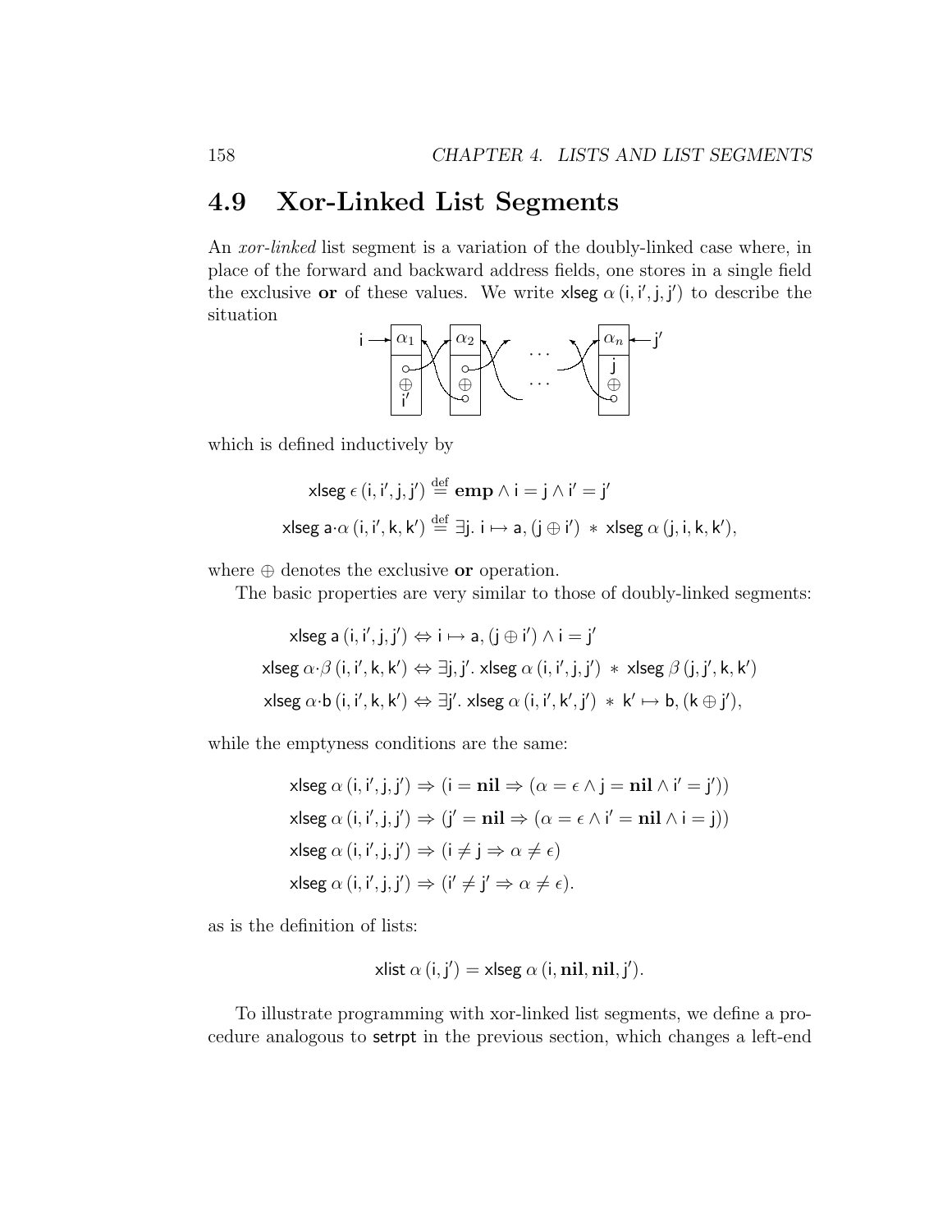## 4.9 Xor-Linked List Segments

An *xor-linked* list segment is a variation of the doubly-linked case where, in place of the forward and backward address fields, one stores in a single field the exclusive **or** of these values. We write $\mathsf{xlseg}\ \alpha\,(\mathsf{i}, \mathsf{i'}, \mathsf{j}, \mathsf{j'})$ to describe the situation

which is defined inductively by

$$\mathsf{xlseg}\ \epsilon\,(\mathsf{i}, \mathsf{i'}, \mathsf{j}, \mathsf{j'}) \stackrel{\text{def}}{=} \mathbf{emp} \wedge \mathsf{i} = \mathsf{j} \wedge \mathsf{i'} = \mathsf{j'}$$

$$\mathsf{xlseg}\ \mathsf{a}{\cdot}\alpha\,(\mathsf{i}, \mathsf{i'}, \mathsf{k}, \mathsf{k'}) \stackrel{\text{def}}{=} \exists \mathsf{j}.\ \mathsf{i} \mapsto \mathsf{a}, (\mathsf{j} \oplus \mathsf{i'})\ *\ \mathsf{xlseg}\ \alpha\,(\mathsf{j}, \mathsf{i}, \mathsf{k}, \mathsf{k'}),$$

where $\oplus$ denotes the exclusive **or** operation.

The basic properties are very similar to those of doubly-linked segments:

$$\mathsf{xlseg}\ \mathsf{a}\,(\mathsf{i}, \mathsf{i'}, \mathsf{j}, \mathsf{j'}) \Leftrightarrow \mathsf{i} \mapsto \mathsf{a}, (\mathsf{j} \oplus \mathsf{i'}) \wedge \mathsf{i} = \mathsf{j'}$$

$$\mathsf{xlseg}\ \alpha{\cdot}\beta\,(\mathsf{i}, \mathsf{i'}, \mathsf{k}, \mathsf{k'}) \Leftrightarrow \exists \mathsf{j}, \mathsf{j'}.\ \mathsf{xlseg}\ \alpha\,(\mathsf{i}, \mathsf{i'}, \mathsf{j}, \mathsf{j'})\ *\ \mathsf{xlseg}\ \beta\,(\mathsf{j}, \mathsf{j'}, \mathsf{k}, \mathsf{k'})$$

$$\mathsf{xlseg}\ \alpha{\cdot}\mathsf{b}\,(\mathsf{i}, \mathsf{i'}, \mathsf{k}, \mathsf{k'}) \Leftrightarrow \exists \mathsf{j'}.\ \mathsf{xlseg}\ \alpha\,(\mathsf{i}, \mathsf{i'}, \mathsf{k'}, \mathsf{j'})\ *\ \mathsf{k'} \mapsto \mathsf{b}, (\mathsf{k} \oplus \mathsf{j'}),$$

while the emptyness conditions are the same:

$$\mathsf{xlseg}\ \alpha\,(\mathsf{i}, \mathsf{i'}, \mathsf{j}, \mathsf{j'}) \Rightarrow (\mathsf{i} = \mathbf{nil} \Rightarrow (\alpha = \epsilon \wedge \mathsf{j} = \mathbf{nil} \wedge \mathsf{i'} = \mathsf{j'}))$$

$$\mathsf{xlseg}\ \alpha\,(\mathsf{i}, \mathsf{i'}, \mathsf{j}, \mathsf{j'}) \Rightarrow (\mathsf{j'} = \mathbf{nil} \Rightarrow (\alpha = \epsilon \wedge \mathsf{i'} = \mathbf{nil} \wedge \mathsf{i} = \mathsf{j}))$$

$$\mathsf{xlseg}\ \alpha\,(\mathsf{i}, \mathsf{i'}, \mathsf{j}, \mathsf{j'}) \Rightarrow (\mathsf{i} \neq \mathsf{j} \Rightarrow \alpha \neq \epsilon)$$

$$\mathsf{xlseg}\ \alpha\,(\mathsf{i}, \mathsf{i'}, \mathsf{j}, \mathsf{j'}) \Rightarrow (\mathsf{i'} \neq \mathsf{j'} \Rightarrow \alpha \neq \epsilon).$$

as is the definition of lists:

$$\mathsf{xlist}\ \alpha\,(\mathsf{i}, \mathsf{j'}) = \mathsf{xlseg}\ \alpha\,(\mathsf{i}, \mathbf{nil}, \mathbf{nil}, \mathsf{j'}).$$

To illustrate programming with xor-linked list segments, we define a procedure analogous to setrpt in the previous section, which changes a left-end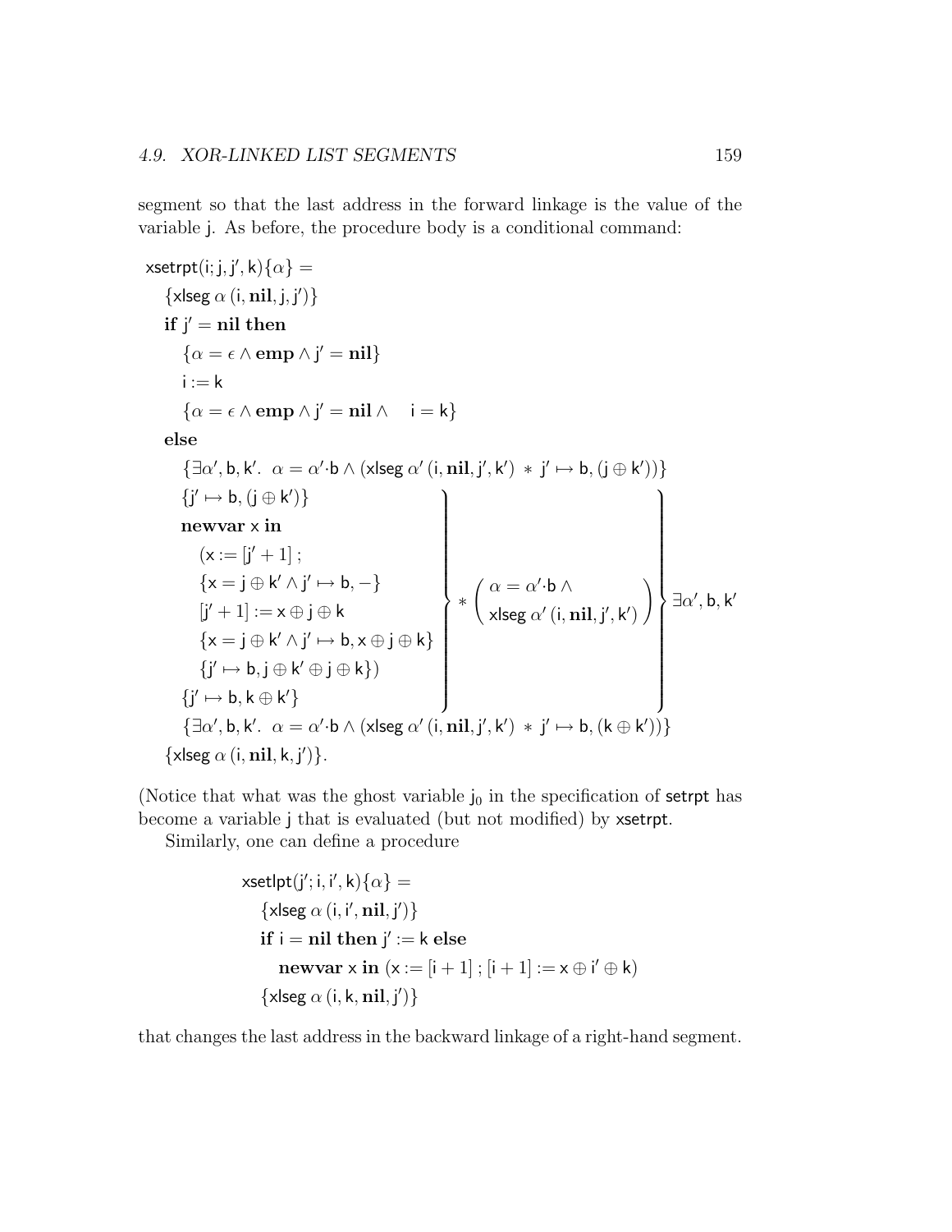segment so that the last address in the forward linkage is the value of the variable $\mathsf{j}$. As before, the procedure body is a conditional command:

$$
\begin{array}{l}
\mathsf{xsetrpt}(\mathsf{i};\mathsf{j},\mathsf{j}',\mathsf{k})\{\alpha\} = \\
\quad \{\mathsf{xlseg}\ \alpha\ (\mathsf{i},\mathbf{nil},\mathsf{j},\mathsf{j}')\} \\
\quad \mathbf{if}\ \mathsf{j}' = \mathbf{nil}\ \mathbf{then} \\
\qquad \{\alpha = \epsilon \wedge \mathbf{emp} \wedge \mathsf{j}' = \mathbf{nil}\} \\
\qquad \mathsf{i} := \mathsf{k} \\
\qquad \{\alpha = \epsilon \wedge \mathbf{emp} \wedge \mathsf{j}' = \mathbf{nil} \wedge \quad \mathsf{i} = \mathsf{k}\} \\
\quad \mathbf{else} \\
\qquad \{\exists \alpha', \mathsf{b}, \mathsf{k}'.\ \ \alpha = \alpha'{\cdot}\mathsf{b} \wedge (\mathsf{xlseg}\ \alpha'\ (\mathsf{i},\mathbf{nil},\mathsf{j}',\mathsf{k}')\ *\ \mathsf{j}' \mapsto \mathsf{b}, (\mathsf{j} \oplus \mathsf{k}'))\} \\
\qquad \left.\begin{array}{l}
\left.\begin{array}{l}
\{\mathsf{j}' \mapsto \mathsf{b}, (\mathsf{j} \oplus \mathsf{k}')\} \\
\mathbf{newvar}\ \mathsf{x}\ \mathbf{in} \\
\quad (\mathsf{x} := [\mathsf{j}' + 1]\ ; \\
\quad \{\mathsf{x} = \mathsf{j} \oplus \mathsf{k}' \wedge \mathsf{j}' \mapsto \mathsf{b}, -\} \\
\quad [\mathsf{j}' + 1] := \mathsf{x} \oplus \mathsf{j} \oplus \mathsf{k} \\
\quad \{\mathsf{x} = \mathsf{j} \oplus \mathsf{k}' \wedge \mathsf{j}' \mapsto \mathsf{b}, \mathsf{x} \oplus \mathsf{j} \oplus \mathsf{k}\} \\
\quad \{\mathsf{j}' \mapsto \mathsf{b}, \mathsf{j} \oplus \mathsf{k}' \oplus \mathsf{j} \oplus \mathsf{k}\}) \\
\{\mathsf{j}' \mapsto \mathsf{b}, \mathsf{k} \oplus \mathsf{k}'\}
\end{array}\right\} * \left(\begin{array}{l}
\alpha = \alpha'{\cdot}\mathsf{b} \wedge \\
\mathsf{xlseg}\ \alpha'\ (\mathsf{i},\mathbf{nil},\mathsf{j}',\mathsf{k}')
\end{array}\right)
\end{array}\right\} \exists \alpha', \mathsf{b}, \mathsf{k}' \\
\qquad \{\exists \alpha', \mathsf{b}, \mathsf{k}'.\ \ \alpha = \alpha'{\cdot}\mathsf{b} \wedge (\mathsf{xlseg}\ \alpha'\ (\mathsf{i},\mathbf{nil},\mathsf{j}',\mathsf{k}')\ *\ \mathsf{j}' \mapsto \mathsf{b}, (\mathsf{k} \oplus \mathsf{k}'))\} \\
\quad \{\mathsf{xlseg}\ \alpha\ (\mathsf{i},\mathbf{nil},\mathsf{k},\mathsf{j}')\}.
\end{array}
$$

(Notice that what was the ghost variable $\mathsf{j}_0$ in the specification of setrpt has become a variable $\mathsf{j}$ that is evaluated (but not modified) by xsetrpt.

Similarly, one can define a procedure

$$
\begin{array}{l}
\mathsf{xsetlpt}(\mathsf{j}';\mathsf{i},\mathsf{i}',\mathsf{k})\{\alpha\} = \\
\quad \{\mathsf{xlseg}\ \alpha\ (\mathsf{i},\mathsf{i}',\mathbf{nil},\mathsf{j}')\} \\
\quad \mathbf{if}\ \mathsf{i} = \mathbf{nil}\ \mathbf{then}\ \mathsf{j}' := \mathsf{k}\ \mathbf{else} \\
\qquad \mathbf{newvar}\ \mathsf{x}\ \mathbf{in}\ (\mathsf{x} := [\mathsf{i} + 1]\ ; [\mathsf{i} + 1] := \mathsf{x} \oplus \mathsf{i}' \oplus \mathsf{k}) \\
\quad \{\mathsf{xlseg}\ \alpha\ (\mathsf{i},\mathsf{k},\mathbf{nil},\mathsf{j}')\}
\end{array}
$$

that changes the last address in the backward linkage of a right-hand segment.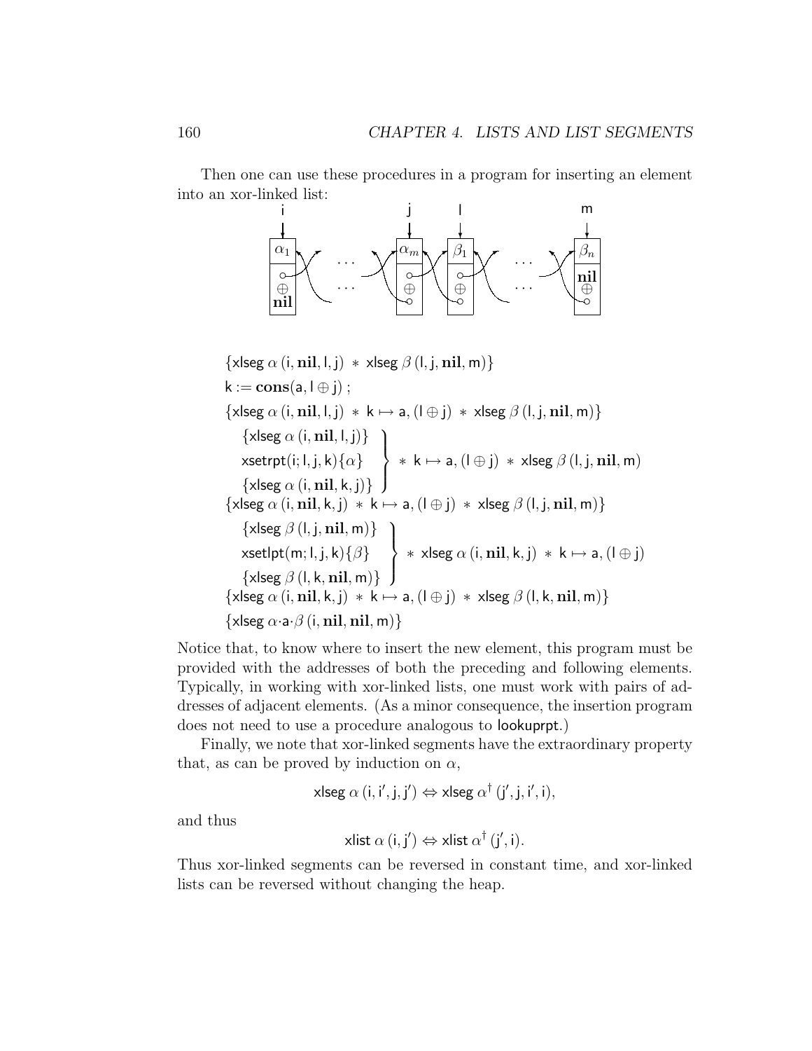Then one can use these procedures in a program for inserting an element into an xor-linked list:

$$\{\mathsf{xlseg}\ \alpha\ (\mathsf{i}, \mathbf{nil}, \mathsf{l}, \mathsf{j})\ *\ \mathsf{xlseg}\ \beta\ (\mathsf{l}, \mathsf{j}, \mathbf{nil}, \mathsf{m})\}$$

$$\mathsf{k} := \mathbf{cons}(\mathsf{a}, \mathsf{l} \oplus \mathsf{j})\ ;$$

$$\{\mathsf{xlseg}\ \alpha\ (\mathsf{i}, \mathbf{nil}, \mathsf{l}, \mathsf{j})\ *\ \mathsf{k} \mapsto \mathsf{a}, (\mathsf{l} \oplus \mathsf{j})\ *\ \mathsf{xlseg}\ \beta\ (\mathsf{l}, \mathsf{j}, \mathbf{nil}, \mathsf{m})\}$$

$$\left.\begin{array}{l}\{\mathsf{xlseg}\ \alpha\ (\mathsf{i}, \mathbf{nil}, \mathsf{l}, \mathsf{j})\} \\ \mathsf{xsetrpt}(\mathsf{i}; \mathsf{l}, \mathsf{j}, \mathsf{k})\{\alpha\} \\ \{\mathsf{xlseg}\ \alpha\ (\mathsf{i}, \mathbf{nil}, \mathsf{k}, \mathsf{j})\}\end{array}\right\}\ *\ \mathsf{k} \mapsto \mathsf{a}, (\mathsf{l} \oplus \mathsf{j})\ *\ \mathsf{xlseg}\ \beta\ (\mathsf{l}, \mathsf{j}, \mathbf{nil}, \mathsf{m})$$

$$\{\mathsf{xlseg}\ \alpha\ (\mathsf{i}, \mathbf{nil}, \mathsf{k}, \mathsf{j})\ *\ \mathsf{k} \mapsto \mathsf{a}, (\mathsf{l} \oplus \mathsf{j})\ *\ \mathsf{xlseg}\ \beta\ (\mathsf{l}, \mathsf{j}, \mathbf{nil}, \mathsf{m})\}$$

$$\left.\begin{array}{l}\{\mathsf{xlseg}\ \beta\ (\mathsf{l}, \mathsf{j}, \mathbf{nil}, \mathsf{m})\} \\ \mathsf{xsetlpt}(\mathsf{m}; \mathsf{l}, \mathsf{j}, \mathsf{k})\{\beta\} \\ \{\mathsf{xlseg}\ \beta\ (\mathsf{l}, \mathsf{k}, \mathbf{nil}, \mathsf{m})\}\end{array}\right\}\ *\ \mathsf{xlseg}\ \alpha\ (\mathsf{i}, \mathbf{nil}, \mathsf{k}, \mathsf{j})\ *\ \mathsf{k} \mapsto \mathsf{a}, (\mathsf{l} \oplus \mathsf{j})$$

$$\{\mathsf{xlseg}\ \alpha\ (\mathsf{i}, \mathbf{nil}, \mathsf{k}, \mathsf{j})\ *\ \mathsf{k} \mapsto \mathsf{a}, (\mathsf{l} \oplus \mathsf{j})\ *\ \mathsf{xlseg}\ \beta\ (\mathsf{l}, \mathsf{k}, \mathbf{nil}, \mathsf{m})\}$$

$$\{\mathsf{xlseg}\ \alpha{\cdot}\mathsf{a}{\cdot}\beta\ (\mathsf{i}, \mathbf{nil}, \mathbf{nil}, \mathsf{m})\}$$

Notice that, to know where to insert the new element, this program must be provided with the addresses of both the preceding and following elements. Typically, in working with xor-linked lists, one must work with pairs of addresses of adjacent elements. (As a minor consequence, the insertion program does not need to use a procedure analogous to lookuprpt.)

Finally, we note that xor-linked segments have the extraordinary property that, as can be proved by induction on $\alpha$,

$$\mathsf{xlseg}\ \alpha\ (\mathsf{i}, \mathsf{i}', \mathsf{j}, \mathsf{j}') \Leftrightarrow \mathsf{xlseg}\ \alpha^{\dagger}\ (\mathsf{j}', \mathsf{j}, \mathsf{i}', \mathsf{i}),$$

and thus

$$\mathsf{xlist}\ \alpha\ (\mathsf{i}, \mathsf{j}') \Leftrightarrow \mathsf{xlist}\ \alpha^{\dagger}\ (\mathsf{j}', \mathsf{i}).$$

Thus xor-linked segments can be reversed in constant time, and xor-linked lists can be reversed without changing the heap.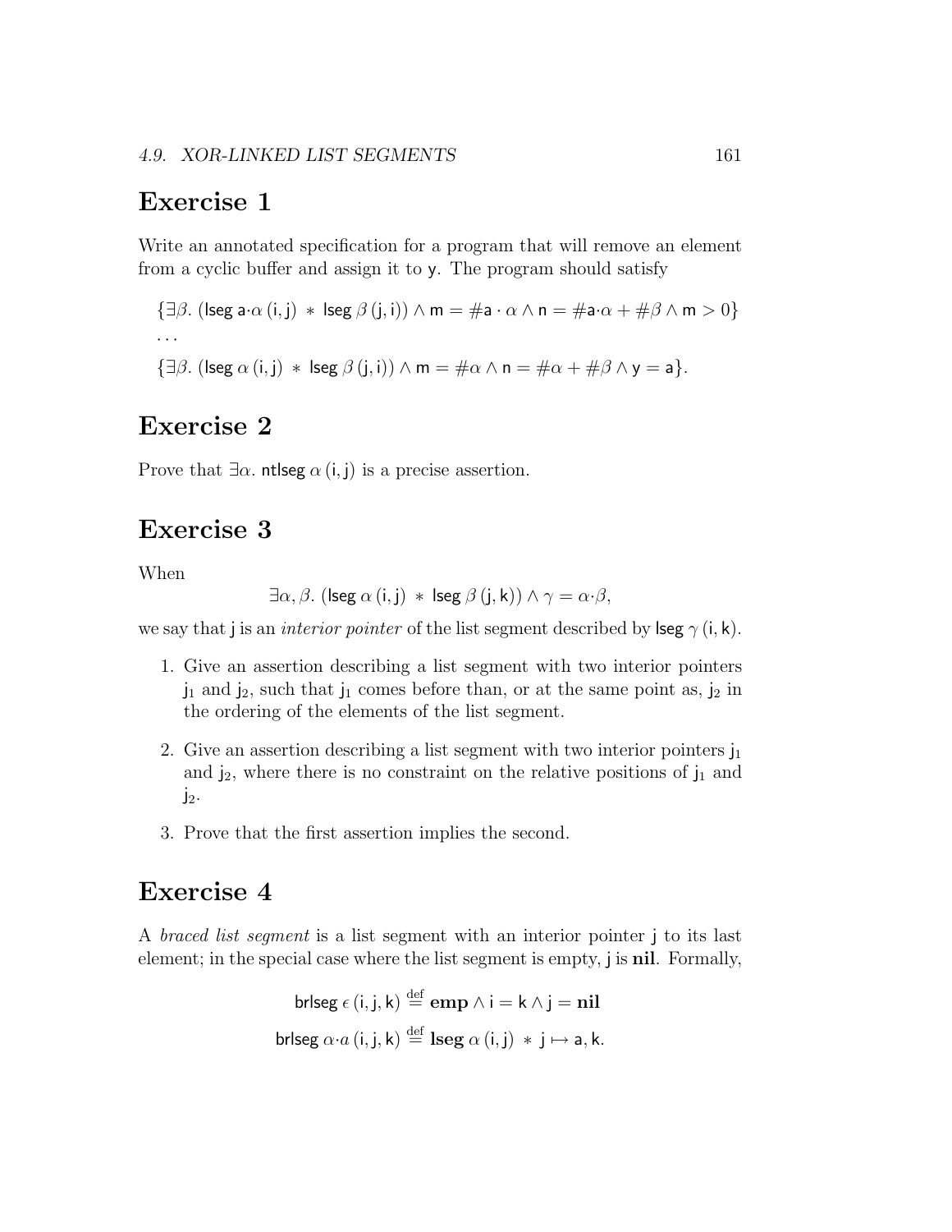## Exercise 1

Write an annotated specification for a program that will remove an element from a cyclic buffer and assign it to y. The program should satisfy

$$\{\exists\beta.\ (\mathsf{lseg}\ \mathsf{a}\cdot\alpha\ (\mathsf{i},\mathsf{j})\ *\ \mathsf{lseg}\ \beta\ (\mathsf{j},\mathsf{i})) \wedge \mathsf{m} = \#\mathsf{a}\cdot\alpha \wedge \mathsf{n} = \#\mathsf{a}\cdot\alpha + \#\beta \wedge \mathsf{m} > 0\}$$

$\cdots$

$$\{\exists\beta.\ (\mathsf{lseg}\ \alpha\ (\mathsf{i},\mathsf{j})\ *\ \mathsf{lseg}\ \beta\ (\mathsf{j},\mathsf{i})) \wedge \mathsf{m} = \#\alpha \wedge \mathsf{n} = \#\alpha + \#\beta \wedge \mathsf{y} = \mathsf{a}\}.$$

## Exercise 2

Prove that $\exists\alpha.\ \mathsf{ntlseg}\ \alpha\ (\mathsf{i},\mathsf{j})$ is a precise assertion.

## Exercise 3

When

$$\exists\alpha,\beta.\ (\mathsf{lseg}\ \alpha\ (\mathsf{i},\mathsf{j})\ *\ \mathsf{lseg}\ \beta\ (\mathsf{j},\mathsf{k})) \wedge \gamma = \alpha\cdot\beta,$$

we say that j is an *interior pointer* of the list segment described by $\mathsf{lseg}\ \gamma\ (\mathsf{i},\mathsf{k})$.

1. Give an assertion describing a list segment with two interior pointers $\mathsf{j}_1$ and $\mathsf{j}_2$, such that $\mathsf{j}_1$ comes before than, or at the same point as, $\mathsf{j}_2$ in the ordering of the elements of the list segment.
2. Give an assertion describing a list segment with two interior pointers $\mathsf{j}_1$ and $\mathsf{j}_2$, where there is no constraint on the relative positions of $\mathsf{j}_1$ and $\mathsf{j}_2$.
3. Prove that the first assertion implies the second.

## Exercise 4

A *braced list segment* is a list segment with an interior pointer j to its last element; in the special case where the list segment is empty, j is **nil**. Formally,

$$\mathsf{brlseg}\ \epsilon\ (\mathsf{i},\mathsf{j},\mathsf{k}) \stackrel{\text{def}}{=} \mathbf{emp} \wedge \mathsf{i} = \mathsf{k} \wedge \mathsf{j} = \mathbf{nil}$$

$$\mathsf{brlseg}\ \alpha\cdot a\ (\mathsf{i},\mathsf{j},\mathsf{k}) \stackrel{\text{def}}{=} \mathbf{lseg}\ \alpha\ (\mathsf{i},\mathsf{j})\ *\ \mathsf{j} \mapsto \mathsf{a},\mathsf{k}.$$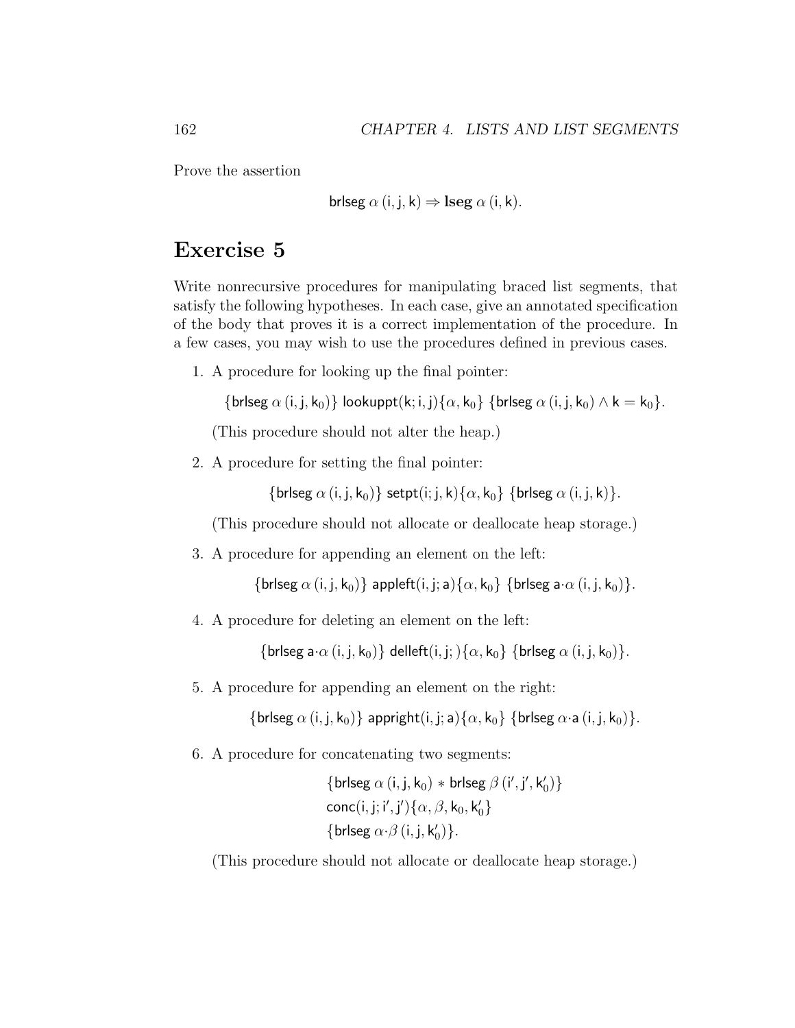Prove the assertion

$$\mathsf{brlseg}\ \alpha\,(\mathsf{i},\mathsf{j},\mathsf{k}) \Rightarrow \mathbf{lseg}\ \alpha\,(\mathsf{i},\mathsf{k}).$$

# Exercise 5

Write nonrecursive procedures for manipulating braced list segments, that satisfy the following hypotheses. In each case, give an annotated specification of the body that proves it is a correct implementation of the procedure. In a few cases, you may wish to use the procedures defined in previous cases.

1. A procedure for looking up the final pointer:

   $$\{\mathsf{brlseg}\ \alpha\,(\mathsf{i},\mathsf{j},\mathsf{k}_0)\}\ \mathsf{lookuppt}(\mathsf{k};\mathsf{i},\mathsf{j})\{\alpha,\mathsf{k}_0\}\ \{\mathsf{brlseg}\ \alpha\,(\mathsf{i},\mathsf{j},\mathsf{k}_0) \wedge \mathsf{k} = \mathsf{k}_0\}.$$

   (This procedure should not alter the heap.)

2. A procedure for setting the final pointer:

   $$\{\mathsf{brlseg}\ \alpha\,(\mathsf{i},\mathsf{j},\mathsf{k}_0)\}\ \mathsf{setpt}(\mathsf{i};\mathsf{j},\mathsf{k})\{\alpha,\mathsf{k}_0\}\ \{\mathsf{brlseg}\ \alpha\,(\mathsf{i},\mathsf{j},\mathsf{k})\}.$$

   (This procedure should not allocate or deallocate heap storage.)

3. A procedure for appending an element on the left:

   $$\{\mathsf{brlseg}\ \alpha\,(\mathsf{i},\mathsf{j},\mathsf{k}_0)\}\ \mathsf{appleft}(\mathsf{i},\mathsf{j};\mathsf{a})\{\alpha,\mathsf{k}_0\}\ \{\mathsf{brlseg}\ \mathsf{a}{\cdot}\alpha\,(\mathsf{i},\mathsf{j},\mathsf{k}_0)\}.$$

4. A procedure for deleting an element on the left:

   $$\{\mathsf{brlseg}\ \mathsf{a}{\cdot}\alpha\,(\mathsf{i},\mathsf{j},\mathsf{k}_0)\}\ \mathsf{delleft}(\mathsf{i},\mathsf{j};)\{\alpha,\mathsf{k}_0\}\ \{\mathsf{brlseg}\ \alpha\,(\mathsf{i},\mathsf{j},\mathsf{k}_0)\}.$$

5. A procedure for appending an element on the right:

   $$\{\mathsf{brlseg}\ \alpha\,(\mathsf{i},\mathsf{j},\mathsf{k}_0)\}\ \mathsf{appright}(\mathsf{i},\mathsf{j};\mathsf{a})\{\alpha,\mathsf{k}_0\}\ \{\mathsf{brlseg}\ \alpha{\cdot}\mathsf{a}\,(\mathsf{i},\mathsf{j},\mathsf{k}_0)\}.$$

6. A procedure for concatenating two segments:

   $$\begin{array}{l}\{\mathsf{brlseg}\ \alpha\,(\mathsf{i},\mathsf{j},\mathsf{k}_0) * \mathsf{brlseg}\ \beta\,(\mathsf{i}',\mathsf{j}',\mathsf{k}'_0)\}\\ \mathsf{conc}(\mathsf{i},\mathsf{j};\mathsf{i}',\mathsf{j}')\{\alpha,\beta,\mathsf{k}_0,\mathsf{k}'_0\}\\ \{\mathsf{brlseg}\ \alpha{\cdot}\beta\,(\mathsf{i},\mathsf{j},\mathsf{k}'_0)\}.\end{array}$$

   (This procedure should not allocate or deallocate heap storage.)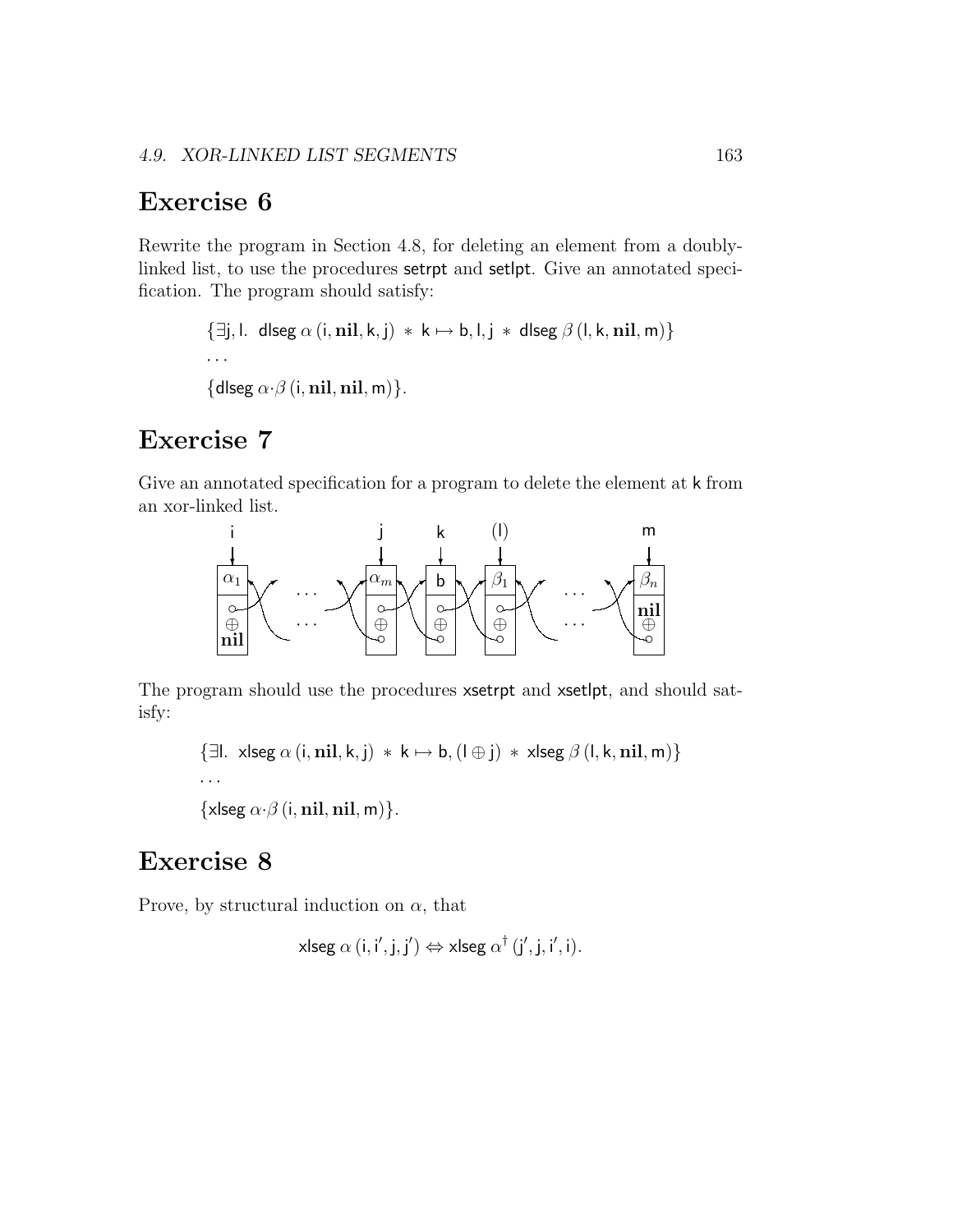## Exercise 6

Rewrite the program in Section 4.8, for deleting an element from a doubly-linked list, to use the procedures setrpt and setlpt. Give an annotated specification. The program should satisfy:

$$\{\exists \mathsf{j}, \mathsf{l}.\ \ \mathsf{dlseg}\ \alpha\,(\mathsf{i}, \mathbf{nil}, \mathsf{k}, \mathsf{j})\ *\ \mathsf{k} \mapsto \mathsf{b}, \mathsf{l}, \mathsf{j}\ *\ \mathsf{dlseg}\ \beta\,(\mathsf{l}, \mathsf{k}, \mathbf{nil}, \mathsf{m})\}$$

$\cdots$

$$\{\mathsf{dlseg}\ \alpha{\cdot}\beta\,(\mathsf{i}, \mathbf{nil}, \mathbf{nil}, \mathsf{m})\}.$$

## Exercise 7

Give an annotated specification for a program to delete the element at k from an xor-linked list.

i j k (l) m

$\alpha_1$ ... $\alpha_m$ b $\beta_1$ ... $\beta_n$

$\oplus$ nil ... $\oplus$ $\oplus$ $\oplus$ ... nil $\oplus$

The program should use the procedures xsetrpt and xsetlpt, and should satisfy:

$$\{\exists \mathsf{l}.\ \ \mathsf{xlseg}\ \alpha\,(\mathsf{i}, \mathbf{nil}, \mathsf{k}, \mathsf{j})\ *\ \mathsf{k} \mapsto \mathsf{b}, (\mathsf{l} \oplus \mathsf{j})\ *\ \mathsf{xlseg}\ \beta\,(\mathsf{l}, \mathsf{k}, \mathbf{nil}, \mathsf{m})\}$$

$\cdots$

$$\{\mathsf{xlseg}\ \alpha{\cdot}\beta\,(\mathsf{i}, \mathbf{nil}, \mathbf{nil}, \mathsf{m})\}.$$

## Exercise 8

Prove, by structural induction on $\alpha$, that

$$\mathsf{xlseg}\ \alpha\,(\mathsf{i}, \mathsf{i}', \mathsf{j}, \mathsf{j}') \Leftrightarrow \mathsf{xlseg}\ \alpha^{\dagger}\,(\mathsf{j}', \mathsf{j}, \mathsf{i}', \mathsf{i}).$$